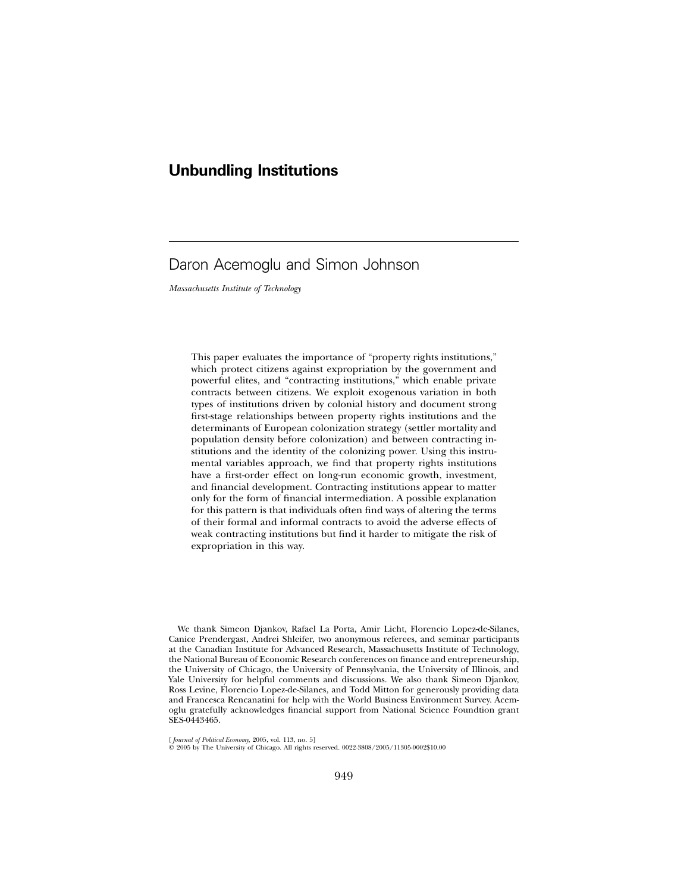# Unbundling Institutions

Daron Acemoglu and Simon Johnson

*Massachusetts Institute of Technology*

This paper evaluates the importance of "property rights institutions," which protect citizens against expropriation by the government and powerful elites, and "contracting institutions," which enable private contracts between citizens. We exploit exogenous variation in both types of institutions driven by colonial history and document strong first-stage relationships between property rights institutions and the determinants of European colonization strategy (settler mortality and population density before colonization) and between contracting institutions and the identity of the colonizing power. Using this instrumental variables approach, we find that property rights institutions have a first-order effect on long-run economic growth, investment, and financial development. Contracting institutions appear to matter only for the form of financial intermediation. A possible explanation for this pattern is that individuals often find ways of altering the terms of their formal and informal contracts to avoid the adverse effects of weak contracting institutions but find it harder to mitigate the risk of expropriation in this way.

We thank Simeon Djankov, Rafael La Porta, Amir Licht, Florencio Lopez-de-Silanes, Canice Prendergast, Andrei Shleifer, two anonymous referees, and seminar participants at the Canadian Institute for Advanced Research, Massachusetts Institute of Technology, the National Bureau of Economic Research conferences on finance and entrepreneurship, the University of Chicago, the University of Pennsylvania, the University of Illinois, and Yale University for helpful comments and discussions. We also thank Simeon Djankov, Ross Levine, Florencio Lopez-de-Silanes, and Todd Mitton for generously providing data and Francesca Rencanatini for help with the World Business Environment Survey. Acemoglu gratefully acknowledges financial support from National Science Foundtion grant SES-0443465.

[*Journal of Political Economy,* 2005, vol. 113, no. 5]
© 2005 by The University of Chicago. All rights reserved. 0022-3808/2005/11305-0002$10.00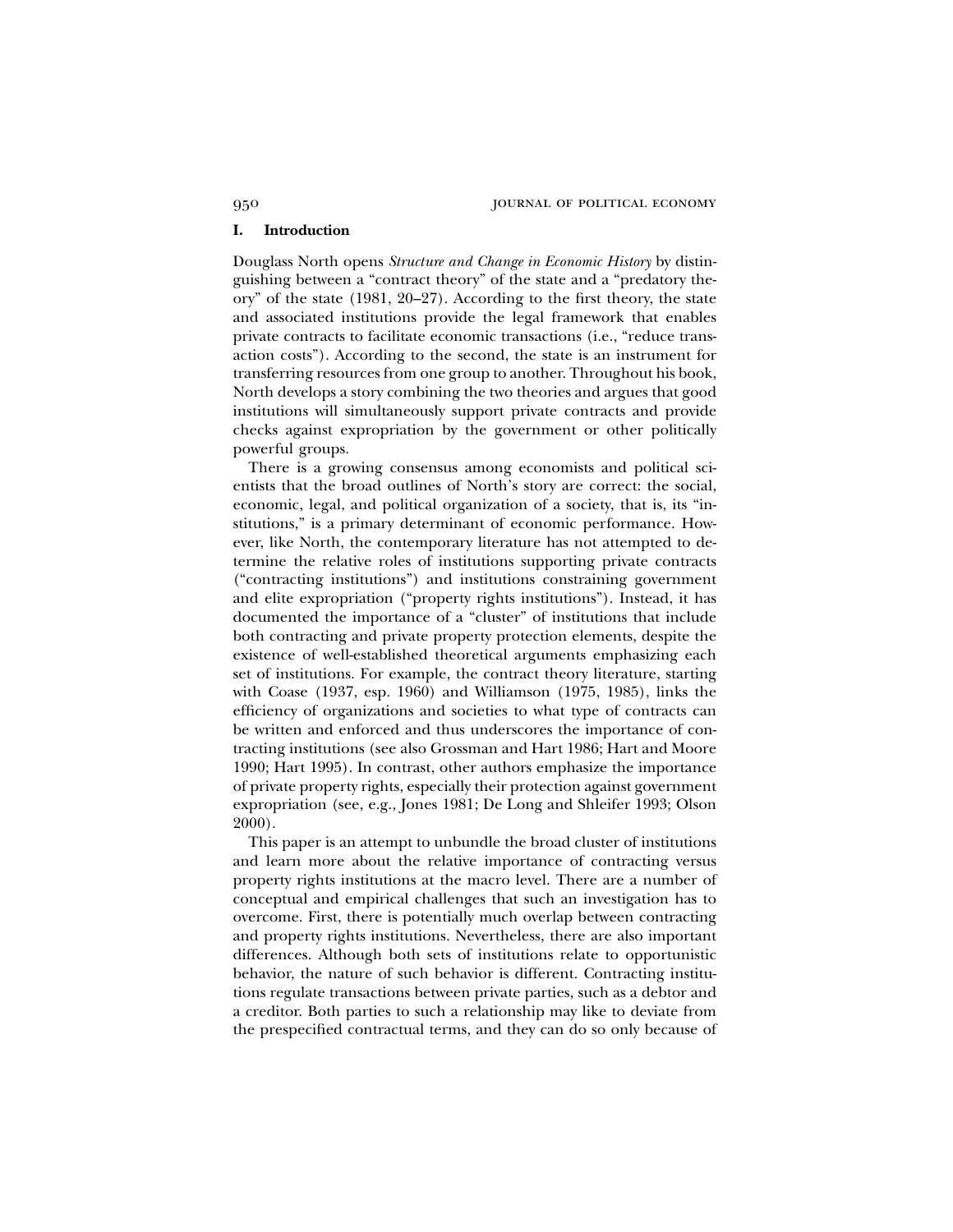## I. Introduction

Douglass North opens *Structure and Change in Economic History* by distinguishing between a "contract theory" of the state and a "predatory theory" of the state (1981, 20–27). According to the first theory, the state and associated institutions provide the legal framework that enables private contracts to facilitate economic transactions (i.e., "reduce transaction costs"). According to the second, the state is an instrument for transferring resources from one group to another. Throughout his book, North develops a story combining the two theories and argues that good institutions will simultaneously support private contracts and provide checks against expropriation by the government or other politically powerful groups.

There is a growing consensus among economists and political scientists that the broad outlines of North's story are correct: the social, economic, legal, and political organization of a society, that is, its "institutions," is a primary determinant of economic performance. However, like North, the contemporary literature has not attempted to determine the relative roles of institutions supporting private contracts ("contracting institutions") and institutions constraining government and elite expropriation ("property rights institutions"). Instead, it has documented the importance of a "cluster" of institutions that include both contracting and private property protection elements, despite the existence of well-established theoretical arguments emphasizing each set of institutions. For example, the contract theory literature, starting with Coase (1937, esp. 1960) and Williamson (1975, 1985), links the efficiency of organizations and societies to what type of contracts can be written and enforced and thus underscores the importance of contracting institutions (see also Grossman and Hart 1986; Hart and Moore 1990; Hart 1995). In contrast, other authors emphasize the importance of private property rights, especially their protection against government expropriation (see, e.g., Jones 1981; De Long and Shleifer 1993; Olson 2000).

This paper is an attempt to unbundle the broad cluster of institutions and learn more about the relative importance of contracting versus property rights institutions at the macro level. There are a number of conceptual and empirical challenges that such an investigation has to overcome. First, there is potentially much overlap between contracting and property rights institutions. Nevertheless, there are also important differences. Although both sets of institutions relate to opportunistic behavior, the nature of such behavior is different. Contracting institutions regulate transactions between private parties, such as a debtor and a creditor. Both parties to such a relationship may like to deviate from the prespecified contractual terms, and they can do so only because of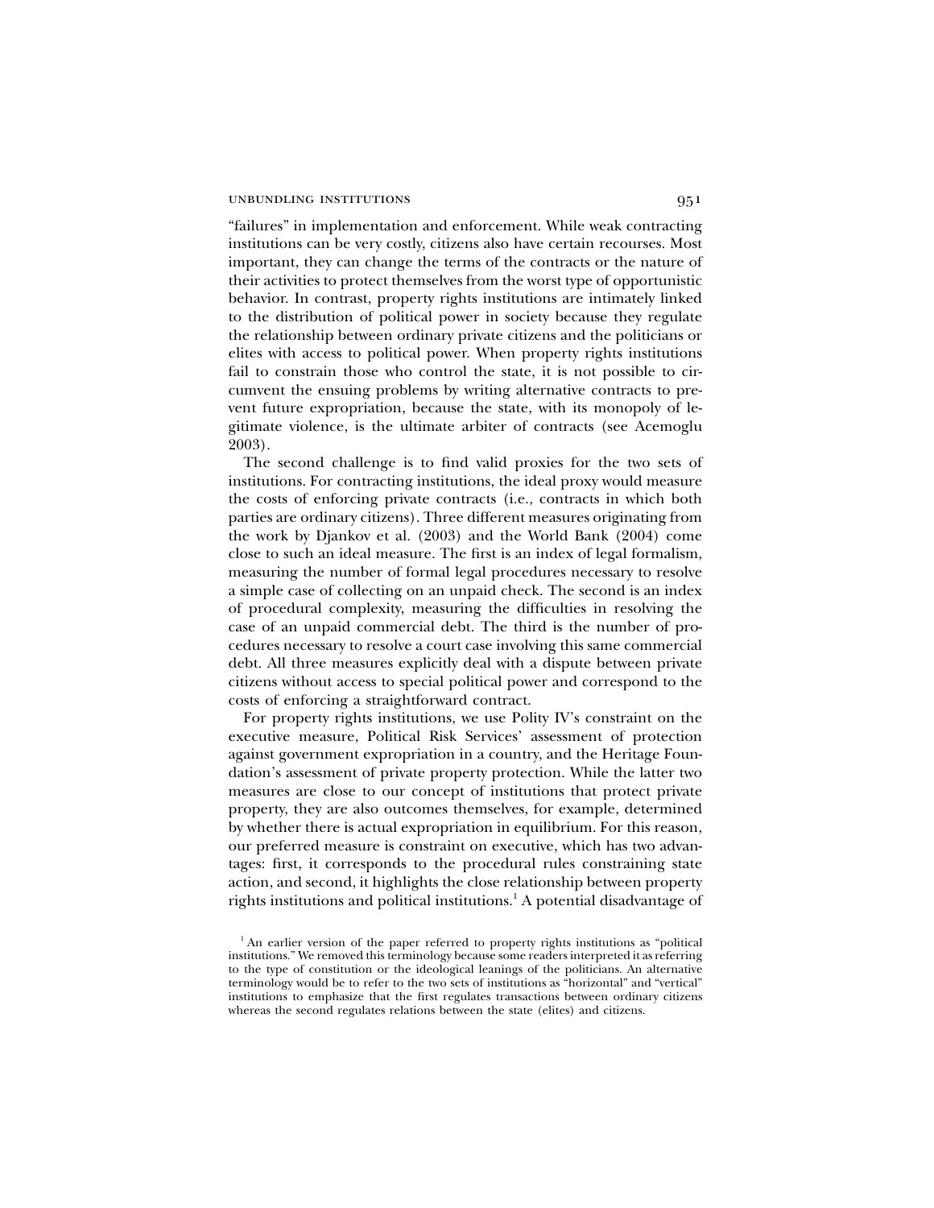"failures" in implementation and enforcement. While weak contracting institutions can be very costly, citizens also have certain recourses. Most important, they can change the terms of the contracts or the nature of their activities to protect themselves from the worst type of opportunistic behavior. In contrast, property rights institutions are intimately linked to the distribution of political power in society because they regulate the relationship between ordinary private citizens and the politicians or elites with access to political power. When property rights institutions fail to constrain those who control the state, it is not possible to circumvent the ensuing problems by writing alternative contracts to prevent future expropriation, because the state, with its monopoly of legitimate violence, is the ultimate arbiter of contracts (see Acemoglu 2003).

The second challenge is to find valid proxies for the two sets of institutions. For contracting institutions, the ideal proxy would measure the costs of enforcing private contracts (i.e., contracts in which both parties are ordinary citizens). Three different measures originating from the work by Djankov et al. (2003) and the World Bank (2004) come close to such an ideal measure. The first is an index of legal formalism, measuring the number of formal legal procedures necessary to resolve a simple case of collecting on an unpaid check. The second is an index of procedural complexity, measuring the difficulties in resolving the case of an unpaid commercial debt. The third is the number of procedures necessary to resolve a court case involving this same commercial debt. All three measures explicitly deal with a dispute between private citizens without access to special political power and correspond to the costs of enforcing a straightforward contract.

For property rights institutions, we use Polity IV's constraint on the executive measure, Political Risk Services' assessment of protection against government expropriation in a country, and the Heritage Foundation's assessment of private property protection. While the latter two measures are close to our concept of institutions that protect private property, they are also outcomes themselves, for example, determined by whether there is actual expropriation in equilibrium. For this reason, our preferred measure is constraint on executive, which has two advantages: first, it corresponds to the procedural rules constraining state action, and second, it highlights the close relationship between property rights institutions and political institutions.[1] A potential disadvantage of

[1] An earlier version of the paper referred to property rights institutions as "political institutions." We removed this terminology because some readers interpreted it as referring to the type of constitution or the ideological leanings of the politicians. An alternative terminology would be to refer to the two sets of institutions as "horizontal" and "vertical" institutions to emphasize that the first regulates transactions between ordinary citizens whereas the second regulates relations between the state (elites) and citizens.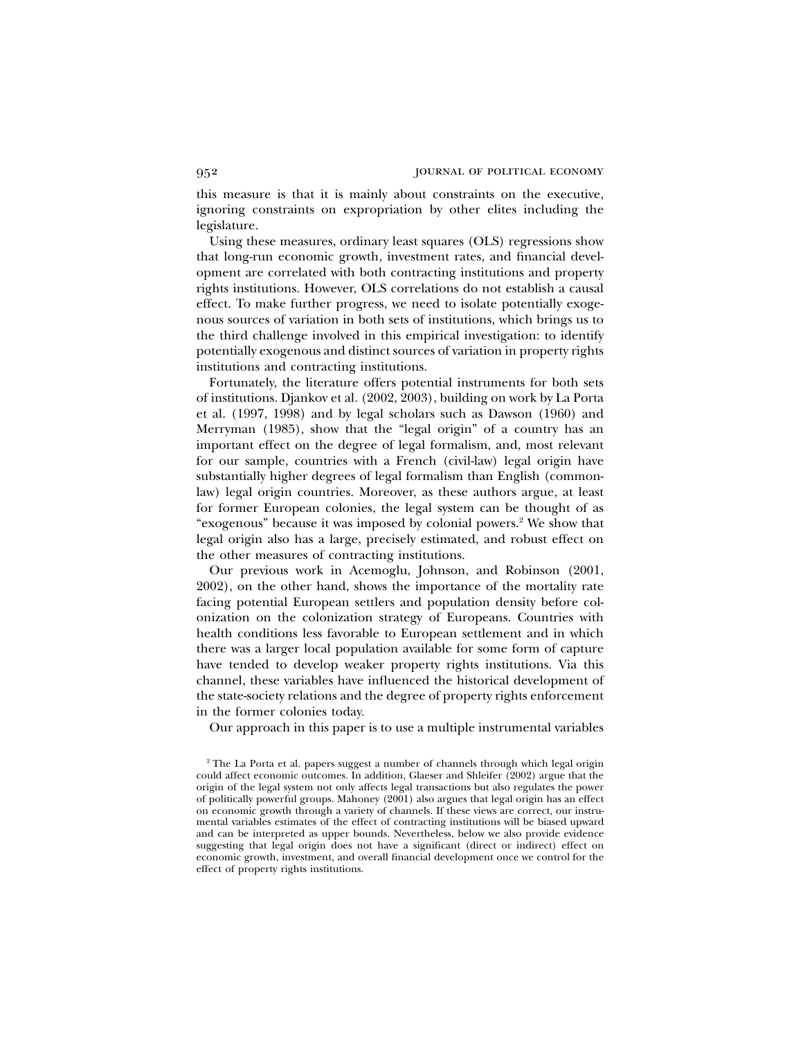this measure is that it is mainly about constraints on the executive, ignoring constraints on expropriation by other elites including the legislature.

Using these measures, ordinary least squares (OLS) regressions show that long-run economic growth, investment rates, and financial development are correlated with both contracting institutions and property rights institutions. However, OLS correlations do not establish a causal effect. To make further progress, we need to isolate potentially exogenous sources of variation in both sets of institutions, which brings us to the third challenge involved in this empirical investigation: to identify potentially exogenous and distinct sources of variation in property rights institutions and contracting institutions.

Fortunately, the literature offers potential instruments for both sets of institutions. Djankov et al. (2002, 2003), building on work by La Porta et al. (1997, 1998) and by legal scholars such as Dawson (1960) and Merryman (1985), show that the "legal origin" of a country has an important effect on the degree of legal formalism, and, most relevant for our sample, countries with a French (civil-law) legal origin have substantially higher degrees of legal formalism than English (common-law) legal origin countries. Moreover, as these authors argue, at least for former European colonies, the legal system can be thought of as "exogenous" because it was imposed by colonial powers.[2] We show that legal origin also has a large, precisely estimated, and robust effect on the other measures of contracting institutions.

Our previous work in Acemoglu, Johnson, and Robinson (2001, 2002), on the other hand, shows the importance of the mortality rate facing potential European settlers and population density before colonization on the colonization strategy of Europeans. Countries with health conditions less favorable to European settlement and in which there was a larger local population available for some form of capture have tended to develop weaker property rights institutions. Via this channel, these variables have influenced the historical development of the state-society relations and the degree of property rights enforcement in the former colonies today.

Our approach in this paper is to use a multiple instrumental variables

[2] The La Porta et al. papers suggest a number of channels through which legal origin could affect economic outcomes. In addition, Glaeser and Shleifer (2002) argue that the origin of the legal system not only affects legal transactions but also regulates the power of politically powerful groups. Mahoney (2001) also argues that legal origin has an effect on economic growth through a variety of channels. If these views are correct, our instrumental variables estimates of the effect of contracting institutions will be biased upward and can be interpreted as upper bounds. Nevertheless, below we also provide evidence suggesting that legal origin does not have a significant (direct or indirect) effect on economic growth, investment, and overall financial development once we control for the effect of property rights institutions.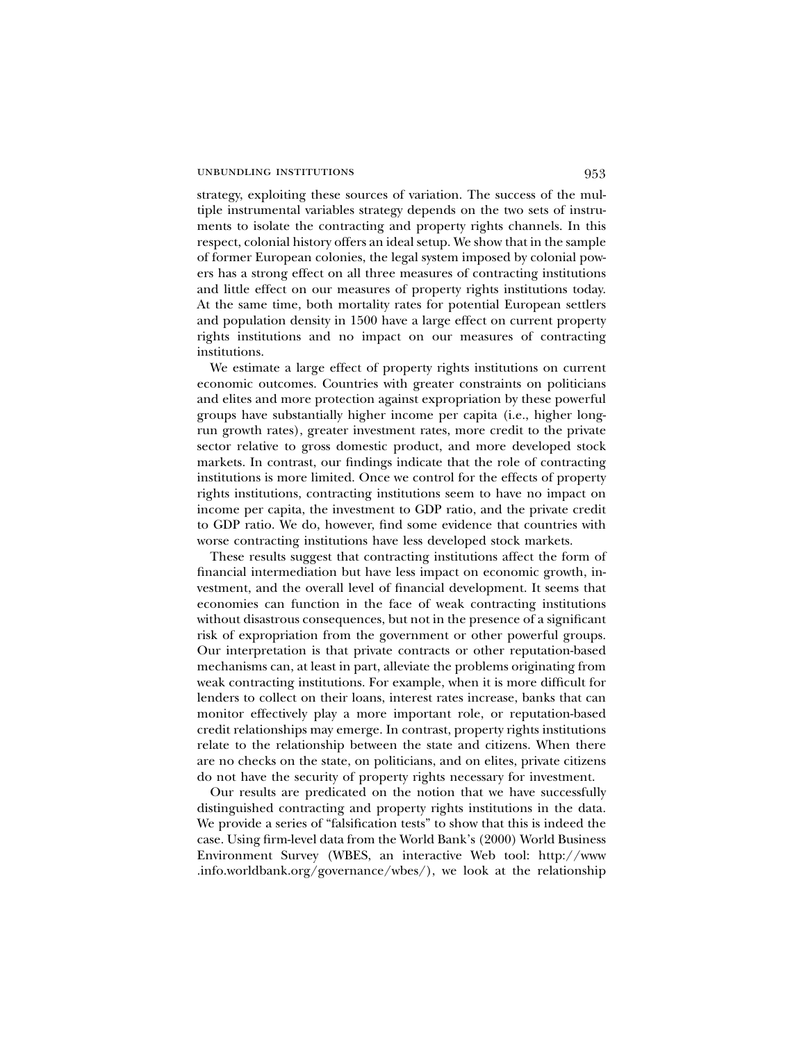strategy, exploiting these sources of variation. The success of the multiple instrumental variables strategy depends on the two sets of instruments to isolate the contracting and property rights channels. In this respect, colonial history offers an ideal setup. We show that in the sample of former European colonies, the legal system imposed by colonial powers has a strong effect on all three measures of contracting institutions and little effect on our measures of property rights institutions today. At the same time, both mortality rates for potential European settlers and population density in 1500 have a large effect on current property rights institutions and no impact on our measures of contracting institutions.

We estimate a large effect of property rights institutions on current economic outcomes. Countries with greater constraints on politicians and elites and more protection against expropriation by these powerful groups have substantially higher income per capita (i.e., higher long-run growth rates), greater investment rates, more credit to the private sector relative to gross domestic product, and more developed stock markets. In contrast, our findings indicate that the role of contracting institutions is more limited. Once we control for the effects of property rights institutions, contracting institutions seem to have no impact on income per capita, the investment to GDP ratio, and the private credit to GDP ratio. We do, however, find some evidence that countries with worse contracting institutions have less developed stock markets.

These results suggest that contracting institutions affect the form of financial intermediation but have less impact on economic growth, investment, and the overall level of financial development. It seems that economies can function in the face of weak contracting institutions without disastrous consequences, but not in the presence of a significant risk of expropriation from the government or other powerful groups. Our interpretation is that private contracts or other reputation-based mechanisms can, at least in part, alleviate the problems originating from weak contracting institutions. For example, when it is more difficult for lenders to collect on their loans, interest rates increase, banks that can monitor effectively play a more important role, or reputation-based credit relationships may emerge. In contrast, property rights institutions relate to the relationship between the state and citizens. When there are no checks on the state, on politicians, and on elites, private citizens do not have the security of property rights necessary for investment.

Our results are predicated on the notion that we have successfully distinguished contracting and property rights institutions in the data. We provide a series of "falsification tests" to show that this is indeed the case. Using firm-level data from the World Bank's (2000) World Business Environment Survey (WBES, an interactive Web tool: http://www.info.worldbank.org/governance/wbes/), we look at the relationship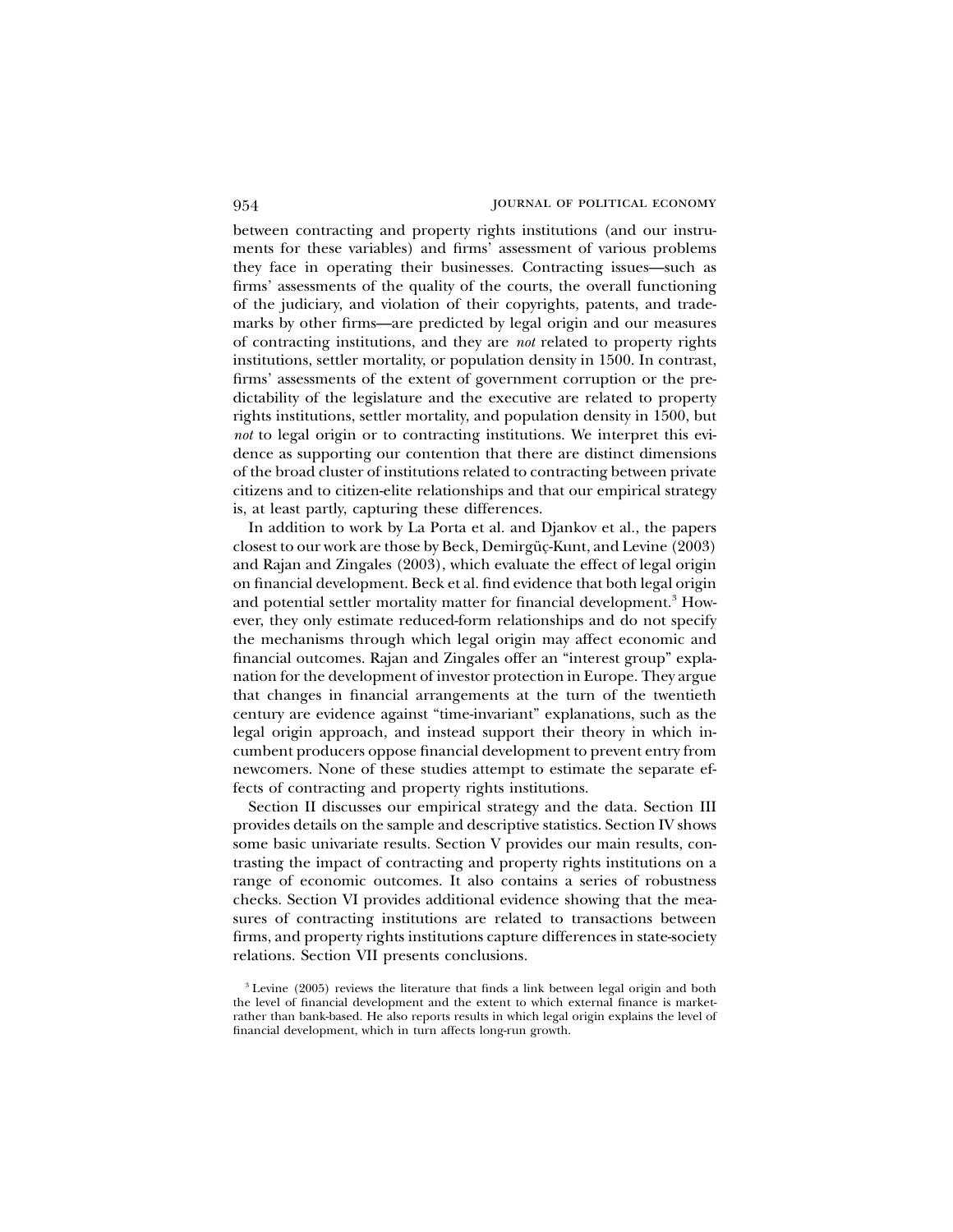between contracting and property rights institutions (and our instruments for these variables) and firms' assessment of various problems they face in operating their businesses. Contracting issues—such as firms' assessments of the quality of the courts, the overall functioning of the judiciary, and violation of their copyrights, patents, and trademarks by other firms—are predicted by legal origin and our measures of contracting institutions, and they are *not* related to property rights institutions, settler mortality, or population density in 1500. In contrast, firms' assessments of the extent of government corruption or the predictability of the legislature and the executive are related to property rights institutions, settler mortality, and population density in 1500, but *not* to legal origin or to contracting institutions. We interpret this evidence as supporting our contention that there are distinct dimensions of the broad cluster of institutions related to contracting between private citizens and to citizen-elite relationships and that our empirical strategy is, at least partly, capturing these differences.

In addition to work by La Porta et al. and Djankov et al., the papers closest to our work are those by Beck, Demirgüç-Kunt, and Levine (2003) and Rajan and Zingales (2003), which evaluate the effect of legal origin on financial development. Beck et al. find evidence that both legal origin and potential settler mortality matter for financial development.[3] However, they only estimate reduced-form relationships and do not specify the mechanisms through which legal origin may affect economic and financial outcomes. Rajan and Zingales offer an "interest group" explanation for the development of investor protection in Europe. They argue that changes in financial arrangements at the turn of the twentieth century are evidence against "time-invariant" explanations, such as the legal origin approach, and instead support their theory in which incumbent producers oppose financial development to prevent entry from newcomers. None of these studies attempt to estimate the separate effects of contracting and property rights institutions.

Section II discusses our empirical strategy and the data. Section III provides details on the sample and descriptive statistics. Section IV shows some basic univariate results. Section V provides our main results, contrasting the impact of contracting and property rights institutions on a range of economic outcomes. It also contains a series of robustness checks. Section VI provides additional evidence showing that the measures of contracting institutions are related to transactions between firms, and property rights institutions capture differences in state-society relations. Section VII presents conclusions.

[3] Levine (2005) reviews the literature that finds a link between legal origin and both the level of financial development and the extent to which external finance is market-rather than bank-based. He also reports results in which legal origin explains the level of financial development, which in turn affects long-run growth.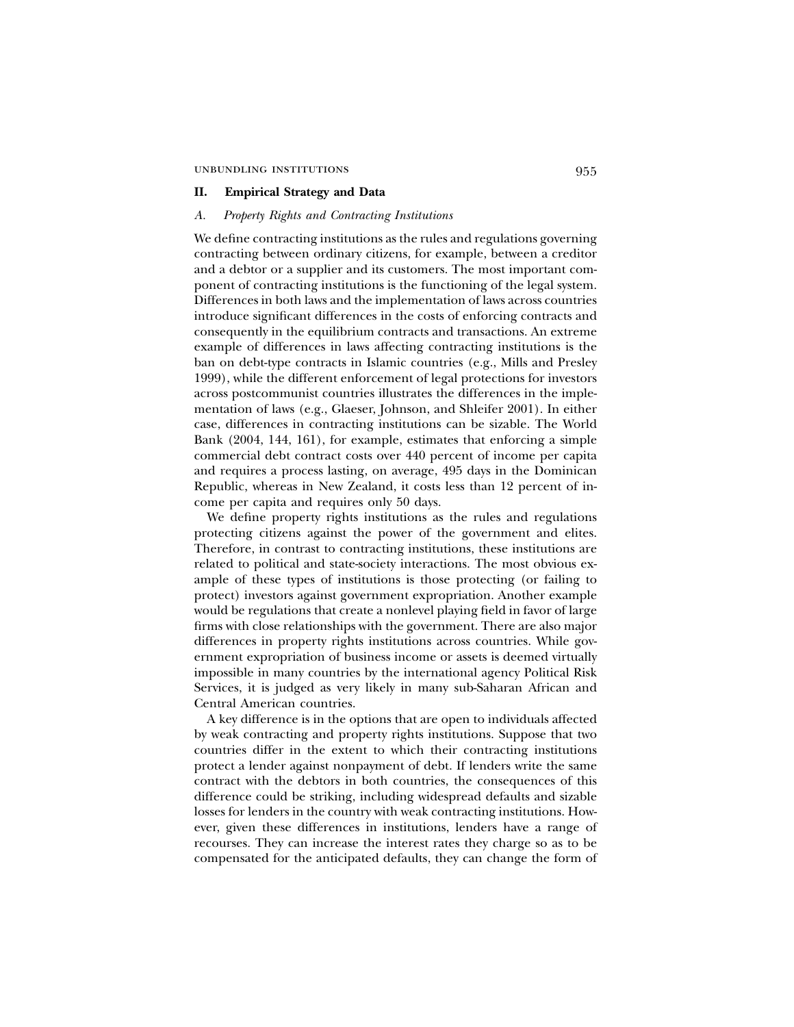## II. Empirical Strategy and Data

### A. *Property Rights and Contracting Institutions*

We define contracting institutions as the rules and regulations governing contracting between ordinary citizens, for example, between a creditor and a debtor or a supplier and its customers. The most important component of contracting institutions is the functioning of the legal system. Differences in both laws and the implementation of laws across countries introduce significant differences in the costs of enforcing contracts and consequently in the equilibrium contracts and transactions. An extreme example of differences in laws affecting contracting institutions is the ban on debt-type contracts in Islamic countries (e.g., Mills and Presley 1999), while the different enforcement of legal protections for investors across postcommunist countries illustrates the differences in the implementation of laws (e.g., Glaeser, Johnson, and Shleifer 2001). In either case, differences in contracting institutions can be sizable. The World Bank (2004, 144, 161), for example, estimates that enforcing a simple commercial debt contract costs over 440 percent of income per capita and requires a process lasting, on average, 495 days in the Dominican Republic, whereas in New Zealand, it costs less than 12 percent of income per capita and requires only 50 days.

We define property rights institutions as the rules and regulations protecting citizens against the power of the government and elites. Therefore, in contrast to contracting institutions, these institutions are related to political and state-society interactions. The most obvious example of these types of institutions is those protecting (or failing to protect) investors against government expropriation. Another example would be regulations that create a nonlevel playing field in favor of large firms with close relationships with the government. There are also major differences in property rights institutions across countries. While government expropriation of business income or assets is deemed virtually impossible in many countries by the international agency Political Risk Services, it is judged as very likely in many sub-Saharan African and Central American countries.

A key difference is in the options that are open to individuals affected by weak contracting and property rights institutions. Suppose that two countries differ in the extent to which their contracting institutions protect a lender against nonpayment of debt. If lenders write the same contract with the debtors in both countries, the consequences of this difference could be striking, including widespread defaults and sizable losses for lenders in the country with weak contracting institutions. However, given these differences in institutions, lenders have a range of recourses. They can increase the interest rates they charge so as to be compensated for the anticipated defaults, they can change the form of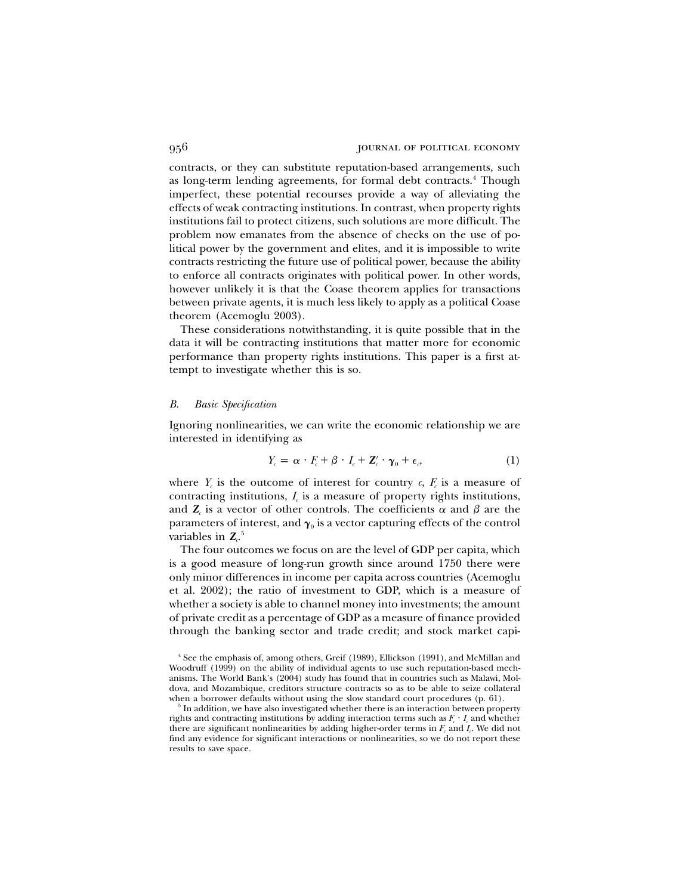contracts, or they can substitute reputation-based arrangements, such as long-term lending agreements, for formal debt contracts.[4] Though imperfect, these potential recourses provide a way of alleviating the effects of weak contracting institutions. In contrast, when property rights institutions fail to protect citizens, such solutions are more difficult. The problem now emanates from the absence of checks on the use of political power by the government and elites, and it is impossible to write contracts restricting the future use of political power, because the ability to enforce all contracts originates with political power. In other words, however unlikely it is that the Coase theorem applies for transactions between private agents, it is much less likely to apply as a political Coase theorem (Acemoglu 2003).

These considerations notwithstanding, it is quite possible that in the data it will be contracting institutions that matter more for economic performance than property rights institutions. This paper is a first attempt to investigate whether this is so.

### *B. Basic Specification*

Ignoring nonlinearities, we can write the economic relationship we are interested in identifying as

$$Y_c = \alpha \cdot F_c + \beta \cdot I_c + \mathbf{Z}_c' \cdot \boldsymbol{\gamma}_0 + \epsilon_c, \tag{1}$$

where $Y_c$ is the outcome of interest for country $c$, $F_c$ is a measure of contracting institutions, $I_c$ is a measure of property rights institutions, and $\mathbf{Z}_c$ is a vector of other controls. The coefficients $\alpha$ and $\beta$ are the parameters of interest, and $\boldsymbol{\gamma}_0$ is a vector capturing effects of the control variables in $\mathbf{Z}_c$.[5]

The four outcomes we focus on are the level of GDP per capita, which is a good measure of long-run growth since around 1750 there were only minor differences in income per capita across countries (Acemoglu et al. 2002); the ratio of investment to GDP, which is a measure of whether a society is able to channel money into investments; the amount of private credit as a percentage of GDP as a measure of finance provided through the banking sector and trade credit; and stock market capi-

[4] See the emphasis of, among others, Greif (1989), Ellickson (1991), and McMillan and Woodruff (1999) on the ability of individual agents to use such reputation-based mechanisms. The World Bank's (2004) study has found that in countries such as Malawi, Moldova, and Mozambique, creditors structure contracts so as to be able to seize collateral when a borrower defaults without using the slow standard court procedures (p. 61).

[5] In addition, we have also investigated whether there is an interaction between property rights and contracting institutions by adding interaction terms such as $F_c \cdot I_c$ and whether there are significant nonlinearities by adding higher-order terms in $F_c$ and $I_c$. We did not find any evidence for significant interactions or nonlinearities, so we do not report these results to save space.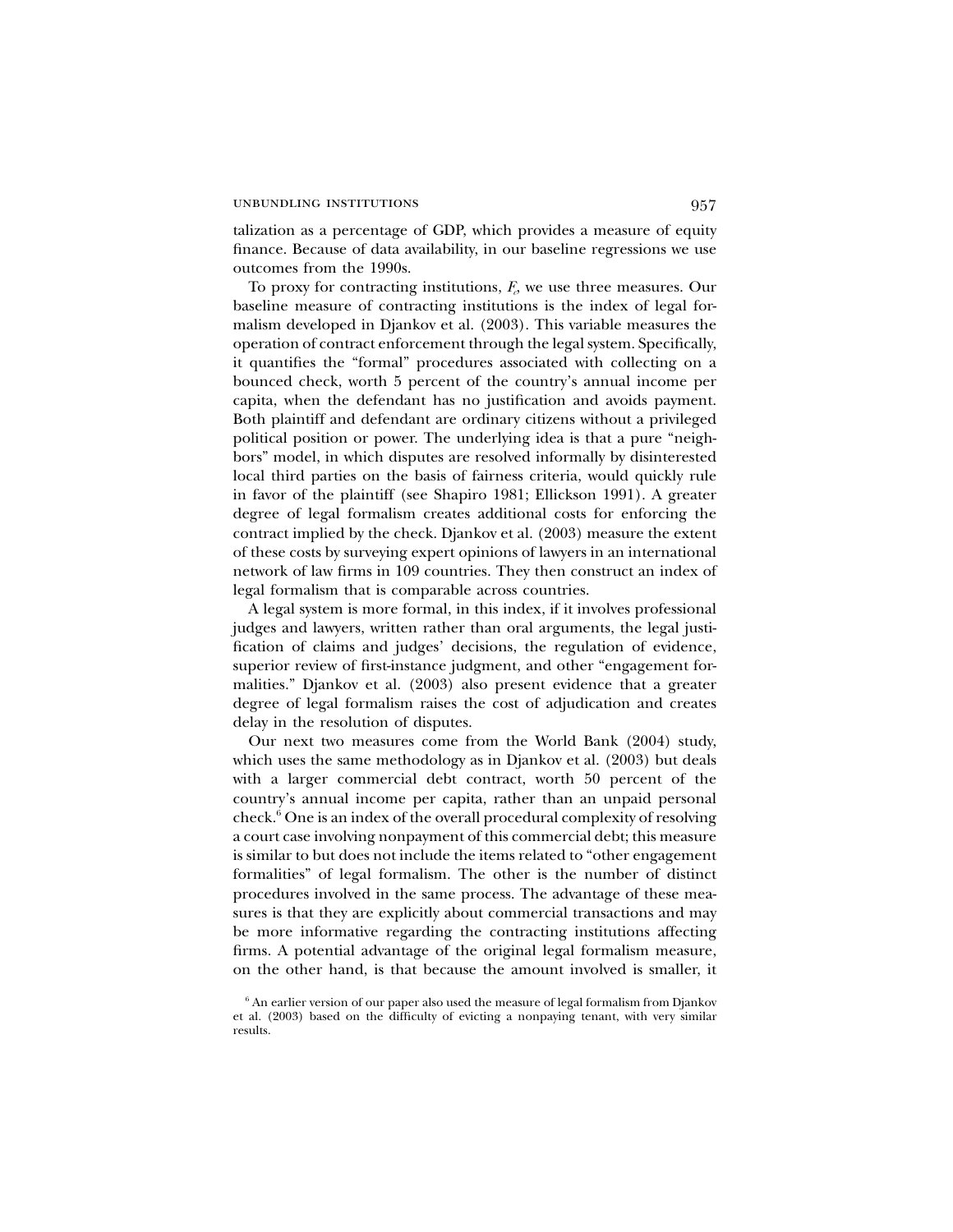talization as a percentage of GDP, which provides a measure of equity finance. Because of data availability, in our baseline regressions we use outcomes from the 1990s.

To proxy for contracting institutions, $F_c$, we use three measures. Our baseline measure of contracting institutions is the index of legal formalism developed in Djankov et al. (2003). This variable measures the operation of contract enforcement through the legal system. Specifically, it quantifies the "formal" procedures associated with collecting on a bounced check, worth 5 percent of the country's annual income per capita, when the defendant has no justification and avoids payment. Both plaintiff and defendant are ordinary citizens without a privileged political position or power. The underlying idea is that a pure "neighbors" model, in which disputes are resolved informally by disinterested local third parties on the basis of fairness criteria, would quickly rule in favor of the plaintiff (see Shapiro 1981; Ellickson 1991). A greater degree of legal formalism creates additional costs for enforcing the contract implied by the check. Djankov et al. (2003) measure the extent of these costs by surveying expert opinions of lawyers in an international network of law firms in 109 countries. They then construct an index of legal formalism that is comparable across countries.

A legal system is more formal, in this index, if it involves professional judges and lawyers, written rather than oral arguments, the legal justification of claims and judges' decisions, the regulation of evidence, superior review of first-instance judgment, and other "engagement formalities." Djankov et al. (2003) also present evidence that a greater degree of legal formalism raises the cost of adjudication and creates delay in the resolution of disputes.

Our next two measures come from the World Bank (2004) study, which uses the same methodology as in Djankov et al. (2003) but deals with a larger commercial debt contract, worth 50 percent of the country's annual income per capita, rather than an unpaid personal check.[6] One is an index of the overall procedural complexity of resolving a court case involving nonpayment of this commercial debt; this measure is similar to but does not include the items related to "other engagement formalities" of legal formalism. The other is the number of distinct procedures involved in the same process. The advantage of these measures is that they are explicitly about commercial transactions and may be more informative regarding the contracting institutions affecting firms. A potential advantage of the original legal formalism measure, on the other hand, is that because the amount involved is smaller, it

[6] An earlier version of our paper also used the measure of legal formalism from Djankov et al. (2003) based on the difficulty of evicting a nonpaying tenant, with very similar results.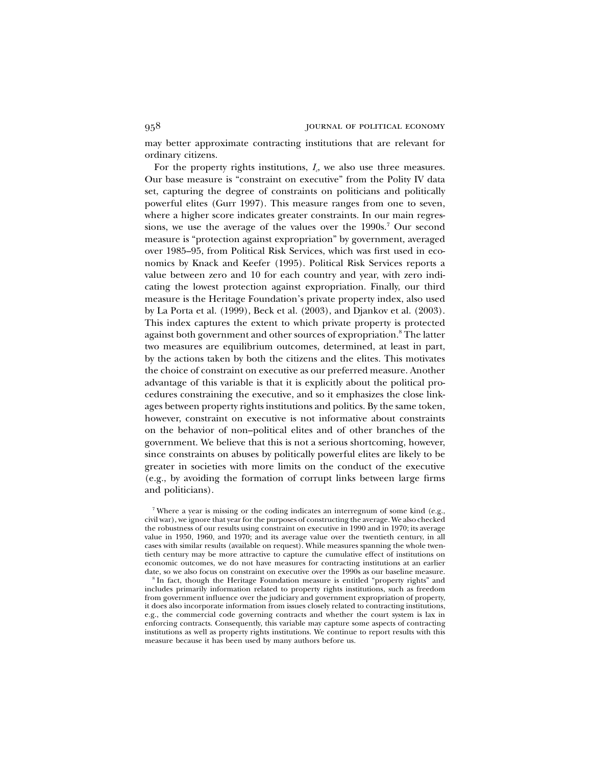may better approximate contracting institutions that are relevant for ordinary citizens.

For the property rights institutions, $I_c$, we also use three measures. Our base measure is "constraint on executive" from the Polity IV data set, capturing the degree of constraints on politicians and politically powerful elites (Gurr 1997). This measure ranges from one to seven, where a higher score indicates greater constraints. In our main regressions, we use the average of the values over the 1990s.[7] Our second measure is "protection against expropriation" by government, averaged over 1985–95, from Political Risk Services, which was first used in economics by Knack and Keefer (1995). Political Risk Services reports a value between zero and 10 for each country and year, with zero indicating the lowest protection against expropriation. Finally, our third measure is the Heritage Foundation's private property index, also used by La Porta et al. (1999), Beck et al. (2003), and Djankov et al. (2003). This index captures the extent to which private property is protected against both government and other sources of expropriation.[8] The latter two measures are equilibrium outcomes, determined, at least in part, by the actions taken by both the citizens and the elites. This motivates the choice of constraint on executive as our preferred measure. Another advantage of this variable is that it is explicitly about the political procedures constraining the executive, and so it emphasizes the close linkages between property rights institutions and politics. By the same token, however, constraint on executive is not informative about constraints on the behavior of non–political elites and of other branches of the government. We believe that this is not a serious shortcoming, however, since constraints on abuses by politically powerful elites are likely to be greater in societies with more limits on the conduct of the executive (e.g., by avoiding the formation of corrupt links between large firms and politicians).

[7] Where a year is missing or the coding indicates an interregnum of some kind (e.g., civil war), we ignore that year for the purposes of constructing the average. We also checked the robustness of our results using constraint on executive in 1990 and in 1970; its average value in 1950, 1960, and 1970; and its average value over the twentieth century, in all cases with similar results (available on request). While measures spanning the whole twentieth century may be more attractive to capture the cumulative effect of institutions on economic outcomes, we do not have measures for contracting institutions at an earlier date, so we also focus on constraint on executive over the 1990s as our baseline measure.

[8] In fact, though the Heritage Foundation measure is entitled "property rights" and includes primarily information related to property rights institutions, such as freedom from government influence over the judiciary and government expropriation of property, it does also incorporate information from issues closely related to contracting institutions, e.g., the commercial code governing contracts and whether the court system is lax in enforcing contracts. Consequently, this variable may capture some aspects of contracting institutions as well as property rights institutions. We continue to report results with this measure because it has been used by many authors before us.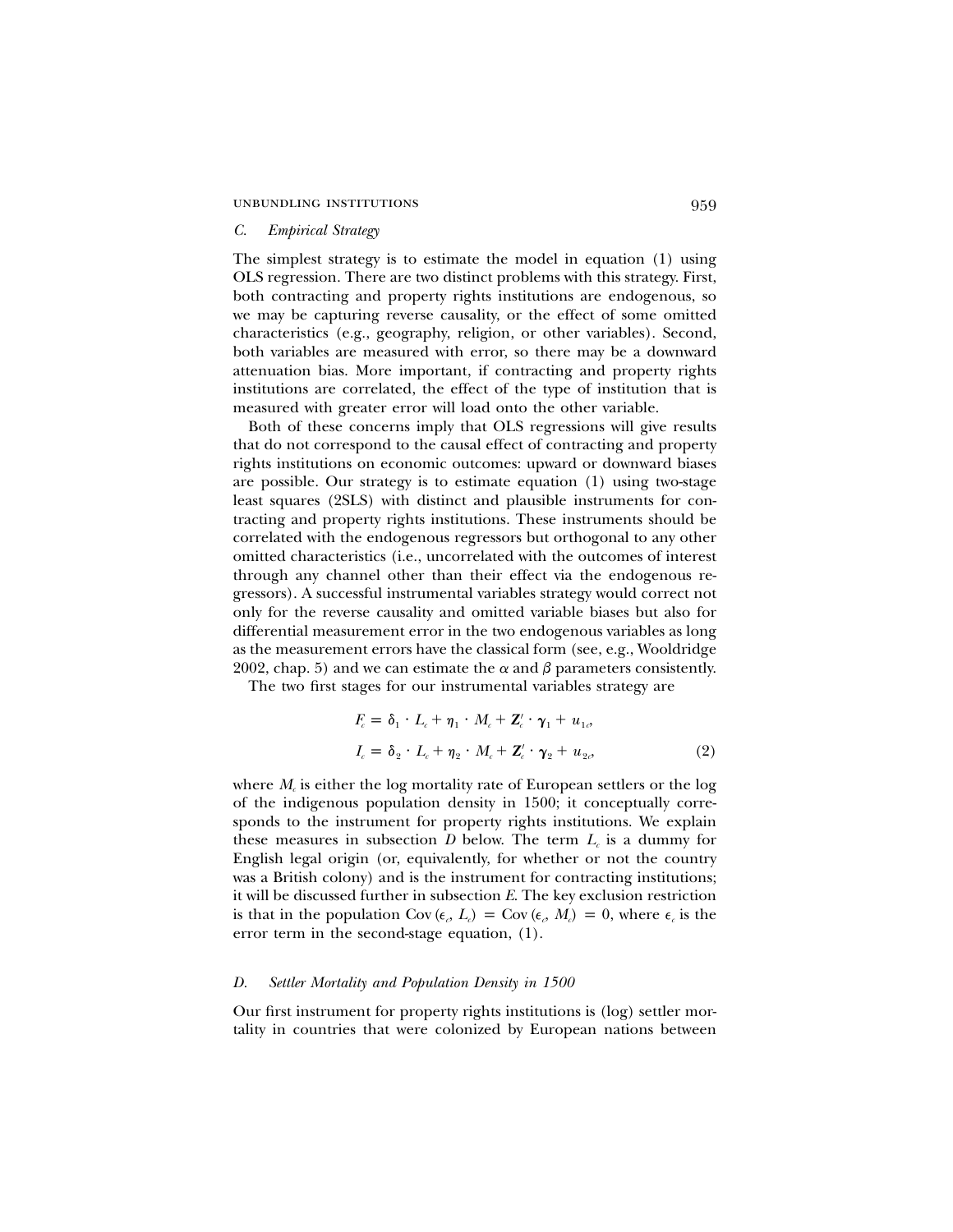### C. *Empirical Strategy*

The simplest strategy is to estimate the model in equation (1) using OLS regression. There are two distinct problems with this strategy. First, both contracting and property rights institutions are endogenous, so we may be capturing reverse causality, or the effect of some omitted characteristics (e.g., geography, religion, or other variables). Second, both variables are measured with error, so there may be a downward attenuation bias. More important, if contracting and property rights institutions are correlated, the effect of the type of institution that is measured with greater error will load onto the other variable.

Both of these concerns imply that OLS regressions will give results that do not correspond to the causal effect of contracting and property rights institutions on economic outcomes: upward or downward biases are possible. Our strategy is to estimate equation (1) using two-stage least squares (2SLS) with distinct and plausible instruments for contracting and property rights institutions. These instruments should be correlated with the endogenous regressors but orthogonal to any other omitted characteristics (i.e., uncorrelated with the outcomes of interest through any channel other than their effect via the endogenous regressors). A successful instrumental variables strategy would correct not only for the reverse causality and omitted variable biases but also for differential measurement error in the two endogenous variables as long as the measurement errors have the classical form (see, e.g., Wooldridge 2002, chap. 5) and we can estimate the $\alpha$ and $\beta$ parameters consistently.

The two first stages for our instrumental variables strategy are

$$
\begin{aligned}
F_c &= \delta_1 \cdot L_c + \eta_1 \cdot M_c + \mathbf{Z}_c' \cdot \boldsymbol{\gamma}_1 + u_{1c}, \\
I_c &= \delta_2 \cdot L_c + \eta_2 \cdot M_c + \mathbf{Z}_c' \cdot \boldsymbol{\gamma}_2 + u_{2c},
\end{aligned}
\tag{2}
$$

where $M_c$ is either the log mortality rate of European settlers or the log of the indigenous population density in 1500; it conceptually corresponds to the instrument for property rights institutions. We explain these measures in subsection *D* below. The term $L_c$ is a dummy for English legal origin (or, equivalently, for whether or not the country was a British colony) and is the instrument for contracting institutions; it will be discussed further in subsection *E*. The key exclusion restriction is that in the population $\text{Cov}(\epsilon_c, L_c) = \text{Cov}(\epsilon_c, M_c) = 0$, where $\epsilon_c$ is the error term in the second-stage equation, (1).

### D. *Settler Mortality and Population Density in 1500*

Our first instrument for property rights institutions is (log) settler mortality in countries that were colonized by European nations between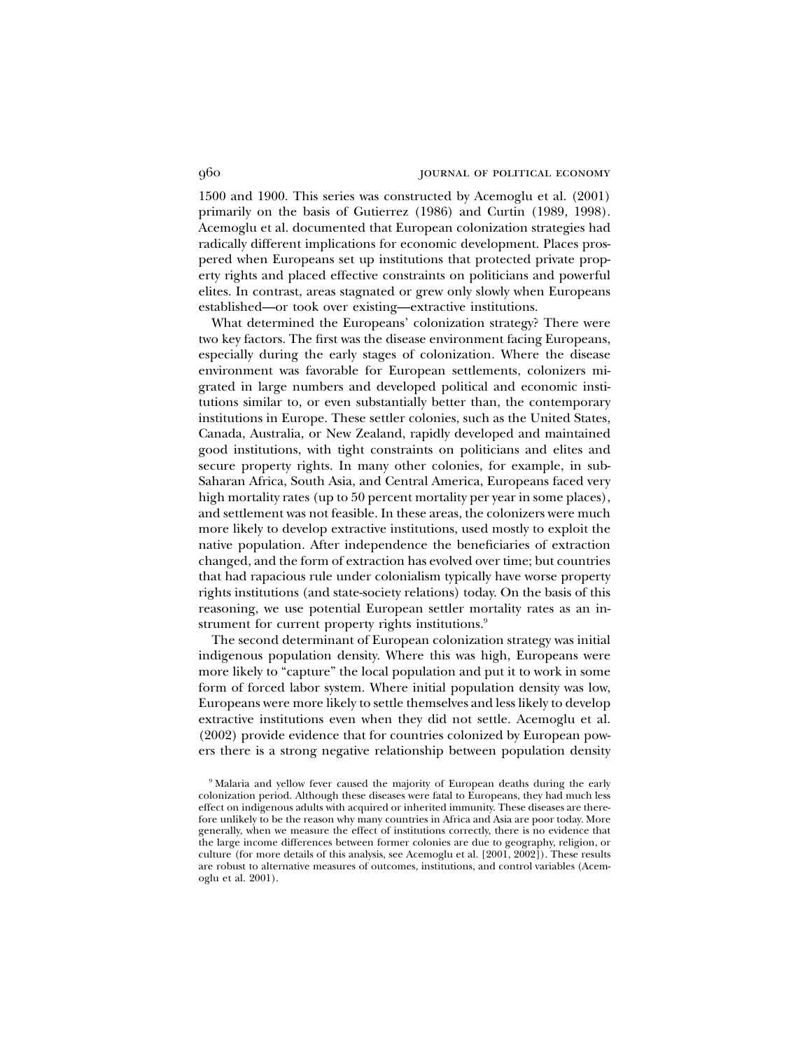1500 and 1900. This series was constructed by Acemoglu et al. (2001) primarily on the basis of Gutierrez (1986) and Curtin (1989, 1998). Acemoglu et al. documented that European colonization strategies had radically different implications for economic development. Places prospered when Europeans set up institutions that protected private property rights and placed effective constraints on politicians and powerful elites. In contrast, areas stagnated or grew only slowly when Europeans established—or took over existing—extractive institutions.

What determined the Europeans' colonization strategy? There were two key factors. The first was the disease environment facing Europeans, especially during the early stages of colonization. Where the disease environment was favorable for European settlements, colonizers migrated in large numbers and developed political and economic institutions similar to, or even substantially better than, the contemporary institutions in Europe. These settler colonies, such as the United States, Canada, Australia, or New Zealand, rapidly developed and maintained good institutions, with tight constraints on politicians and elites and secure property rights. In many other colonies, for example, in sub-Saharan Africa, South Asia, and Central America, Europeans faced very high mortality rates (up to 50 percent mortality per year in some places), and settlement was not feasible. In these areas, the colonizers were much more likely to develop extractive institutions, used mostly to exploit the native population. After independence the beneficiaries of extraction changed, and the form of extraction has evolved over time; but countries that had rapacious rule under colonialism typically have worse property rights institutions (and state-society relations) today. On the basis of this reasoning, we use potential European settler mortality rates as an instrument for current property rights institutions.[9]

The second determinant of European colonization strategy was initial indigenous population density. Where this was high, Europeans were more likely to "capture" the local population and put it to work in some form of forced labor system. Where initial population density was low, Europeans were more likely to settle themselves and less likely to develop extractive institutions even when they did not settle. Acemoglu et al. (2002) provide evidence that for countries colonized by European powers there is a strong negative relationship between population density

[9] Malaria and yellow fever caused the majority of European deaths during the early colonization period. Although these diseases were fatal to Europeans, they had much less effect on indigenous adults with acquired or inherited immunity. These diseases are therefore unlikely to be the reason why many countries in Africa and Asia are poor today. More generally, when we measure the effect of institutions correctly, there is no evidence that the large income differences between former colonies are due to geography, religion, or culture (for more details of this analysis, see Acemoglu et al. [2001, 2002]). These results are robust to alternative measures of outcomes, institutions, and control variables (Acemoglu et al. 2001).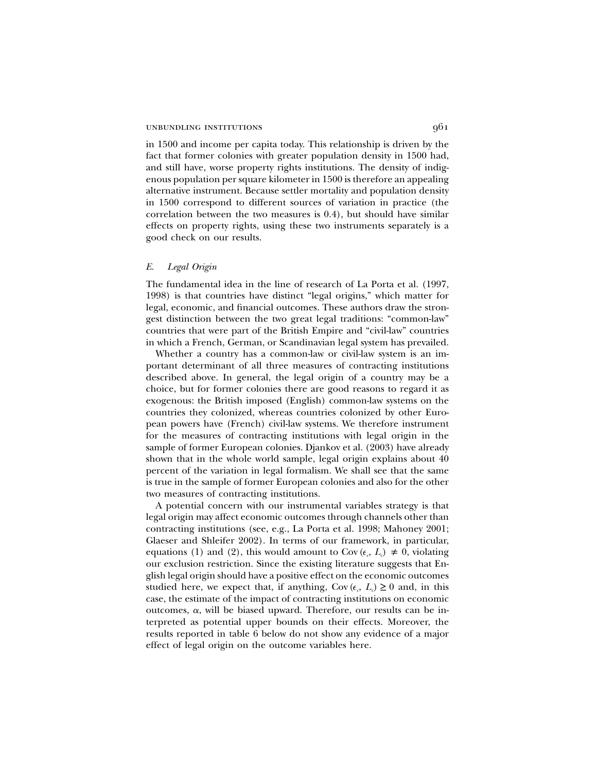in 1500 and income per capita today. This relationship is driven by the fact that former colonies with greater population density in 1500 had, and still have, worse property rights institutions. The density of indigenous population per square kilometer in 1500 is therefore an appealing alternative instrument. Because settler mortality and population density in 1500 correspond to different sources of variation in practice (the correlation between the two measures is 0.4), but should have similar effects on property rights, using these two instruments separately is a good check on our results.

### *E. Legal Origin*

The fundamental idea in the line of research of La Porta et al. (1997, 1998) is that countries have distinct "legal origins," which matter for legal, economic, and financial outcomes. These authors draw the strongest distinction between the two great legal traditions: "common-law" countries that were part of the British Empire and "civil-law" countries in which a French, German, or Scandinavian legal system has prevailed.

Whether a country has a common-law or civil-law system is an important determinant of all three measures of contracting institutions described above. In general, the legal origin of a country may be a choice, but for former colonies there are good reasons to regard it as exogenous: the British imposed (English) common-law systems on the countries they colonized, whereas countries colonized by other European powers have (French) civil-law systems. We therefore instrument for the measures of contracting institutions with legal origin in the sample of former European colonies. Djankov et al. (2003) have already shown that in the whole world sample, legal origin explains about 40 percent of the variation in legal formalism. We shall see that the same is true in the sample of former European colonies and also for the other two measures of contracting institutions.

A potential concern with our instrumental variables strategy is that legal origin may affect economic outcomes through channels other than contracting institutions (see, e.g., La Porta et al. 1998; Mahoney 2001; Glaeser and Shleifer 2002). In terms of our framework, in particular, equations (1) and (2), this would amount to $\mathrm{Cov}(\epsilon_c, L_c) \neq 0$, violating our exclusion restriction. Since the existing literature suggests that English legal origin should have a positive effect on the economic outcomes studied here, we expect that, if anything, $\mathrm{Cov}(\epsilon_c, L_c) \geq 0$ and, in this case, the estimate of the impact of contracting institutions on economic outcomes, $\alpha$, will be biased upward. Therefore, our results can be interpreted as potential upper bounds on their effects. Moreover, the results reported in table 6 below do not show any evidence of a major effect of legal origin on the outcome variables here.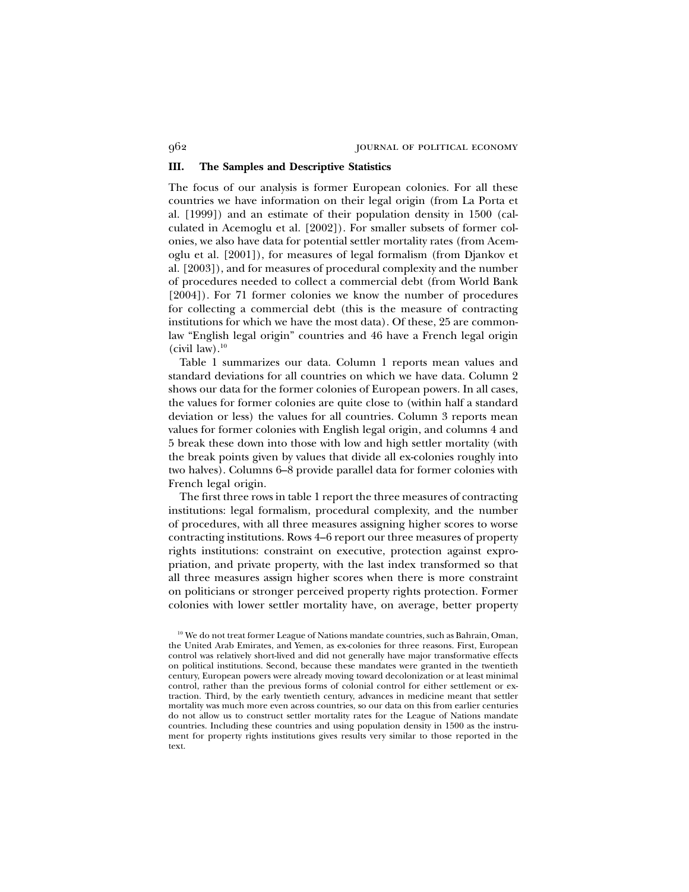## III. The Samples and Descriptive Statistics

The focus of our analysis is former European colonies. For all these countries we have information on their legal origin (from La Porta et al. [1999]) and an estimate of their population density in 1500 (calculated in Acemoglu et al. [2002]). For smaller subsets of former colonies, we also have data for potential settler mortality rates (from Acemoglu et al. [2001]), for measures of legal formalism (from Djankov et al. [2003]), and for measures of procedural complexity and the number of procedures needed to collect a commercial debt (from World Bank [2004]). For 71 former colonies we know the number of procedures for collecting a commercial debt (this is the measure of contracting institutions for which we have the most data). Of these, 25 are common-law "English legal origin" countries and 46 have a French legal origin (civil law).[10]

Table 1 summarizes our data. Column 1 reports mean values and standard deviations for all countries on which we have data. Column 2 shows our data for the former colonies of European powers. In all cases, the values for former colonies are quite close to (within half a standard deviation or less) the values for all countries. Column 3 reports mean values for former colonies with English legal origin, and columns 4 and 5 break these down into those with low and high settler mortality (with the break points given by values that divide all ex-colonies roughly into two halves). Columns 6–8 provide parallel data for former colonies with French legal origin.

The first three rows in table 1 report the three measures of contracting institutions: legal formalism, procedural complexity, and the number of procedures, with all three measures assigning higher scores to worse contracting institutions. Rows 4–6 report our three measures of property rights institutions: constraint on executive, protection against expropriation, and private property, with the last index transformed so that all three measures assign higher scores when there is more constraint on politicians or stronger perceived property rights protection. Former colonies with lower settler mortality have, on average, better property

[10] We do not treat former League of Nations mandate countries, such as Bahrain, Oman, the United Arab Emirates, and Yemen, as ex-colonies for three reasons. First, European control was relatively short-lived and did not generally have major transformative effects on political institutions. Second, because these mandates were granted in the twentieth century, European powers were already moving toward decolonization or at least minimal control, rather than the previous forms of colonial control for either settlement or extraction. Third, by the early twentieth century, advances in medicine meant that settler mortality was much more even across countries, so our data on this from earlier centuries do not allow us to construct settler mortality rates for the League of Nations mandate countries. Including these countries and using population density in 1500 as the instrument for property rights institutions gives results very similar to those reported in the text.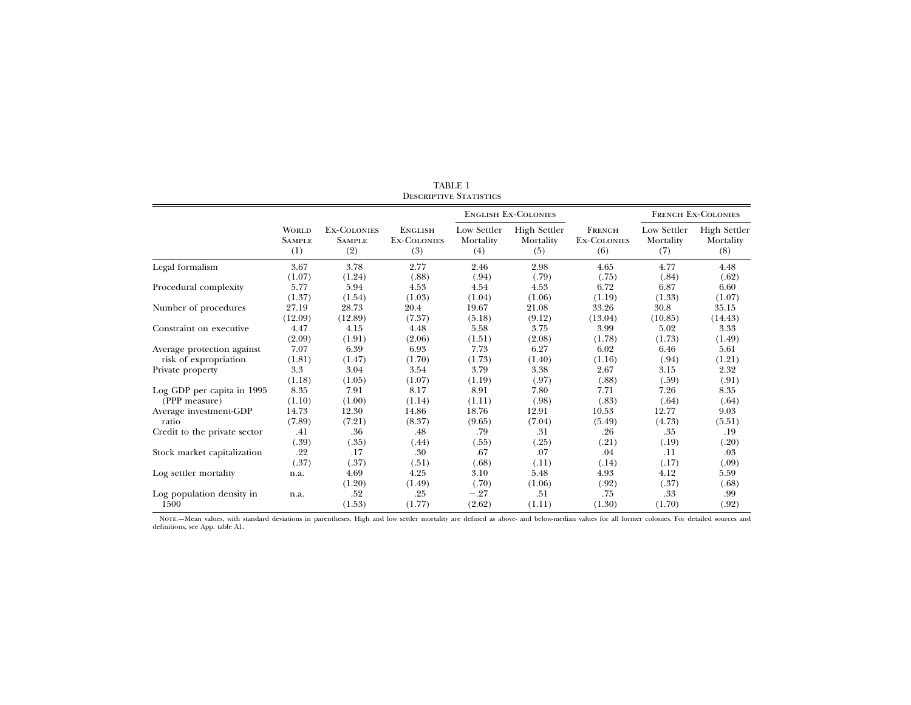TABLE 1
DESCRIPTIVE STATISTICS

| | World Sample (1) | Ex-Colonies Sample (2) | English Ex-Colonies (3) | English Ex-Colonies: Low Settler Mortality (4) | English Ex-Colonies: High Settler Mortality (5) | French Ex-Colonies (6) | French Ex-Colonies: Low Settler Mortality (7) | French Ex-Colonies: High Settler Mortality (8) |
|---|---|---|---|---|---|---|---|---|
| Legal formalism | 3.67 | 3.78 | 2.77 | 2.46 | 2.98 | 4.65 | 4.77 | 4.48 |
| | (1.07) | (1.24) | (.88) | (.94) | (.79) | (.75) | (.84) | (.62) |
| Procedural complexity | 5.77 | 5.94 | 4.53 | 4.54 | 4.53 | 6.72 | 6.87 | 6.60 |
| | (1.37) | (1.54) | (1.03) | (1.04) | (1.06) | (1.19) | (1.33) | (1.07) |
| Number of procedures | 27.19 | 28.73 | 20.4 | 19.67 | 21.08 | 33.26 | 30.8 | 35.15 |
| | (12.09) | (12.89) | (7.37) | (5.18) | (9.12) | (13.04) | (10.85) | (14.43) |
| Constraint on executive | 4.47 | 4.15 | 4.48 | 5.58 | 3.75 | 3.99 | 5.02 | 3.33 |
| | (2.09) | (1.91) | (2.06) | (1.51) | (2.08) | (1.78) | (1.73) | (1.49) |
| Average protection against risk of expropriation | 7.07 | 6.39 | 6.93 | 7.73 | 6.27 | 6.02 | 6.46 | 5.61 |
| | (1.81) | (1.47) | (1.70) | (1.73) | (1.40) | (1.16) | (.94) | (1.21) |
| Private property | 3.3 | 3.04 | 3.54 | 3.79 | 3.38 | 2.67 | 3.15 | 2.32 |
| | (1.18) | (1.05) | (1.07) | (1.19) | (.97) | (.88) | (.59) | (.91) |
| Log GDP per capita in 1995 (PPP measure) | 8.35 | 7.91 | 8.17 | 8.91 | 7.80 | 7.71 | 7.26 | 8.35 |
| | (1.10) | (1.00) | (1.14) | (1.11) | (.98) | (.83) | (.64) | (.64) |
| Average investment-GDP ratio | 14.73 | 12.30 | 14.86 | 18.76 | 12.91 | 10.53 | 12.77 | 9.03 |
| | (7.89) | (7.21) | (8.37) | (9.65) | (7.04) | (5.49) | (4.73) | (5.51) |
| Credit to the private sector | .41 | .36 | .48 | .79 | .31 | .26 | .35 | .19 |
| | (.39) | (.35) | (.44) | (.55) | (.25) | (.21) | (.19) | (.20) |
| Stock market capitalization | .22 | .17 | .30 | .67 | .07 | .04 | .11 | .03 |
| | (.37) | (.37) | (.51) | (.68) | (.11) | (.14) | (.17) | (.09) |
| Log settler mortality | n.a. | 4.69 | 4.25 | 3.10 | 5.48 | 4.93 | 4.12 | 5.59 |
| | | (1.20) | (1.49) | (.70) | (1.06) | (.92) | (.37) | (.68) |
| Log population density in 1500 | n.a. | .52 | .25 | −.27 | .51 | .75 | .33 | .99 |
| | | (1.53) | (1.77) | (2.62) | (1.11) | (1.30) | (1.70) | (.92) |

NOTE.—Mean values, with standard deviations in parentheses. High and low settler mortality are defined as above- and below-median values for all former colonies. For detailed sources and definitions, see App. table A1.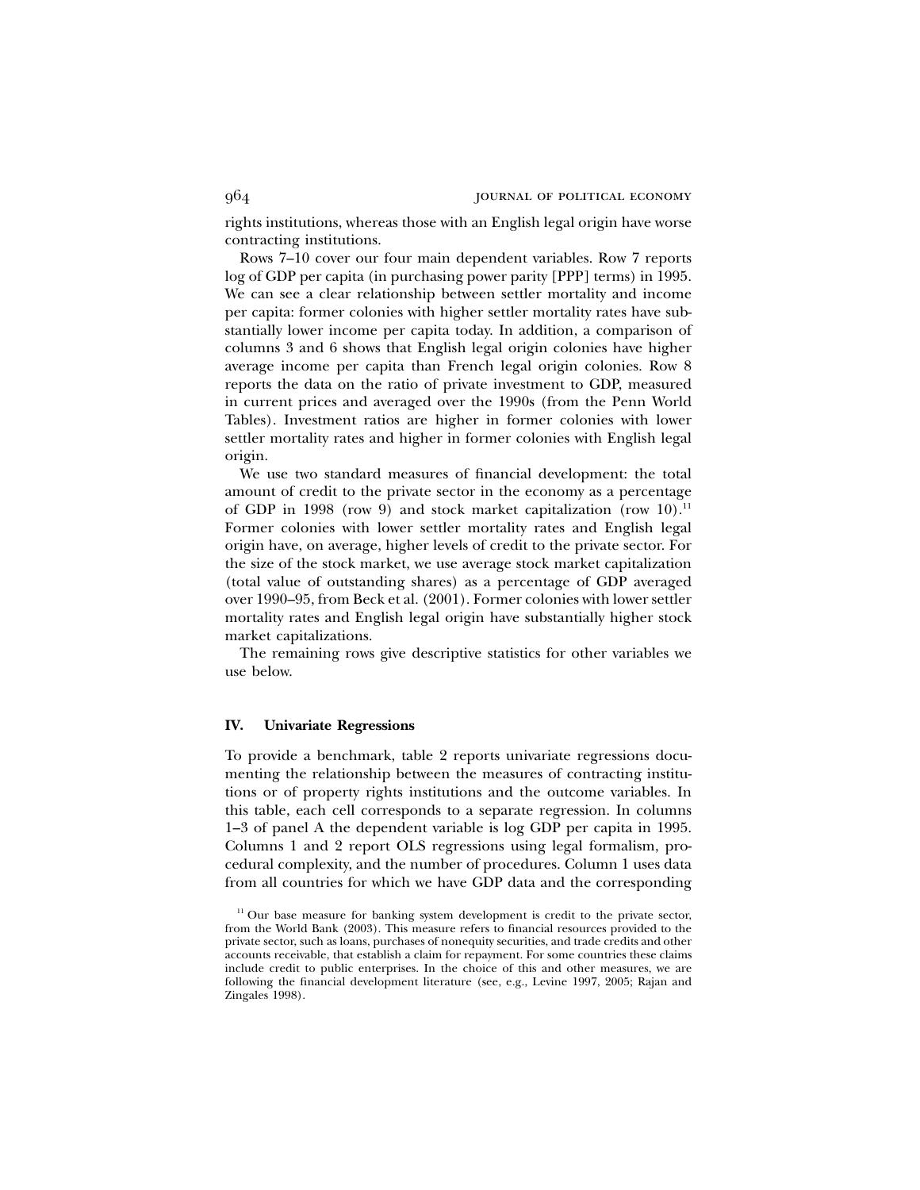rights institutions, whereas those with an English legal origin have worse contracting institutions.

Rows 7–10 cover our four main dependent variables. Row 7 reports log of GDP per capita (in purchasing power parity [PPP] terms) in 1995. We can see a clear relationship between settler mortality and income per capita: former colonies with higher settler mortality rates have substantially lower income per capita today. In addition, a comparison of columns 3 and 6 shows that English legal origin colonies have higher average income per capita than French legal origin colonies. Row 8 reports the data on the ratio of private investment to GDP, measured in current prices and averaged over the 1990s (from the Penn World Tables). Investment ratios are higher in former colonies with lower settler mortality rates and higher in former colonies with English legal origin.

We use two standard measures of financial development: the total amount of credit to the private sector in the economy as a percentage of GDP in 1998 (row 9) and stock market capitalization (row 10).[11] Former colonies with lower settler mortality rates and English legal origin have, on average, higher levels of credit to the private sector. For the size of the stock market, we use average stock market capitalization (total value of outstanding shares) as a percentage of GDP averaged over 1990–95, from Beck et al. (2001). Former colonies with lower settler mortality rates and English legal origin have substantially higher stock market capitalizations.

The remaining rows give descriptive statistics for other variables we use below.

## IV. Univariate Regressions

To provide a benchmark, table 2 reports univariate regressions documenting the relationship between the measures of contracting institutions or of property rights institutions and the outcome variables. In this table, each cell corresponds to a separate regression. In columns 1–3 of panel A the dependent variable is log GDP per capita in 1995. Columns 1 and 2 report OLS regressions using legal formalism, procedural complexity, and the number of procedures. Column 1 uses data from all countries for which we have GDP data and the corresponding

[11] Our base measure for banking system development is credit to the private sector, from the World Bank (2003). This measure refers to financial resources provided to the private sector, such as loans, purchases of nonequity securities, and trade credits and other accounts receivable, that establish a claim for repayment. For some countries these claims include credit to public enterprises. In the choice of this and other measures, we are following the financial development literature (see, e.g., Levine 1997, 2005; Rajan and Zingales 1998).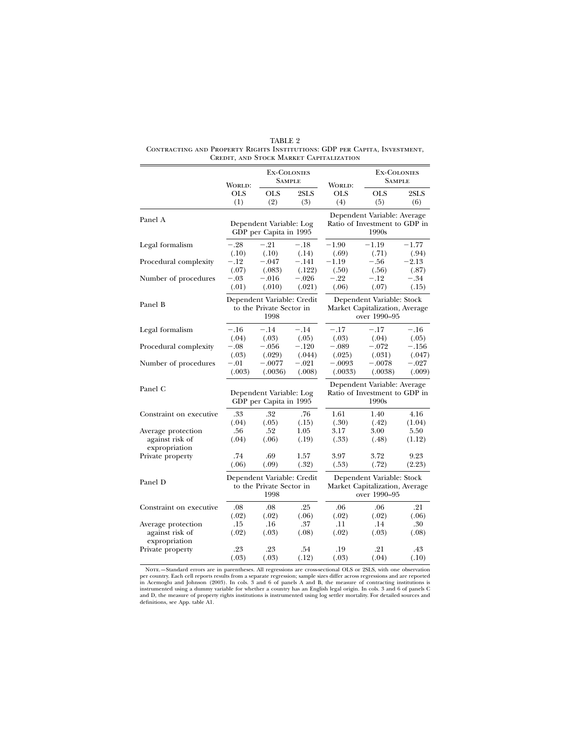TABLE 2
Contracting and Property Rights Institutions: GDP per Capita, Investment, Credit, and Stock Market Capitalization

| | World: OLS (1) | Ex-Colonies Sample: OLS (2) | Ex-Colonies Sample: 2SLS (3) | World: OLS (4) | Ex-Colonies Sample: OLS (5) | Ex-Colonies Sample: 2SLS (6) |
|---|---|---|---|---|---|---|
| Panel A | Dependent Variable: Log GDP per Capita in 1995 | | | Dependent Variable: Average Ratio of Investment to GDP in 1990s | | |
| Legal formalism | −.28 | −.21 | −.18 | −1.90 | −1.19 | −1.77 |
| | (.10) | (.10) | (.14) | (.69) | (.71) | (.94) |
| Procedural complexity | −.12 | −.047 | −.141 | −1.19 | −.56 | −2.13 |
| | (.07) | (.083) | (.122) | (.50) | (.56) | (.87) |
| Number of procedures | −.03 | −.016 | −.026 | −.22 | −.12 | −.34 |
| | (.01) | (.010) | (.021) | (.06) | (.07) | (.15) |
| Panel B | Dependent Variable: Credit to the Private Sector in 1998 | | | Dependent Variable: Stock Market Capitalization, Average over 1990–95 | | |
| Legal formalism | −.16 | −.14 | −.14 | −.17 | −.17 | −.16 |
| | (.04) | (.03) | (.05) | (.03) | (.04) | (.05) |
| Procedural complexity | −.08 | −.056 | −.120 | −.089 | −.072 | −.156 |
| | (.03) | (.029) | (.044) | (.025) | (.031) | (.047) |
| Number of procedures | −.01 | −.0077 | −.021 | −.0093 | −.0078 | −.027 |
| | (.003) | (.0036) | (.008) | (.0033) | (.0038) | (.009) |
| Panel C | Dependent Variable: Log GDP per Capita in 1995 | | | Dependent Variable: Average Ratio of Investment to GDP in 1990s | | |
| Constraint on executive | .33 | .32 | .76 | 1.61 | 1.40 | 4.16 |
| | (.04) | (.05) | (.15) | (.30) | (.42) | (1.04) |
| Average protection against risk of expropriation | .56 | .52 | 1.05 | 3.17 | 3.00 | 5.50 |
| | (.04) | (.06) | (.19) | (.33) | (.48) | (1.12) |
| Private property | .74 | .69 | 1.57 | 3.97 | 3.72 | 9.23 |
| | (.06) | (.09) | (.32) | (.53) | (.72) | (2.23) |
| Panel D | Dependent Variable: Credit to the Private Sector in 1998 | | | Dependent Variable: Stock Market Capitalization, Average over 1990–95 | | |
| Constraint on executive | .08 | .08 | .25 | .06 | .06 | .21 |
| | (.02) | (.02) | (.06) | (.02) | (.02) | (.06) |
| Average protection against risk of expropriation | .15 | .16 | .37 | .11 | .14 | .30 |
| | (.02) | (.03) | (.08) | (.02) | (.03) | (.08) |
| Private property | .23 | .23 | .54 | .19 | .21 | .43 |
| | (.03) | (.03) | (.12) | (.03) | (.04) | (.10) |

Note.—Standard errors are in parentheses. All regressions are cross-sectional OLS or 2SLS, with one observation per country. Each cell reports results from a separate regression; sample sizes differ across regressions and are reported in Acemoglu and Johnson (2003). In cols. 3 and 6 of panels A and B, the measure of contracting institutions is instrumented using a dummy variable for whether a country has an English legal origin. In cols. 3 and 6 of panels C and D, the measure of property rights institutions is instrumented using log settler mortality. For detailed sources and definitions, see App. table A1.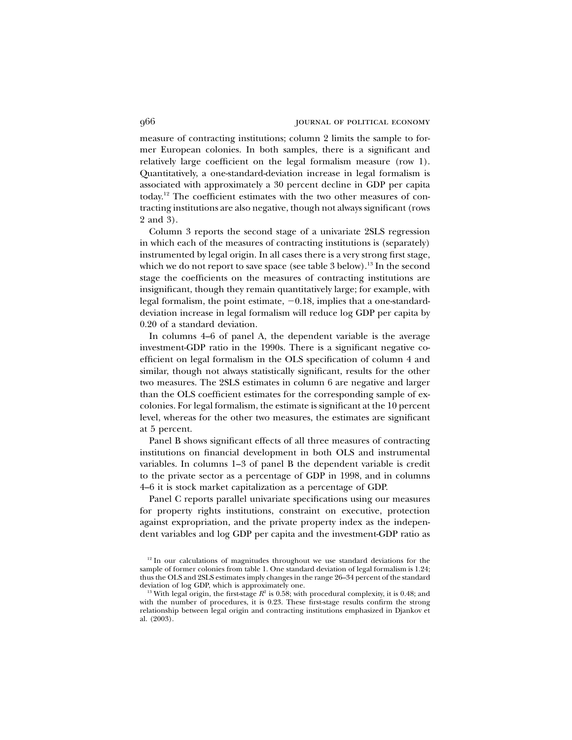measure of contracting institutions; column 2 limits the sample to former European colonies. In both samples, there is a significant and relatively large coefficient on the legal formalism measure (row 1). Quantitatively, a one-standard-deviation increase in legal formalism is associated with approximately a 30 percent decline in GDP per capita today.[12] The coefficient estimates with the two other measures of contracting institutions are also negative, though not always significant (rows 2 and 3).

Column 3 reports the second stage of a univariate 2SLS regression in which each of the measures of contracting institutions is (separately) instrumented by legal origin. In all cases there is a very strong first stage, which we do not report to save space (see table 3 below).[13] In the second stage the coefficients on the measures of contracting institutions are insignificant, though they remain quantitatively large; for example, with legal formalism, the point estimate, −0.18, implies that a one-standard-deviation increase in legal formalism will reduce log GDP per capita by 0.20 of a standard deviation.

In columns 4–6 of panel A, the dependent variable is the average investment-GDP ratio in the 1990s. There is a significant negative coefficient on legal formalism in the OLS specification of column 4 and similar, though not always statistically significant, results for the other two measures. The 2SLS estimates in column 6 are negative and larger than the OLS coefficient estimates for the corresponding sample of ex-colonies. For legal formalism, the estimate is significant at the 10 percent level, whereas for the other two measures, the estimates are significant at 5 percent.

Panel B shows significant effects of all three measures of contracting institutions on financial development in both OLS and instrumental variables. In columns 1–3 of panel B the dependent variable is credit to the private sector as a percentage of GDP in 1998, and in columns 4–6 it is stock market capitalization as a percentage of GDP.

Panel C reports parallel univariate specifications using our measures for property rights institutions, constraint on executive, protection against expropriation, and the private property index as the independent variables and log GDP per capita and the investment-GDP ratio as

[12] In our calculations of magnitudes throughout we use standard deviations for the sample of former colonies from table 1. One standard deviation of legal formalism is 1.24; thus the OLS and 2SLS estimates imply changes in the range 26–34 percent of the standard deviation of log GDP, which is approximately one.

[13] With legal origin, the first-stage $R^2$ is 0.58; with procedural complexity, it is 0.48; and with the number of procedures, it is 0.23. These first-stage results confirm the strong relationship between legal origin and contracting institutions emphasized in Djankov et al. (2003).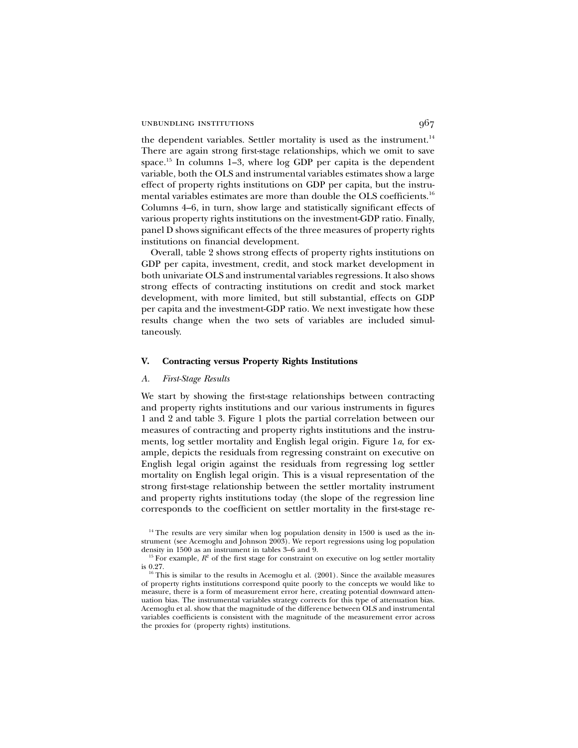the dependent variables. Settler mortality is used as the instrument.[14] There are again strong first-stage relationships, which we omit to save space.[15] In columns 1–3, where log GDP per capita is the dependent variable, both the OLS and instrumental variables estimates show a large effect of property rights institutions on GDP per capita, but the instrumental variables estimates are more than double the OLS coefficients.[16] Columns 4–6, in turn, show large and statistically significant effects of various property rights institutions on the investment-GDP ratio. Finally, panel D shows significant effects of the three measures of property rights institutions on financial development.

Overall, table 2 shows strong effects of property rights institutions on GDP per capita, investment, credit, and stock market development in both univariate OLS and instrumental variables regressions. It also shows strong effects of contracting institutions on credit and stock market development, with more limited, but still substantial, effects on GDP per capita and the investment-GDP ratio. We next investigate how these results change when the two sets of variables are included simultaneously.

## V. Contracting versus Property Rights Institutions

### A. *First-Stage Results*

We start by showing the first-stage relationships between contracting and property rights institutions and our various instruments in figures 1 and 2 and table 3. Figure 1 plots the partial correlation between our measures of contracting and property rights institutions and the instruments, log settler mortality and English legal origin. Figure 1*a*, for example, depicts the residuals from regressing constraint on executive on English legal origin against the residuals from regressing log settler mortality on English legal origin. This is a visual representation of the strong first-stage relationship between the settler mortality instrument and property rights institutions today (the slope of the regression line corresponds to the coefficient on settler mortality in the first-stage re-

[14] The results are very similar when log population density in 1500 is used as the instrument (see Acemoglu and Johnson 2003). We report regressions using log population density in 1500 as an instrument in tables 3–6 and 9.

[15] For example, $R^2$ of the first stage for constraint on executive on log settler mortality is 0.27.

[16] This is similar to the results in Acemoglu et al. (2001). Since the available measures of property rights institutions correspond quite poorly to the concepts we would like to measure, there is a form of measurement error here, creating potential downward attenuation bias. The instrumental variables strategy corrects for this type of attenuation bias. Acemoglu et al. show that the magnitude of the difference between OLS and instrumental variables coefficients is consistent with the magnitude of the measurement error across the proxies for (property rights) institutions.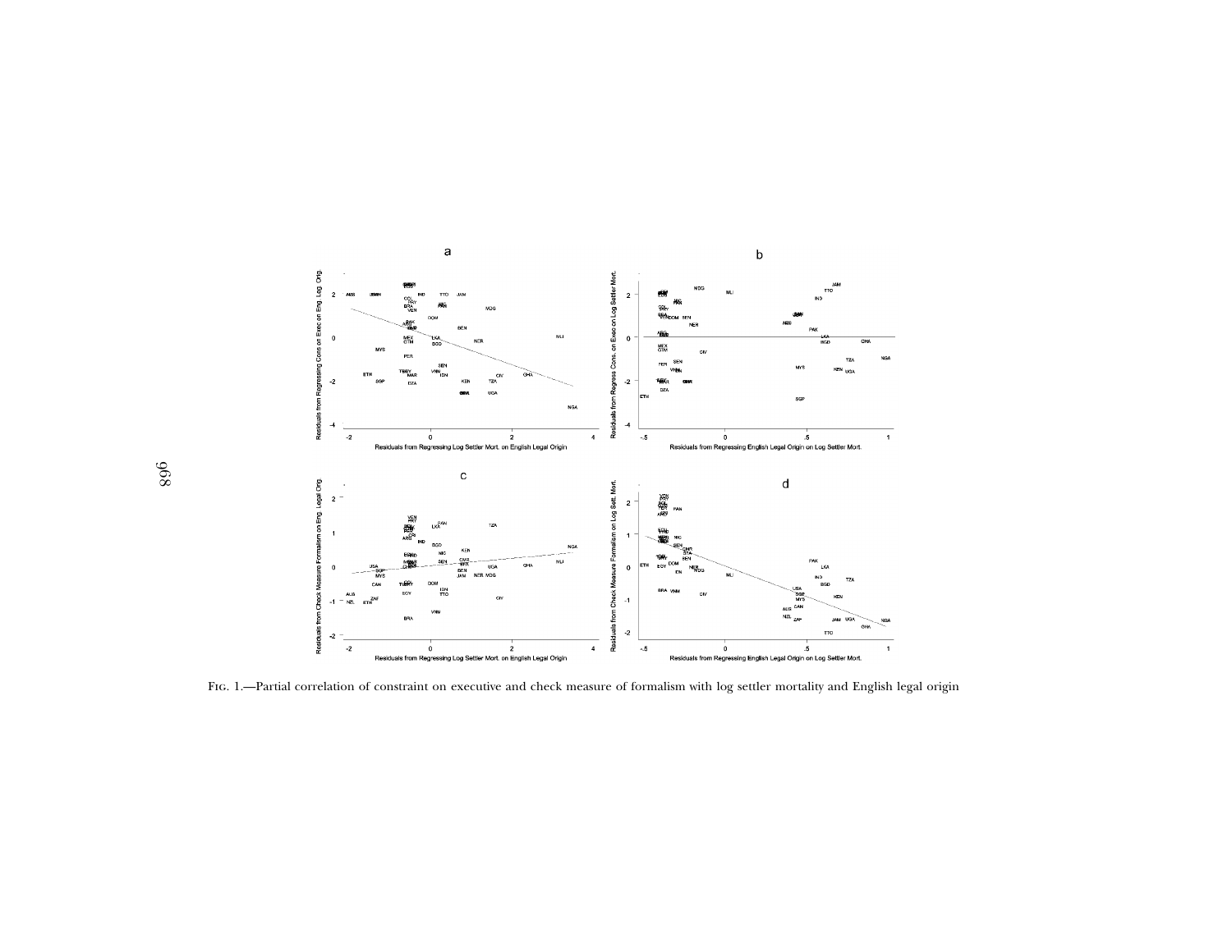Fig. 1.—Partial correlation of constraint on executive and check measure of formalism with log settler mortality and English legal origin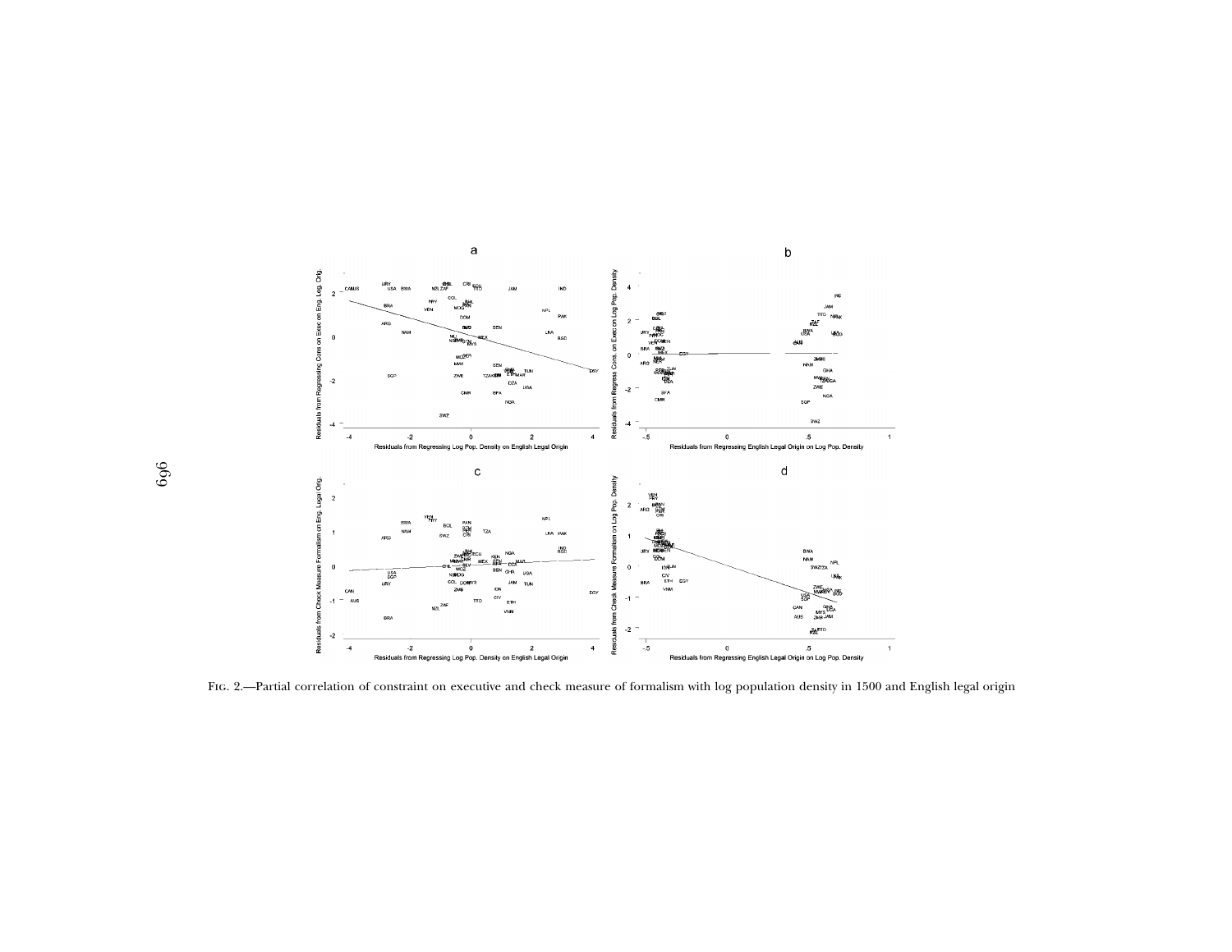Fig. 2.—Partial correlation of constraint on executive and check measure of formalism with log population density in 1500 and English legal origin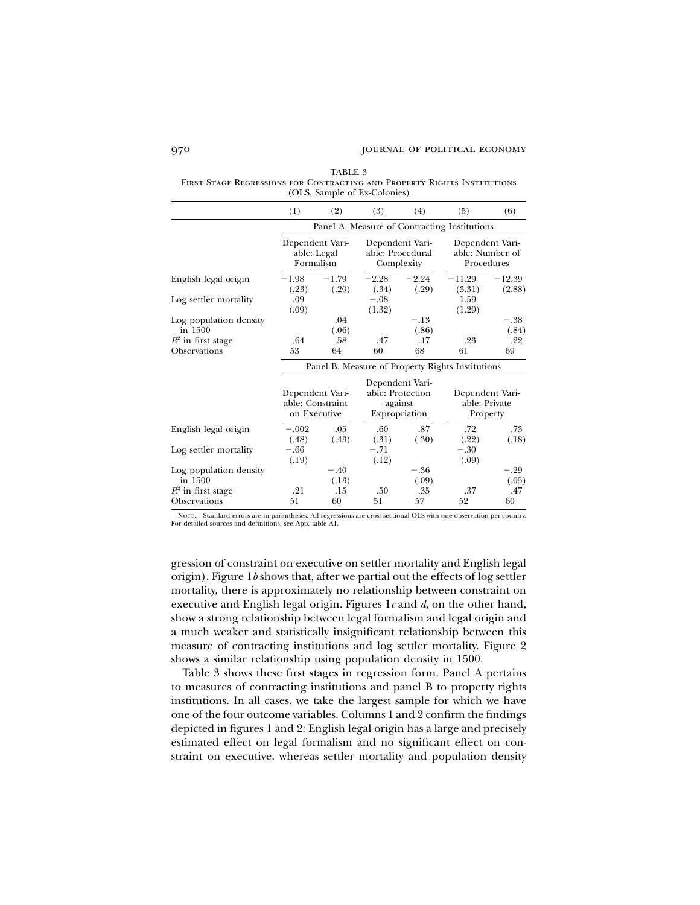TABLE 3

First-Stage Regressions for Contracting and Property Rights Institutions (OLS, Sample of Ex-Colonies)

| | (1) | (2) | (3) | (4) | (5) | (6) |
|---|---|---|---|---|---|---|
| | Panel A. Measure of Contracting Institutions | | | | | |
| | Dependent Variable: Legal Formalism | | Dependent Variable: Procedural Complexity | | Dependent Variable: Number of Procedures | |
| English legal origin | −1.98 | −1.79 | −2.28 | −2.24 | −11.29 | −12.39 |
| | (.23) | (.20) | (.34) | (.29) | (3.31) | (2.88) |
| Log settler mortality | .09 | | −.08 | | 1.59 | |
| | (.09) | | (1.32) | | (1.29) | |
| Log population density in 1500 | | .04 | | −.13 | | −.38 |
| | | (.06) | | (.86) | | (.84) |
| $R^2$ in first stage | .64 | .58 | .47 | .47 | .23 | .22 |
| Observations | 53 | 64 | 60 | 68 | 61 | 69 |
| | Panel B. Measure of Property Rights Institutions | | | | | |
| | Dependent Variable: Constraint on Executive | | Dependent Variable: Protection against Expropriation | | Dependent Variable: Private Property | |
| English legal origin | −.002 | .05 | .60 | .87 | .72 | .73 |
| | (.48) | (.43) | (.31) | (.30) | (.22) | (.18) |
| Log settler mortality | −.66 | | −.71 | | −.30 | |
| | (.19) | | (.12) | | (.09) | |
| Log population density in 1500 | | −.40 | | −.36 | | −.29 |
| | | (.13) | | (.09) | | (.05) |
| $R^2$ in first stage | .21 | .15 | .50 | .35 | .37 | .47 |
| Observations | 51 | 60 | 51 | 57 | 52 | 60 |

Note.—Standard errors are in parentheses. All regressions are cross-sectional OLS with one observation per country. For detailed sources and definitions, see App. table A1.

gression of constraint on executive on settler mortality and English legal origin). Figure 1*b* shows that, after we partial out the effects of log settler mortality, there is approximately no relationship between constraint on executive and English legal origin. Figures 1*c* and *d*, on the other hand, show a strong relationship between legal formalism and legal origin and a much weaker and statistically insignificant relationship between this measure of contracting institutions and log settler mortality. Figure 2 shows a similar relationship using population density in 1500.

Table 3 shows these first stages in regression form. Panel A pertains to measures of contracting institutions and panel B to property rights institutions. In all cases, we take the largest sample for which we have one of the four outcome variables. Columns 1 and 2 confirm the findings depicted in figures 1 and 2: English legal origin has a large and precisely estimated effect on legal formalism and no significant effect on constraint on executive, whereas settler mortality and population density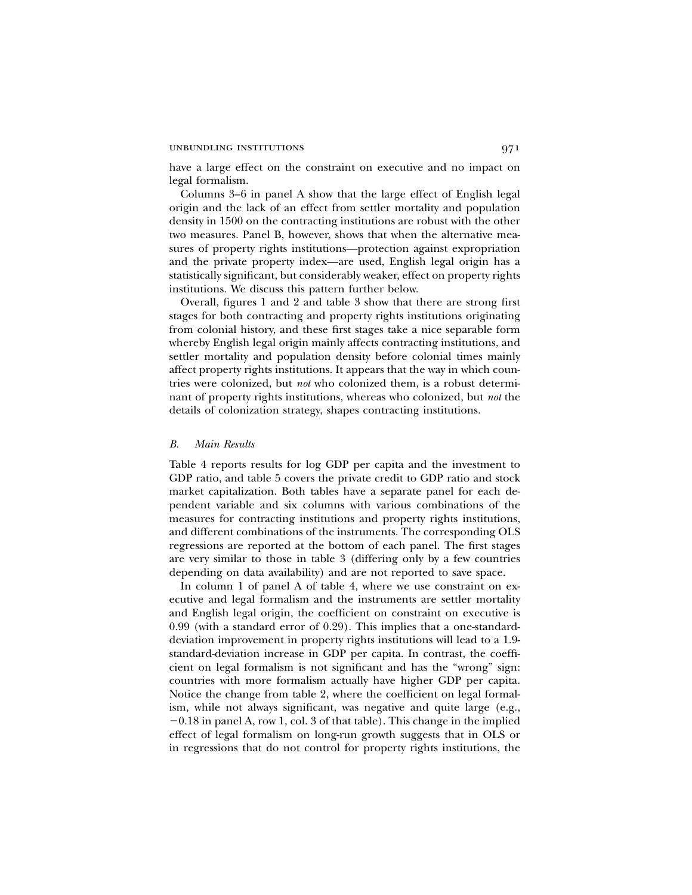have a large effect on the constraint on executive and no impact on legal formalism.

Columns 3–6 in panel A show that the large effect of English legal origin and the lack of an effect from settler mortality and population density in 1500 on the contracting institutions are robust with the other two measures. Panel B, however, shows that when the alternative measures of property rights institutions—protection against expropriation and the private property index—are used, English legal origin has a statistically significant, but considerably weaker, effect on property rights institutions. We discuss this pattern further below.

Overall, figures 1 and 2 and table 3 show that there are strong first stages for both contracting and property rights institutions originating from colonial history, and these first stages take a nice separable form whereby English legal origin mainly affects contracting institutions, and settler mortality and population density before colonial times mainly affect property rights institutions. It appears that the way in which countries were colonized, but *not* who colonized them, is a robust determinant of property rights institutions, whereas who colonized, but *not* the details of colonization strategy, shapes contracting institutions.

### *B. Main Results*

Table 4 reports results for log GDP per capita and the investment to GDP ratio, and table 5 covers the private credit to GDP ratio and stock market capitalization. Both tables have a separate panel for each dependent variable and six columns with various combinations of the measures for contracting institutions and property rights institutions, and different combinations of the instruments. The corresponding OLS regressions are reported at the bottom of each panel. The first stages are very similar to those in table 3 (differing only by a few countries depending on data availability) and are not reported to save space.

In column 1 of panel A of table 4, where we use constraint on executive and legal formalism and the instruments are settler mortality and English legal origin, the coefficient on constraint on executive is 0.99 (with a standard error of 0.29). This implies that a one-standard-deviation improvement in property rights institutions will lead to a 1.9-standard-deviation increase in GDP per capita. In contrast, the coefficient on legal formalism is not significant and has the "wrong" sign: countries with more formalism actually have higher GDP per capita. Notice the change from table 2, where the coefficient on legal formalism, while not always significant, was negative and quite large (e.g., −0.18 in panel A, row 1, col. 3 of that table). This change in the implied effect of legal formalism on long-run growth suggests that in OLS or in regressions that do not control for property rights institutions, the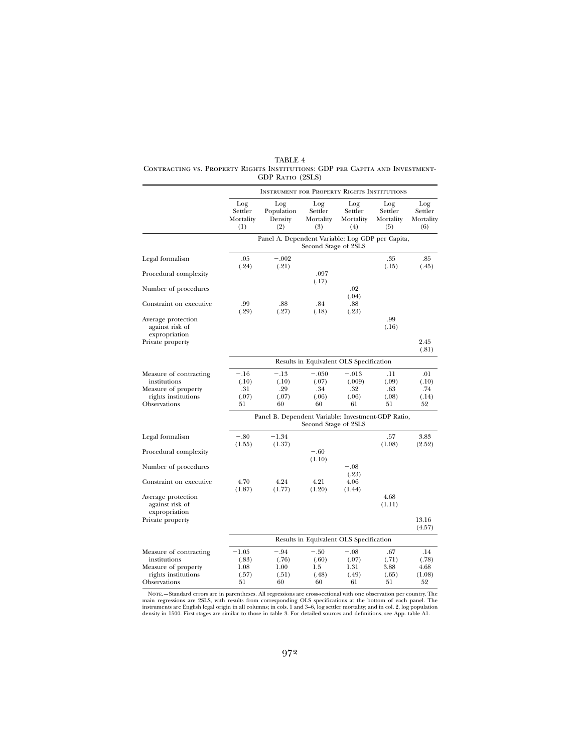TABLE 4

Contracting vs. Property Rights Institutions: GDP per Capita and Investment-GDP Ratio (2SLS)

| | Instrument for Property Rights Institutions | | | | | |
|---|---|---|---|---|---|---|
| | Log Settler Mortality (1) | Log Population Density (2) | Log Settler Mortality (3) | Log Settler Mortality (4) | Log Settler Mortality (5) | Log Settler Mortality (6) |
| | Panel A. Dependent Variable: Log GDP per Capita, Second Stage of 2SLS | | | | | |
| Legal formalism | .05 (.24) | −.002 (.21) | | | .35 (.15) | .85 (.45) |
| Procedural complexity | | | .097 (.17) | | | |
| Number of procedures | | | | .02 (.04) | | |
| Constraint on executive | .99 (.29) | .88 (.27) | .84 (.18) | .88 (.23) | | |
| Average protection against risk of expropriation | | | | | .99 (.16) | |
| Private property | | | | | | 2.45 (.81) |
| | Results in Equivalent OLS Specification | | | | | |
| Measure of contracting institutions | −.16 (.10) | −.13 (.10) | −.050 (.07) | −.013 (.009) | .11 (.09) | .01 (.10) |
| Measure of property rights institutions | .31 (.07) | .29 (.07) | .34 (.06) | .32 (.06) | .63 (.08) | .74 (.14) |
| Observations | 51 | 60 | 60 | 61 | 51 | 52 |
| | Panel B. Dependent Variable: Investment-GDP Ratio, Second Stage of 2SLS | | | | | |
| Legal formalism | −.80 (1.55) | −1.34 (1.37) | | | .57 (1.08) | 3.83 (2.52) |
| Procedural complexity | | | −.60 (1.10) | | | |
| Number of procedures | | | | −.08 (.23) | | |
| Constraint on executive | 4.70 (1.87) | 4.24 (1.77) | 4.21 (1.20) | 4.06 (1.44) | | |
| Average protection against risk of expropriation | | | | | 4.68 (1.11) | |
| Private property | | | | | | 13.16 (4.57) |
| | Results in Equivalent OLS Specification | | | | | |
| Measure of contracting institutions | −1.05 (.83) | −.94 (.76) | −.50 (.60) | −.08 (.07) | .67 (.71) | .14 (.78) |
| Measure of property rights institutions | 1.08 (.57) | 1.00 (.51) | 1.5 (.48) | 1.31 (.49) | 3.88 (.65) | 4.68 (1.08) |
| Observations | 51 | 60 | 60 | 61 | 51 | 52 |

Note.—Standard errors are in parentheses. All regressions are cross-sectional with one observation per country. The main regressions are 2SLS, with results from corresponding OLS specifications at the bottom of each panel. The instruments are English legal origin in all columns; in cols. 1 and 3–6, log settler mortality; and in col. 2, log population density in 1500. First stages are similar to those in table 3. For detailed sources and definitions, see App. table A1.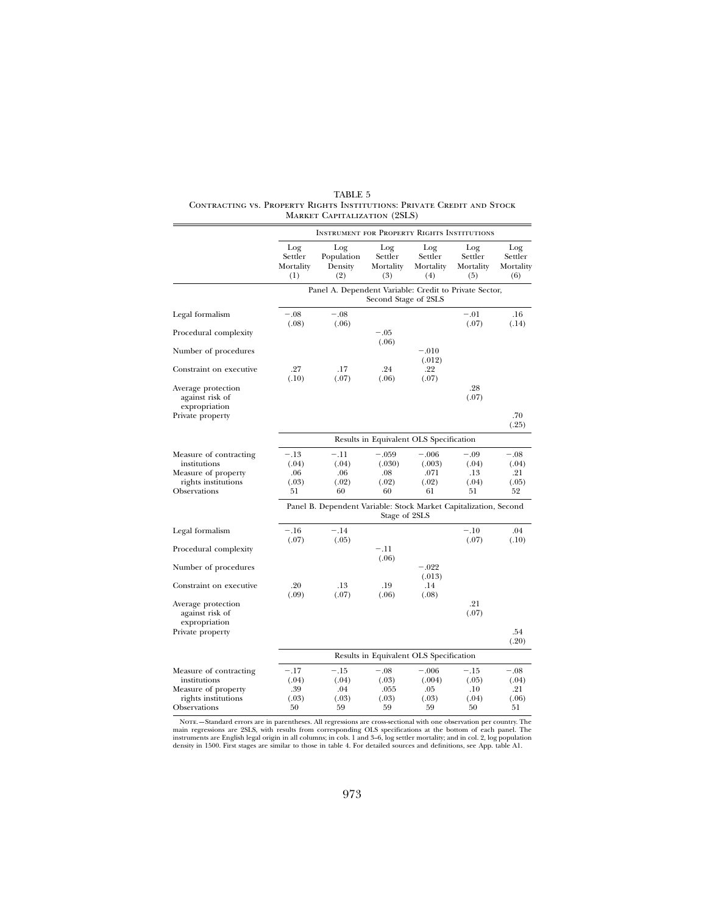TABLE 5

Contracting vs. Property Rights Institutions: Private Credit and Stock Market Capitalization (2SLS)

| | Instrument for Property Rights Institutions | | | | | |
|---|---|---|---|---|---|---|
| | Log Settler Mortality (1) | Log Population Density (2) | Log Settler Mortality (3) | Log Settler Mortality (4) | Log Settler Mortality (5) | Log Settler Mortality (6) |
| | Panel A. Dependent Variable: Credit to Private Sector, Second Stage of 2SLS | | | | | |
| Legal formalism | −.08 | −.08 | | | −.01 | .16 |
| | (.08) | (.06) | | | (.07) | (.14) |
| Procedural complexity | | | −.05 | | | |
| | | | (.06) | | | |
| Number of procedures | | | | −.010 | | |
| | | | | (.012) | | |
| Constraint on executive | .27 | .17 | .24 | .22 | | |
| | (.10) | (.07) | (.06) | (.07) | | |
| Average protection against risk of expropriation | | | | | .28 | |
| | | | | | (.07) | |
| Private property | | | | | | .70 |
| | | | | | | (.25) |
| | Results in Equivalent OLS Specification | | | | | |
| Measure of contracting institutions | −.13 | −.11 | −.059 | −.006 | −.09 | −.08 |
| | (.04) | (.04) | (.030) | (.003) | (.04) | (.04) |
| Measure of property rights institutions | .06 | .06 | .08 | .071 | .13 | .21 |
| | (.03) | (.02) | (.02) | (.02) | (.04) | (.05) |
| Observations | 51 | 60 | 60 | 61 | 51 | 52 |
| | Panel B. Dependent Variable: Stock Market Capitalization, Second Stage of 2SLS | | | | | |
| Legal formalism | −.16 | −.14 | | | −.10 | .04 |
| | (.07) | (.05) | | | (.07) | (.10) |
| Procedural complexity | | | −.11 | | | |
| | | | (.06) | | | |
| Number of procedures | | | | −.022 | | |
| | | | | (.013) | | |
| Constraint on executive | .20 | .13 | .19 | .14 | | |
| | (.09) | (.07) | (.06) | (.08) | | |
| Average protection against risk of expropriation | | | | | .21 | |
| | | | | | (.07) | |
| Private property | | | | | | .54 |
| | | | | | | (.20) |
| | Results in Equivalent OLS Specification | | | | | |
| Measure of contracting institutions | −.17 | −.15 | −.08 | −.006 | −.15 | −.08 |
| | (.04) | (.04) | (.03) | (.004) | (.05) | (.04) |
| Measure of property rights institutions | .39 | .04 | .055 | .05 | .10 | .21 |
| | (.03) | (.03) | (.03) | (.03) | (.04) | (.06) |
| Observations | 50 | 59 | 59 | 59 | 50 | 51 |

Note.—Standard errors are in parentheses. All regressions are cross-sectional with one observation per country. The main regressions are 2SLS, with results from corresponding OLS specifications at the bottom of each panel. The instruments are English legal origin in all columns; in cols. 1 and 3–6, log settler mortality; and in col. 2, log population density in 1500. First stages are similar to those in table 4. For detailed sources and definitions, see App. table A1.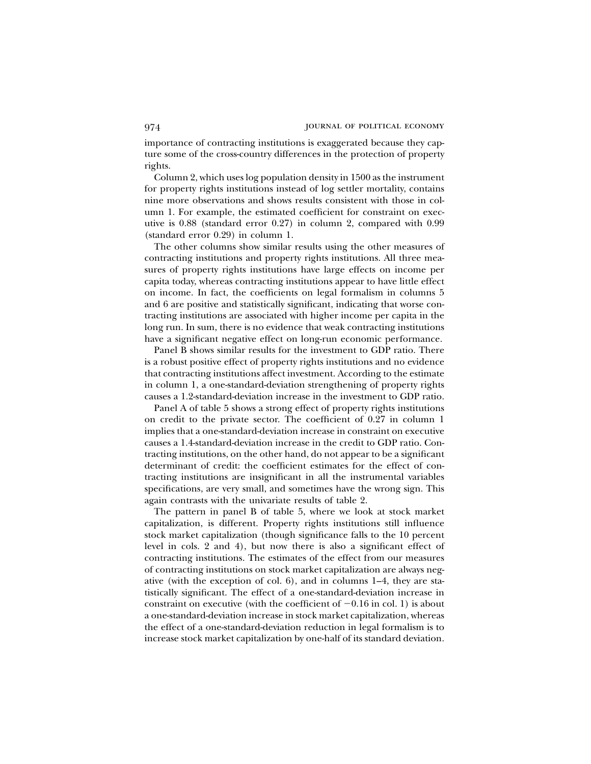importance of contracting institutions is exaggerated because they capture some of the cross-country differences in the protection of property rights.

Column 2, which uses log population density in 1500 as the instrument for property rights institutions instead of log settler mortality, contains nine more observations and shows results consistent with those in column 1. For example, the estimated coefficient for constraint on executive is 0.88 (standard error 0.27) in column 2, compared with 0.99 (standard error 0.29) in column 1.

The other columns show similar results using the other measures of contracting institutions and property rights institutions. All three measures of property rights institutions have large effects on income per capita today, whereas contracting institutions appear to have little effect on income. In fact, the coefficients on legal formalism in columns 5 and 6 are positive and statistically significant, indicating that worse contracting institutions are associated with higher income per capita in the long run. In sum, there is no evidence that weak contracting institutions have a significant negative effect on long-run economic performance.

Panel B shows similar results for the investment to GDP ratio. There is a robust positive effect of property rights institutions and no evidence that contracting institutions affect investment. According to the estimate in column 1, a one-standard-deviation strengthening of property rights causes a 1.2-standard-deviation increase in the investment to GDP ratio.

Panel A of table 5 shows a strong effect of property rights institutions on credit to the private sector. The coefficient of 0.27 in column 1 implies that a one-standard-deviation increase in constraint on executive causes a 1.4-standard-deviation increase in the credit to GDP ratio. Contracting institutions, on the other hand, do not appear to be a significant determinant of credit: the coefficient estimates for the effect of contracting institutions are insignificant in all the instrumental variables specifications, are very small, and sometimes have the wrong sign. This again contrasts with the univariate results of table 2.

The pattern in panel B of table 5, where we look at stock market capitalization, is different. Property rights institutions still influence stock market capitalization (though significance falls to the 10 percent level in cols. 2 and 4), but now there is also a significant effect of contracting institutions. The estimates of the effect from our measures of contracting institutions on stock market capitalization are always negative (with the exception of col. 6), and in columns 1–4, they are statistically significant. The effect of a one-standard-deviation increase in constraint on executive (with the coefficient of $-0.16$ in col. 1) is about a one-standard-deviation increase in stock market capitalization, whereas the effect of a one-standard-deviation reduction in legal formalism is to increase stock market capitalization by one-half of its standard deviation.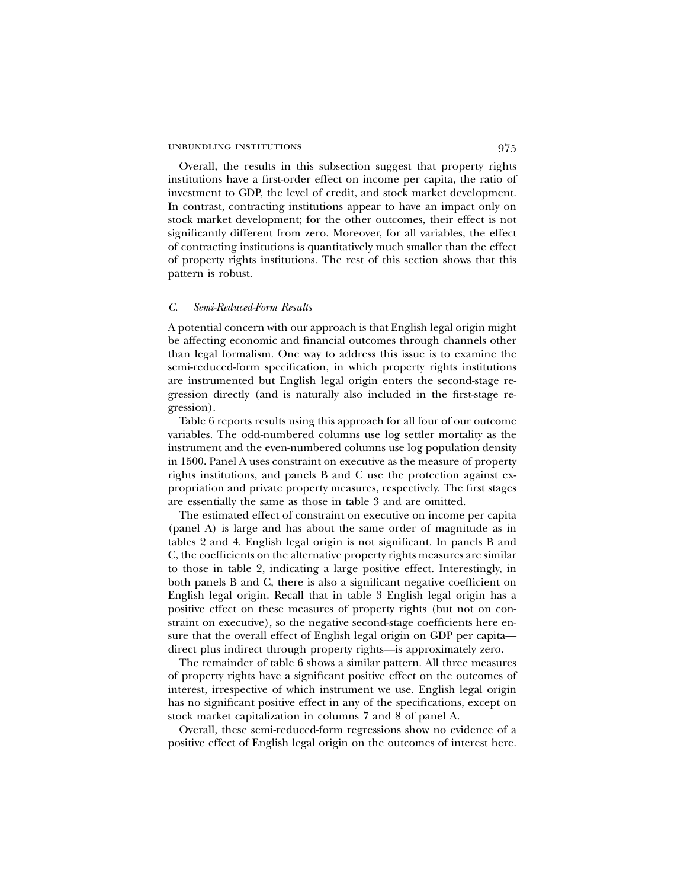Overall, the results in this subsection suggest that property rights institutions have a first-order effect on income per capita, the ratio of investment to GDP, the level of credit, and stock market development. In contrast, contracting institutions appear to have an impact only on stock market development; for the other outcomes, their effect is not significantly different from zero. Moreover, for all variables, the effect of contracting institutions is quantitatively much smaller than the effect of property rights institutions. The rest of this section shows that this pattern is robust.

### *C. Semi-Reduced-Form Results*

A potential concern with our approach is that English legal origin might be affecting economic and financial outcomes through channels other than legal formalism. One way to address this issue is to examine the semi-reduced-form specification, in which property rights institutions are instrumented but English legal origin enters the second-stage regression directly (and is naturally also included in the first-stage regression).

Table 6 reports results using this approach for all four of our outcome variables. The odd-numbered columns use log settler mortality as the instrument and the even-numbered columns use log population density in 1500. Panel A uses constraint on executive as the measure of property rights institutions, and panels B and C use the protection against expropriation and private property measures, respectively. The first stages are essentially the same as those in table 3 and are omitted.

The estimated effect of constraint on executive on income per capita (panel A) is large and has about the same order of magnitude as in tables 2 and 4. English legal origin is not significant. In panels B and C, the coefficients on the alternative property rights measures are similar to those in table 2, indicating a large positive effect. Interestingly, in both panels B and C, there is also a significant negative coefficient on English legal origin. Recall that in table 3 English legal origin has a positive effect on these measures of property rights (but not on constraint on executive), so the negative second-stage coefficients here ensure that the overall effect of English legal origin on GDP per capita—direct plus indirect through property rights—is approximately zero.

The remainder of table 6 shows a similar pattern. All three measures of property rights have a significant positive effect on the outcomes of interest, irrespective of which instrument we use. English legal origin has no significant positive effect in any of the specifications, except on stock market capitalization in columns 7 and 8 of panel A.

Overall, these semi-reduced-form regressions show no evidence of a positive effect of English legal origin on the outcomes of interest here.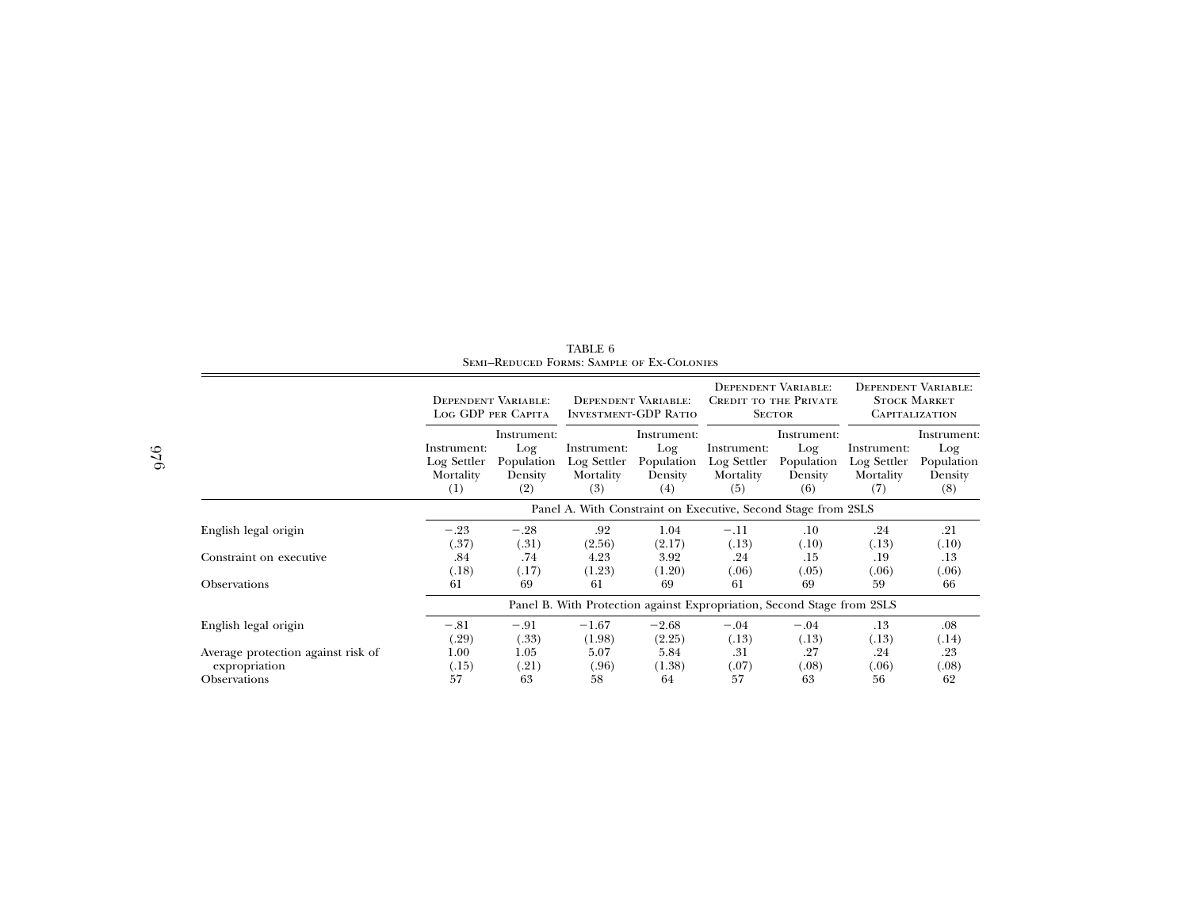TABLE 6
Semi–Reduced Forms: Sample of Ex-Colonies

| | Dependent Variable: Log GDP per Capita | | Dependent Variable: Investment-GDP Ratio | | Dependent Variable: Credit to the Private Sector | | Dependent Variable: Stock Market Capitalization | |
|---|---|---|---|---|---|---|---|---|
| | Instrument: Log Settler Mortality (1) | Instrument: Log Population Density (2) | Instrument: Log Settler Mortality (3) | Instrument: Log Population Density (4) | Instrument: Log Settler Mortality (5) | Instrument: Log Population Density (6) | Instrument: Log Settler Mortality (7) | Instrument: Log Population Density (8) |
| | Panel A. With Constraint on Executive, Second Stage from 2SLS | | | | | | | |
| English legal origin | −.23 | −.28 | .92 | 1.04 | −.11 | .10 | .24 | .21 |
| | (.37) | (.31) | (2.56) | (2.17) | (.13) | (.10) | (.13) | (.10) |
| Constraint on executive | .84 | .74 | 4.23 | 3.92 | .24 | .15 | .19 | .13 |
| | (.18) | (.17) | (1.23) | (1.20) | (.06) | (.05) | (.06) | (.06) |
| Observations | 61 | 69 | 61 | 69 | 61 | 69 | 59 | 66 |
| | Panel B. With Protection against Expropriation, Second Stage from 2SLS | | | | | | | |
| English legal origin | −.81 | −.91 | −1.67 | −2.68 | −.04 | −.04 | .13 | .08 |
| | (.29) | (.33) | (1.98) | (2.25) | (.13) | (.13) | (.13) | (.14) |
| Average protection against risk of expropriation | 1.00 | 1.05 | 5.07 | 5.84 | .31 | .27 | .24 | .23 |
| | (.15) | (.21) | (.96) | (1.38) | (.07) | (.08) | (.06) | (.08) |
| Observations | 57 | 63 | 58 | 64 | 57 | 63 | 56 | 62 |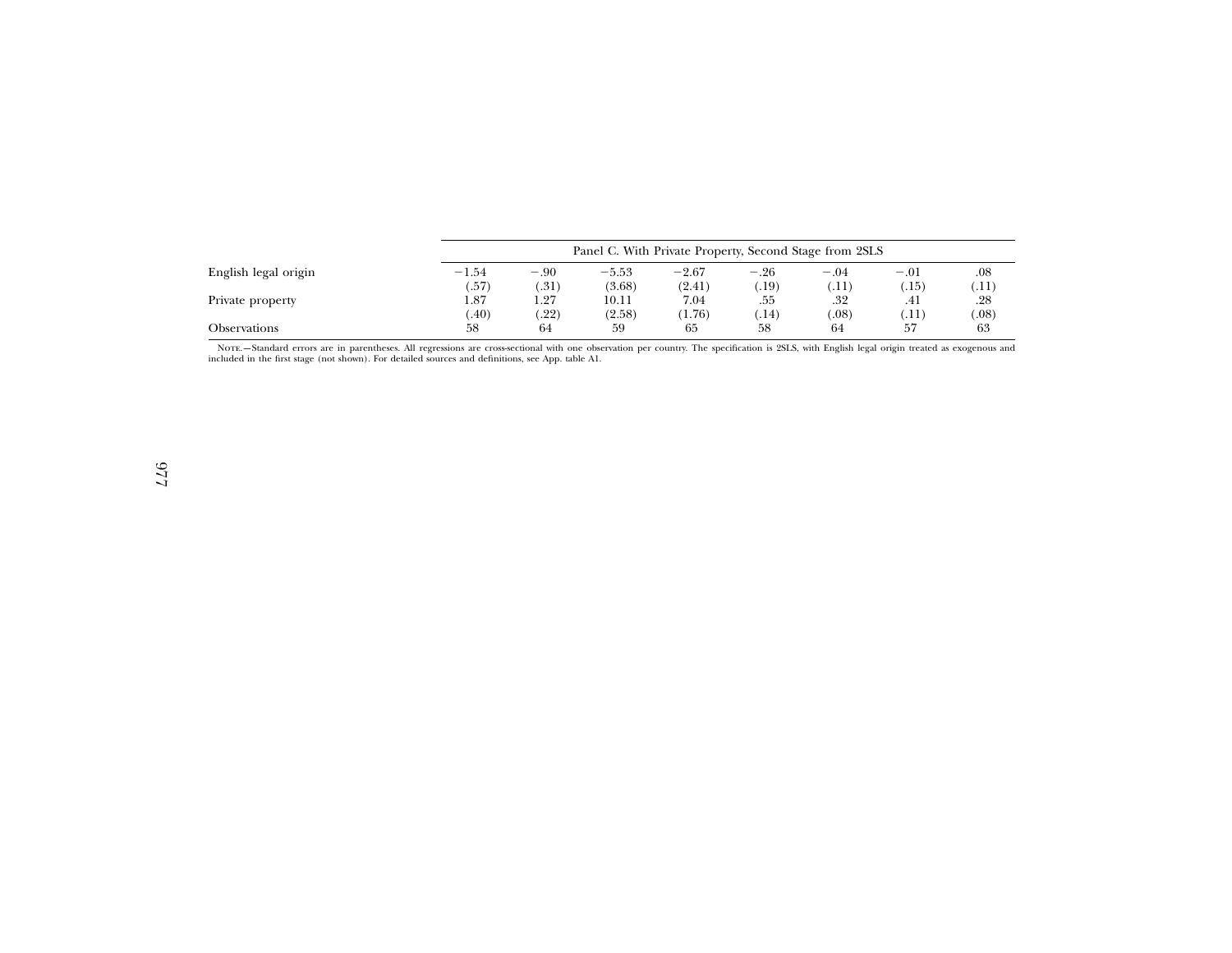| | Panel C. With Private Property, Second Stage from 2SLS | | | | | | | |
|---|---|---|---|---|---|---|---|---|
| English legal origin | −1.54 | −.90 | −5.53 | −2.67 | −.26 | −.04 | −.01 | .08 |
| | (.57) | (.31) | (3.68) | (2.41) | (.19) | (.11) | (.15) | (.11) |
| Private property | 1.87 | 1.27 | 10.11 | 7.04 | .55 | .32 | .41 | .28 |
| | (.40) | (.22) | (2.58) | (1.76) | (.14) | (.08) | (.11) | (.08) |
| Observations | 58 | 64 | 59 | 65 | 58 | 64 | 57 | 63 |

Note.—Standard errors are in parentheses. All regressions are cross-sectional with one observation per country. The specification is 2SLS, with English legal origin treated as exogenous and included in the first stage (not shown). For detailed sources and definitions, see App. table A1.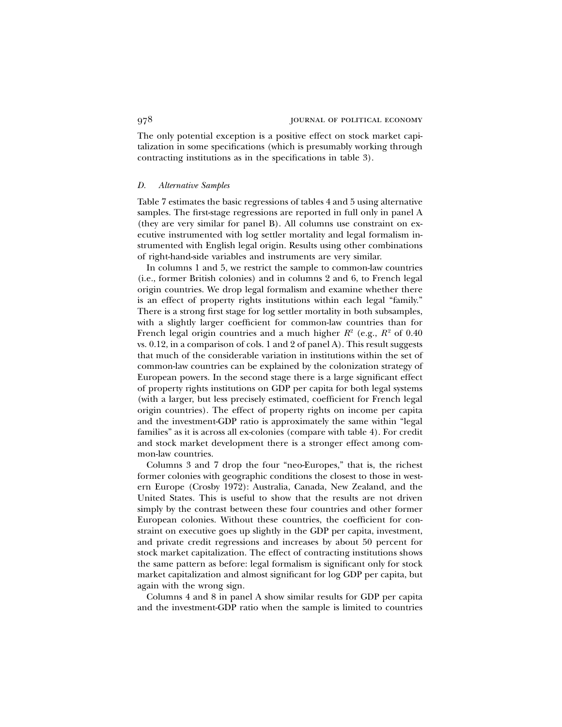The only potential exception is a positive effect on stock market capitalization in some specifications (which is presumably working through contracting institutions as in the specifications in table 3).

### *D. Alternative Samples*

Table 7 estimates the basic regressions of tables 4 and 5 using alternative samples. The first-stage regressions are reported in full only in panel A (they are very similar for panel B). All columns use constraint on executive instrumented with log settler mortality and legal formalism instrumented with English legal origin. Results using other combinations of right-hand-side variables and instruments are very similar.

In columns 1 and 5, we restrict the sample to common-law countries (i.e., former British colonies) and in columns 2 and 6, to French legal origin countries. We drop legal formalism and examine whether there is an effect of property rights institutions within each legal "family." There is a strong first stage for log settler mortality in both subsamples, with a slightly larger coefficient for common-law countries than for French legal origin countries and a much higher $R^2$ (e.g., $R^2$ of 0.40 vs. 0.12, in a comparison of cols. 1 and 2 of panel A). This result suggests that much of the considerable variation in institutions within the set of common-law countries can be explained by the colonization strategy of European powers. In the second stage there is a large significant effect of property rights institutions on GDP per capita for both legal systems (with a larger, but less precisely estimated, coefficient for French legal origin countries). The effect of property rights on income per capita and the investment-GDP ratio is approximately the same within "legal families" as it is across all ex-colonies (compare with table 4). For credit and stock market development there is a stronger effect among common-law countries.

Columns 3 and 7 drop the four "neo-Europes," that is, the richest former colonies with geographic conditions the closest to those in western Europe (Crosby 1972): Australia, Canada, New Zealand, and the United States. This is useful to show that the results are not driven simply by the contrast between these four countries and other former European colonies. Without these countries, the coefficient for constraint on executive goes up slightly in the GDP per capita, investment, and private credit regressions and increases by about 50 percent for stock market capitalization. The effect of contracting institutions shows the same pattern as before: legal formalism is significant only for stock market capitalization and almost significant for log GDP per capita, but again with the wrong sign.

Columns 4 and 8 in panel A show similar results for GDP per capita and the investment-GDP ratio when the sample is limited to countries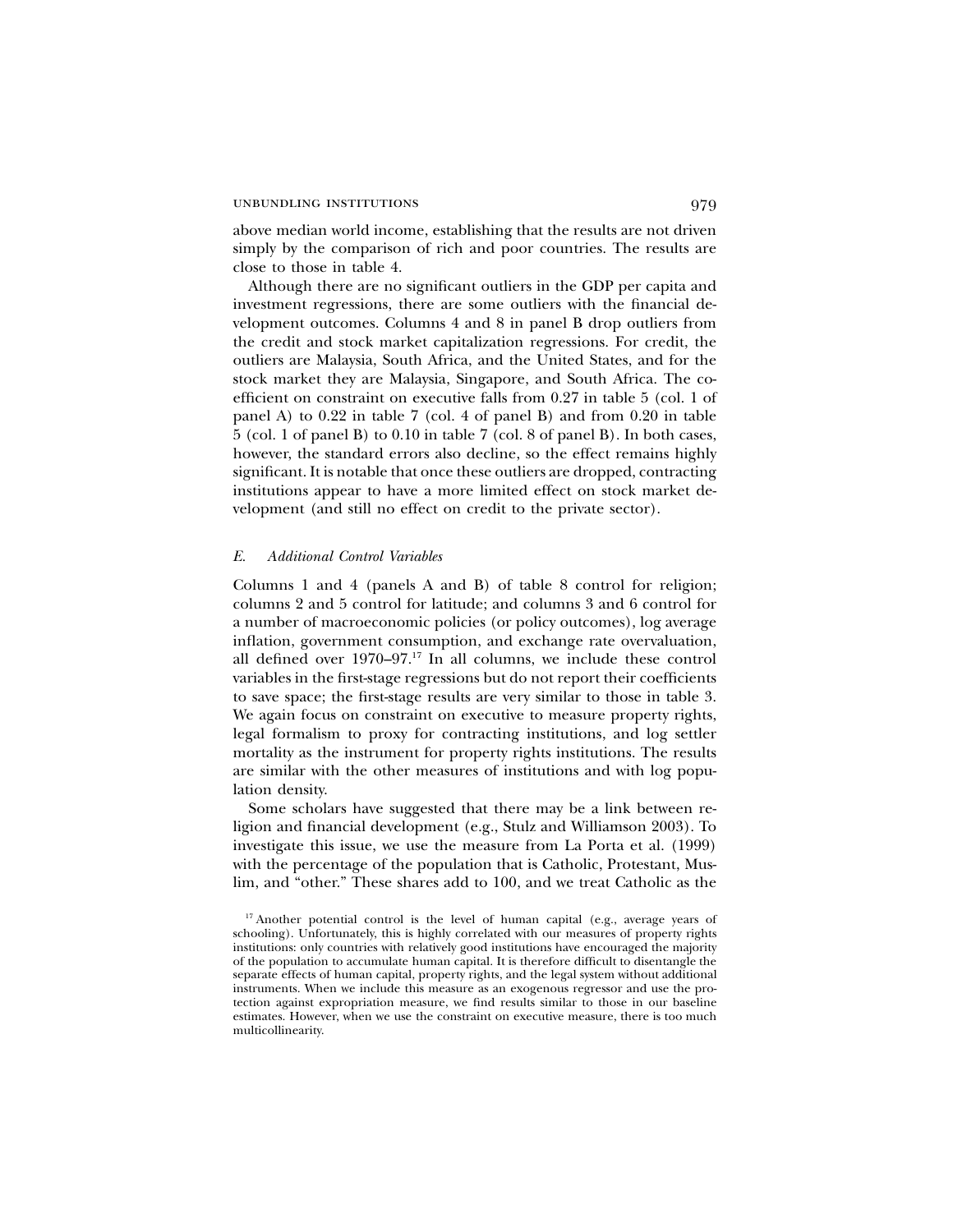above median world income, establishing that the results are not driven simply by the comparison of rich and poor countries. The results are close to those in table 4.

Although there are no significant outliers in the GDP per capita and investment regressions, there are some outliers with the financial development outcomes. Columns 4 and 8 in panel B drop outliers from the credit and stock market capitalization regressions. For credit, the outliers are Malaysia, South Africa, and the United States, and for the stock market they are Malaysia, Singapore, and South Africa. The coefficient on constraint on executive falls from 0.27 in table 5 (col. 1 of panel A) to 0.22 in table 7 (col. 4 of panel B) and from 0.20 in table 5 (col. 1 of panel B) to 0.10 in table 7 (col. 8 of panel B). In both cases, however, the standard errors also decline, so the effect remains highly significant. It is notable that once these outliers are dropped, contracting institutions appear to have a more limited effect on stock market development (and still no effect on credit to the private sector).

### *E. Additional Control Variables*

Columns 1 and 4 (panels A and B) of table 8 control for religion; columns 2 and 5 control for latitude; and columns 3 and 6 control for a number of macroeconomic policies (or policy outcomes), log average inflation, government consumption, and exchange rate overvaluation, all defined over 1970–97.[17] In all columns, we include these control variables in the first-stage regressions but do not report their coefficients to save space; the first-stage results are very similar to those in table 3. We again focus on constraint on executive to measure property rights, legal formalism to proxy for contracting institutions, and log settler mortality as the instrument for property rights institutions. The results are similar with the other measures of institutions and with log population density.

Some scholars have suggested that there may be a link between religion and financial development (e.g., Stulz and Williamson 2003). To investigate this issue, we use the measure from La Porta et al. (1999) with the percentage of the population that is Catholic, Protestant, Muslim, and "other." These shares add to 100, and we treat Catholic as the

[17] Another potential control is the level of human capital (e.g., average years of schooling). Unfortunately, this is highly correlated with our measures of property rights institutions: only countries with relatively good institutions have encouraged the majority of the population to accumulate human capital. It is therefore difficult to disentangle the separate effects of human capital, property rights, and the legal system without additional instruments. When we include this measure as an exogenous regressor and use the protection against expropriation measure, we find results similar to those in our baseline estimates. However, when we use the constraint on executive measure, there is too much multicollinearity.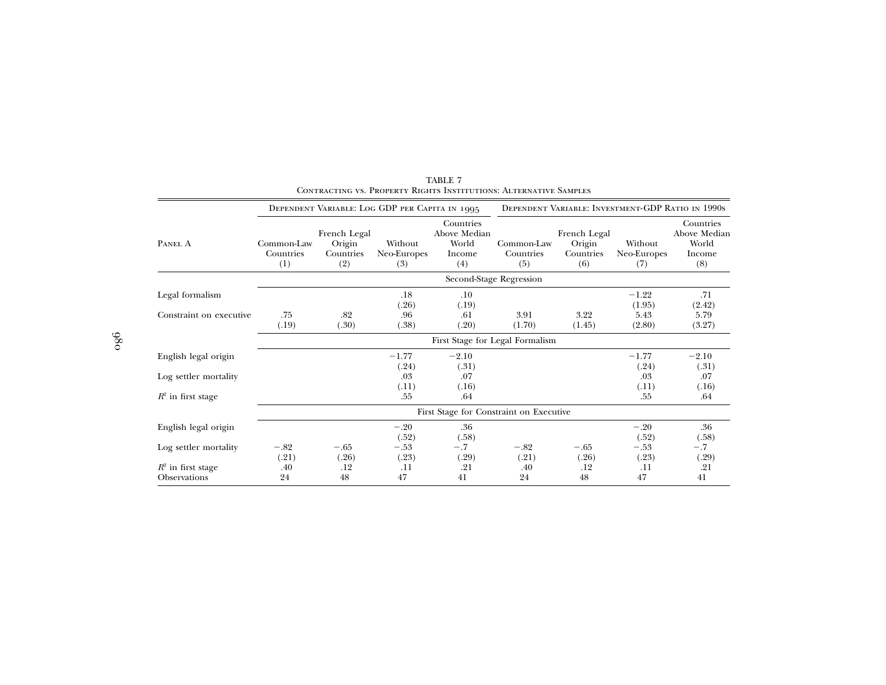TABLE 7
CONTRACTING VS. PROPERTY RIGHTS INSTITUTIONS: ALTERNATIVE SAMPLES

| | Dependent Variable: Log GDP per Capita in 1995 | | | | Dependent Variable: Investment-GDP Ratio in 1990s | | | |
|---|---|---|---|---|---|---|---|---|
| Panel A | Common-Law Countries (1) | French Legal Origin Countries (2) | Without Neo-Europes (3) | Countries Above Median World Income (4) | Common-Law Countries (5) | French Legal Origin Countries (6) | Without Neo-Europes (7) | Countries Above Median World Income (8) |
| | Second-Stage Regression | | | | | | | |
| Legal formalism | | | .18 | .10 | | | −1.22 | .71 |
| | | | (.26) | (.19) | | | (1.95) | (2.42) |
| Constraint on executive | .75 | .82 | .96 | .61 | 3.91 | 3.22 | 5.43 | 5.79 |
| | (.19) | (.30) | (.38) | (.20) | (1.70) | (1.45) | (2.80) | (3.27) |
| | First Stage for Legal Formalism | | | | | | | |
| English legal origin | | | −1.77 | −2.10 | | | −1.77 | −2.10 |
| | | | (.24) | (.31) | | | (.24) | (.31) |
| Log settler mortality | | | .03 | .07 | | | .03 | .07 |
| | | | (.11) | (.16) | | | (.11) | (.16) |
| $R^2$ in first stage | | | .55 | .64 | | | .55 | .64 |
| | First Stage for Constraint on Executive | | | | | | | |
| English legal origin | | | −.20 | .36 | | | −.20 | .36 |
| | | | (.52) | (.58) | | | (.52) | (.58) |
| Log settler mortality | −.82 | −.65 | −.53 | −.7 | −.82 | −.65 | −.53 | −.7 |
| | (.21) | (.26) | (.23) | (.29) | (.21) | (.26) | (.23) | (.29) |
| $R^2$ in first stage | .40 | .12 | .11 | .21 | .40 | .12 | .11 | .21 |
| Observations | 24 | 48 | 47 | 41 | 24 | 48 | 47 | 41 |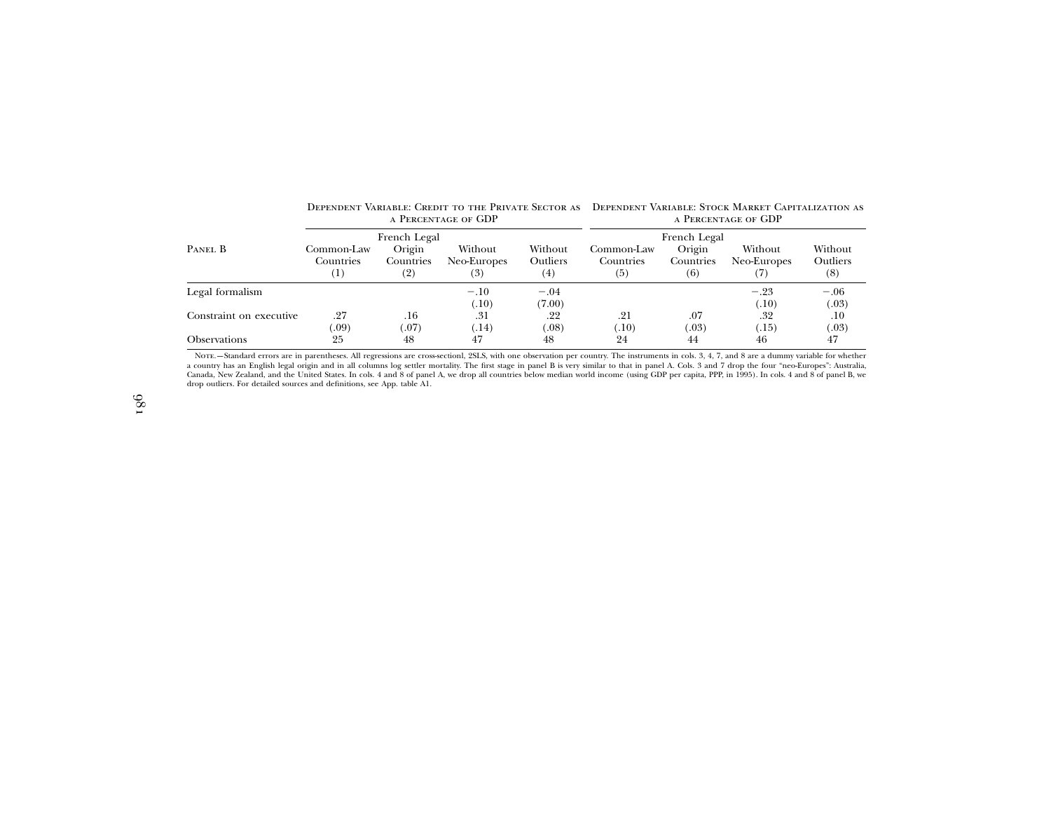| Panel B | Dependent Variable: Credit to the Private Sector as a Percentage of GDP | | | | Dependent Variable: Stock Market Capitalization as a Percentage of GDP | | | |
|---|---|---|---|---|---|---|---|---|
| | Common-Law Countries (1) | French Legal Origin Countries (2) | Without Neo-Europes (3) | Without Outliers (4) | Common-Law Countries (5) | French Legal Origin Countries (6) | Without Neo-Europes (7) | Without Outliers (8) |
| Legal formalism | | | −.10 | −.04 | | | −.23 | −.06 |
| | | | (.10) | (7.00) | | | (.10) | (.03) |
| Constraint on executive | .27 | .16 | .31 | .22 | .21 | .07 | .32 | .10 |
| | (.09) | (.07) | (.14) | (.08) | (.10) | (.03) | (.15) | (.03) |
| Observations | 25 | 48 | 47 | 48 | 24 | 44 | 46 | 47 |

Note.—Standard errors are in parentheses. All regressions are cross-sectionl, 2SLS, with one observation per country. The instruments in cols. 3, 4, 7, and 8 are a dummy variable for whether a country has an English legal origin and in all columns log settler mortality. The first stage in panel B is very similar to that in panel A. Cols. 3 and 7 drop the four "neo-Europes": Australia, Canada, New Zealand, and the United States. In cols. 4 and 8 of panel A, we drop all countries below median world income (using GDP per capita, PPP, in 1995). In cols. 4 and 8 of panel B, we drop outliers. For detailed sources and definitions, see App. table A1.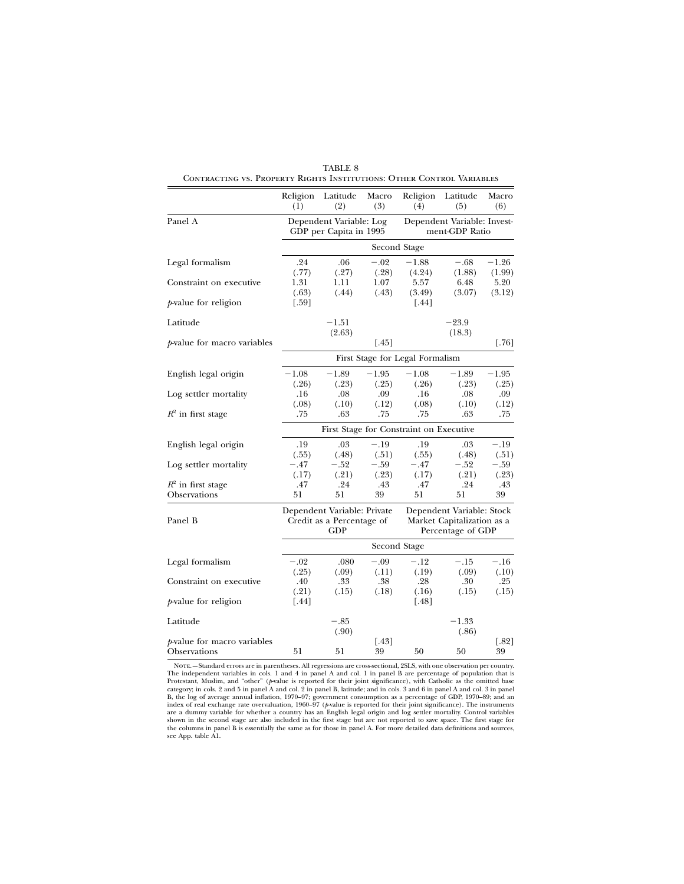TABLE 8

Contracting vs. Property Rights Institutions: Other Control Variables

| | Religion (1) | Latitude (2) | Macro (3) | Religion (4) | Latitude (5) | Macro (6) |
|---|---|---|---|---|---|---|
| Panel A | Dependent Variable: Log GDP per Capita in 1995 | | | Dependent Variable: Investment-GDP Ratio | | |
| | Second Stage | | | | | |
| Legal formalism | .24 | .06 | −.02 | −1.88 | −.68 | −1.26 |
| | (.77) | (.27) | (.28) | (4.24) | (1.88) | (1.99) |
| Constraint on executive | 1.31 | 1.11 | 1.07 | 5.57 | 6.48 | 5.20 |
| | (.63) | (.44) | (.43) | (3.49) | (3.07) | (3.12) |
| *p*-value for religion | [.59] | | | [.44] | | |
| Latitude | | −1.51 | | | −23.9 | |
| | | (2.63) | | | (18.3) | |
| *p*-value for macro variables | | | [.45] | | | [.76] |
| | First Stage for Legal Formalism | | | | | |
| English legal origin | −1.08 | −1.89 | −1.95 | −1.08 | −1.89 | −1.95 |
| | (.26) | (.23) | (.25) | (.26) | (.23) | (.25) |
| Log settler mortality | .16 | .08 | .09 | .16 | .08 | .09 |
| | (.08) | (.10) | (.12) | (.08) | (.10) | (.12) |
| $R^2$ in first stage | .75 | .63 | .75 | .75 | .63 | .75 |
| | First Stage for Constraint on Executive | | | | | |
| English legal origin | .19 | .03 | −.19 | .19 | .03 | −.19 |
| | (.55) | (.48) | (.51) | (.55) | (.48) | (.51) |
| Log settler mortality | −.47 | −.52 | −.59 | −.47 | −.52 | −.59 |
| | (.17) | (.21) | (.23) | (.17) | (.21) | (.23) |
| $R^2$ in first stage | .47 | .24 | .43 | .47 | .24 | .43 |
| Observations | 51 | 51 | 39 | 51 | 51 | 39 |
| Panel B | Dependent Variable: Private Credit as a Percentage of GDP | | | Dependent Variable: Stock Market Capitalization as a Percentage of GDP | | |
| | Second Stage | | | | | |
| Legal formalism | −.02 | .080 | −.09 | −.12 | −.15 | −.16 |
| | (.25) | (.09) | (.11) | (.19) | (.09) | (.10) |
| Constraint on executive | .40 | .33 | .38 | .28 | .30 | .25 |
| | (.21) | (.15) | (.18) | (.16) | (.15) | (.15) |
| *p*-value for religion | [.44] | | | [.48] | | |
| Latitude | | −.85 | | | −1.33 | |
| | | (.90) | | | (.86) | |
| *p*-value for macro variables | | | [.43] | | | [.82] |
| Observations | 51 | 51 | 39 | 50 | 50 | 39 |

Note.—Standard errors are in parentheses. All regressions are cross-sectional, 2SLS, with one observation per country. The independent variables in cols. 1 and 4 in panel A and col. 1 in panel B are percentage of population that is Protestant, Muslim, and "other" (*p*-value is reported for their joint significance), with Catholic as the omitted base category; in cols. 2 and 5 in panel A and col. 2 in panel B, latitude; and in cols. 3 and 6 in panel A and col. 3 in panel B, the log of average annual inflation, 1970–97; government consumption as a percentage of GDP, 1970–89; and an index of real exchange rate overvaluation, 1960–97 (*p*-value is reported for their joint significance). The instruments are a dummy variable for whether a country has an English legal origin and log settler mortality. Control variables shown in the second stage are also included in the first stage but are not reported to save space. The first stage for the columns in panel B is essentially the same as for those in panel A. For more detailed data definitions and sources, see App. table A1.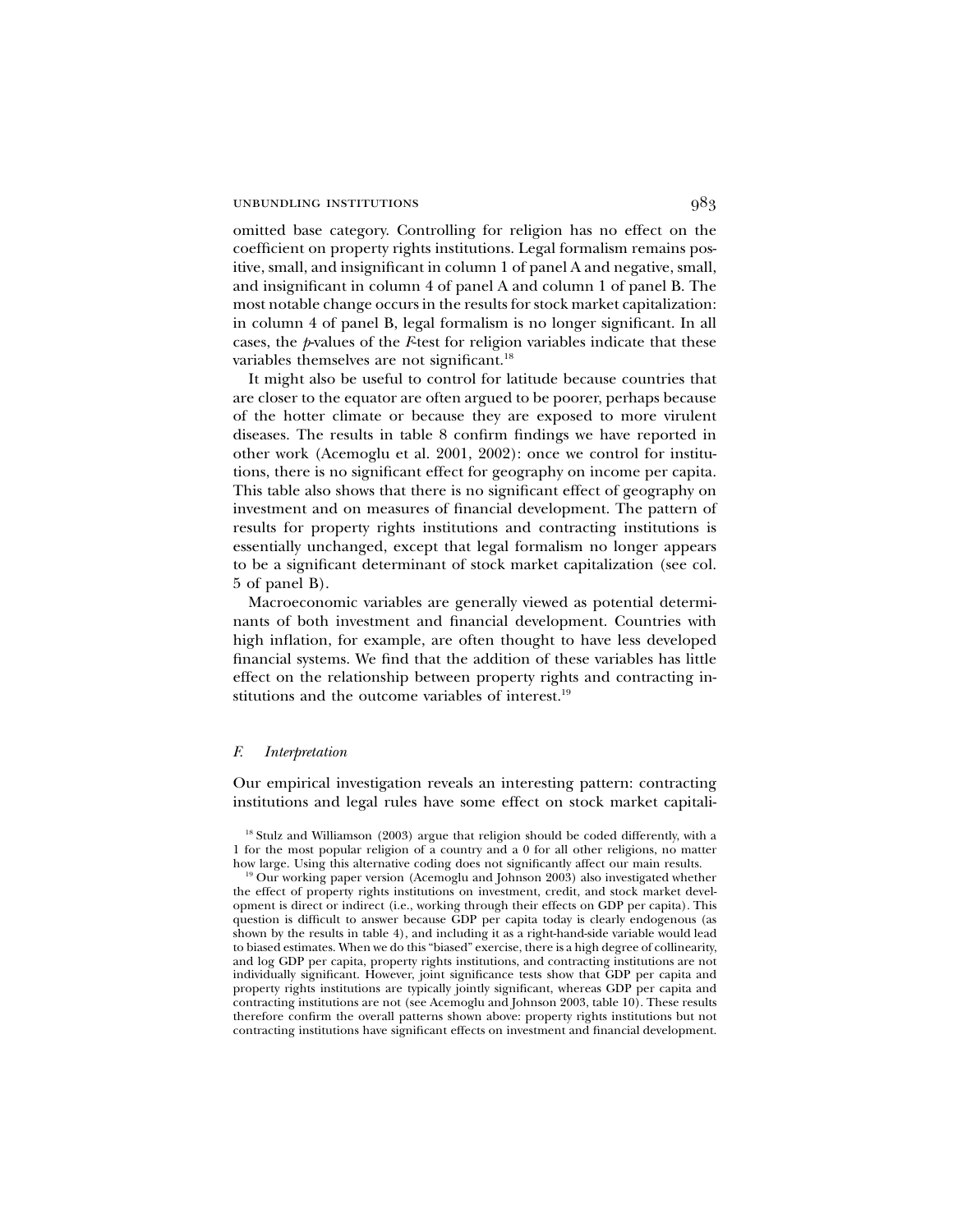omitted base category. Controlling for religion has no effect on the coefficient on property rights institutions. Legal formalism remains positive, small, and insignificant in column 1 of panel A and negative, small, and insignificant in column 4 of panel A and column 1 of panel B. The most notable change occurs in the results for stock market capitalization: in column 4 of panel B, legal formalism is no longer significant. In all cases, the *p*-values of the *F*-test for religion variables indicate that these variables themselves are not significant.[18]

It might also be useful to control for latitude because countries that are closer to the equator are often argued to be poorer, perhaps because of the hotter climate or because they are exposed to more virulent diseases. The results in table 8 confirm findings we have reported in other work (Acemoglu et al. 2001, 2002): once we control for institutions, there is no significant effect for geography on income per capita. This table also shows that there is no significant effect of geography on investment and on measures of financial development. The pattern of results for property rights institutions and contracting institutions is essentially unchanged, except that legal formalism no longer appears to be a significant determinant of stock market capitalization (see col. 5 of panel B).

Macroeconomic variables are generally viewed as potential determinants of both investment and financial development. Countries with high inflation, for example, are often thought to have less developed financial systems. We find that the addition of these variables has little effect on the relationship between property rights and contracting institutions and the outcome variables of interest.[19]

### *F. Interpretation*

Our empirical investigation reveals an interesting pattern: contracting institutions and legal rules have some effect on stock market capitali-

[18] Stulz and Williamson (2003) argue that religion should be coded differently, with a 1 for the most popular religion of a country and a 0 for all other religions, no matter how large. Using this alternative coding does not significantly affect our main results.

[19] Our working paper version (Acemoglu and Johnson 2003) also investigated whether the effect of property rights institutions on investment, credit, and stock market development is direct or indirect (i.e., working through their effects on GDP per capita). This question is difficult to answer because GDP per capita today is clearly endogenous (as shown by the results in table 4), and including it as a right-hand-side variable would lead to biased estimates. When we do this "biased" exercise, there is a high degree of collinearity, and log GDP per capita, property rights institutions, and contracting institutions are not individually significant. However, joint significance tests show that GDP per capita and property rights institutions are typically jointly significant, whereas GDP per capita and contracting institutions are not (see Acemoglu and Johnson 2003, table 10). These results therefore confirm the overall patterns shown above: property rights institutions but not contracting institutions have significant effects on investment and financial development.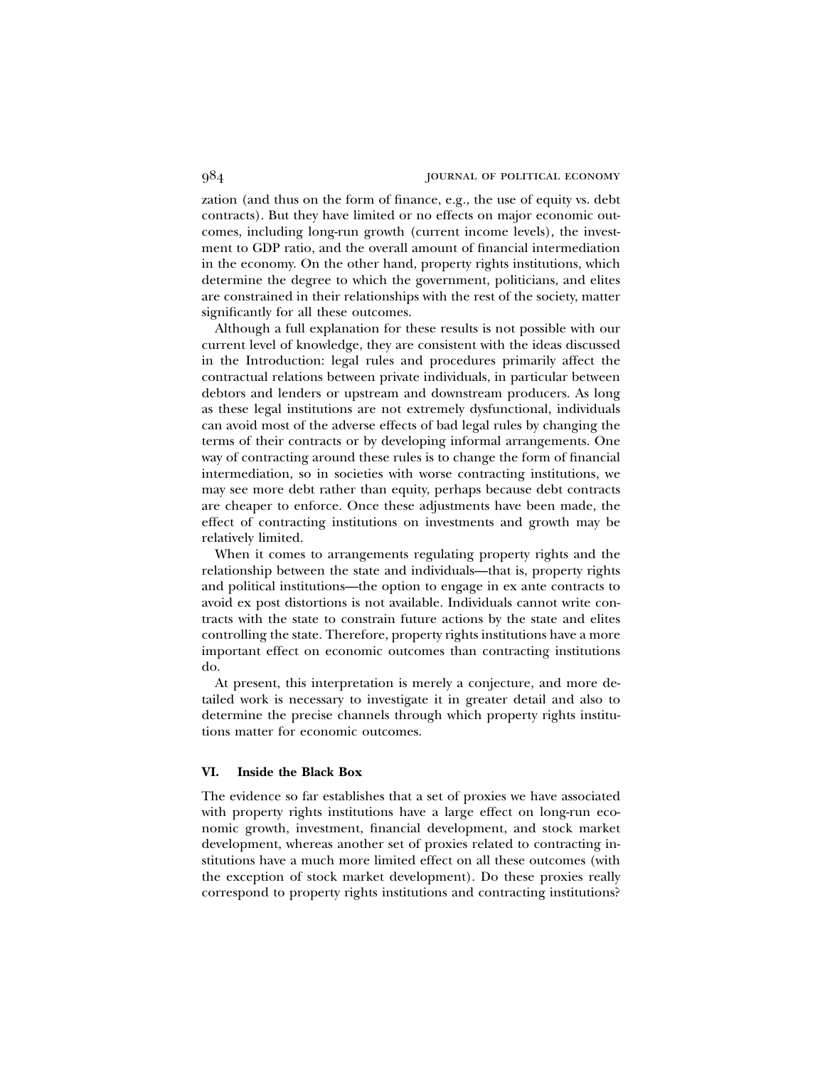zation (and thus on the form of finance, e.g., the use of equity vs. debt contracts). But they have limited or no effects on major economic outcomes, including long-run growth (current income levels), the investment to GDP ratio, and the overall amount of financial intermediation in the economy. On the other hand, property rights institutions, which determine the degree to which the government, politicians, and elites are constrained in their relationships with the rest of the society, matter significantly for all these outcomes.

Although a full explanation for these results is not possible with our current level of knowledge, they are consistent with the ideas discussed in the Introduction: legal rules and procedures primarily affect the contractual relations between private individuals, in particular between debtors and lenders or upstream and downstream producers. As long as these legal institutions are not extremely dysfunctional, individuals can avoid most of the adverse effects of bad legal rules by changing the terms of their contracts or by developing informal arrangements. One way of contracting around these rules is to change the form of financial intermediation, so in societies with worse contracting institutions, we may see more debt rather than equity, perhaps because debt contracts are cheaper to enforce. Once these adjustments have been made, the effect of contracting institutions on investments and growth may be relatively limited.

When it comes to arrangements regulating property rights and the relationship between the state and individuals—that is, property rights and political institutions—the option to engage in ex ante contracts to avoid ex post distortions is not available. Individuals cannot write contracts with the state to constrain future actions by the state and elites controlling the state. Therefore, property rights institutions have a more important effect on economic outcomes than contracting institutions do.

At present, this interpretation is merely a conjecture, and more detailed work is necessary to investigate it in greater detail and also to determine the precise channels through which property rights institutions matter for economic outcomes.

## VI. Inside the Black Box

The evidence so far establishes that a set of proxies we have associated with property rights institutions have a large effect on long-run economic growth, investment, financial development, and stock market development, whereas another set of proxies related to contracting institutions have a much more limited effect on all these outcomes (with the exception of stock market development). Do these proxies really correspond to property rights institutions and contracting institutions?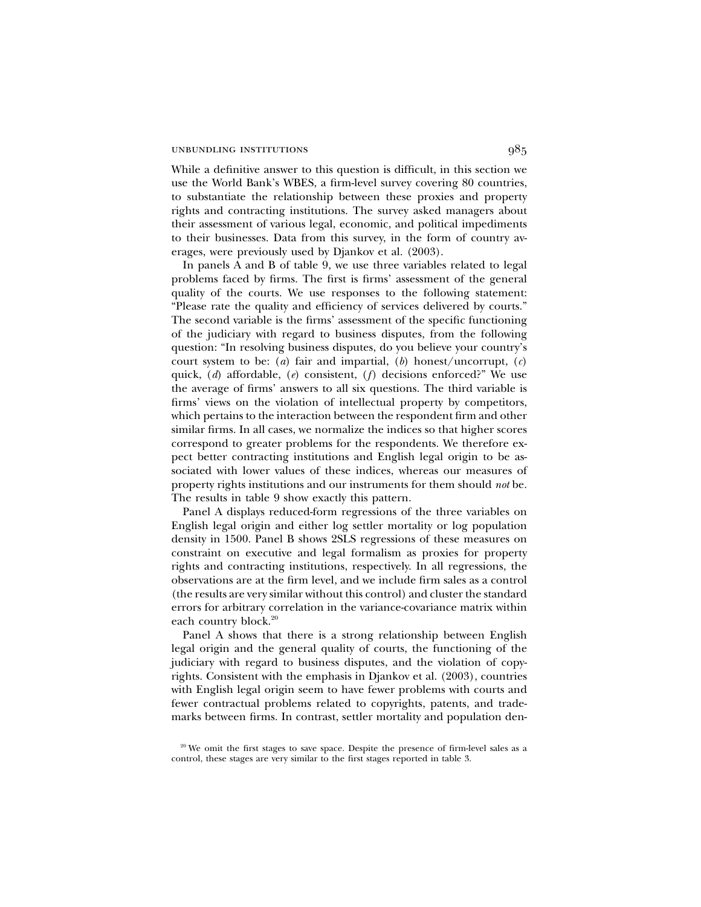While a definitive answer to this question is difficult, in this section we use the World Bank's WBES, a firm-level survey covering 80 countries, to substantiate the relationship between these proxies and property rights and contracting institutions. The survey asked managers about their assessment of various legal, economic, and political impediments to their businesses. Data from this survey, in the form of country averages, were previously used by Djankov et al. (2003).

In panels A and B of table 9, we use three variables related to legal problems faced by firms. The first is firms' assessment of the general quality of the courts. We use responses to the following statement: "Please rate the quality and efficiency of services delivered by courts." The second variable is the firms' assessment of the specific functioning of the judiciary with regard to business disputes, from the following question: "In resolving business disputes, do you believe your country's court system to be: (*a*) fair and impartial, (*b*) honest/uncorrupt, (*c*) quick, (*d*) affordable, (*e*) consistent, (*f*) decisions enforced?" We use the average of firms' answers to all six questions. The third variable is firms' views on the violation of intellectual property by competitors, which pertains to the interaction between the respondent firm and other similar firms. In all cases, we normalize the indices so that higher scores correspond to greater problems for the respondents. We therefore expect better contracting institutions and English legal origin to be associated with lower values of these indices, whereas our measures of property rights institutions and our instruments for them should *not* be. The results in table 9 show exactly this pattern.

Panel A displays reduced-form regressions of the three variables on English legal origin and either log settler mortality or log population density in 1500. Panel B shows 2SLS regressions of these measures on constraint on executive and legal formalism as proxies for property rights and contracting institutions, respectively. In all regressions, the observations are at the firm level, and we include firm sales as a control (the results are very similar without this control) and cluster the standard errors for arbitrary correlation in the variance-covariance matrix within each country block.[20]

Panel A shows that there is a strong relationship between English legal origin and the general quality of courts, the functioning of the judiciary with regard to business disputes, and the violation of copyrights. Consistent with the emphasis in Djankov et al. (2003), countries with English legal origin seem to have fewer problems with courts and fewer contractual problems related to copyrights, patents, and trademarks between firms. In contrast, settler mortality and population den-

[20] We omit the first stages to save space. Despite the presence of firm-level sales as a control, these stages are very similar to the first stages reported in table 3.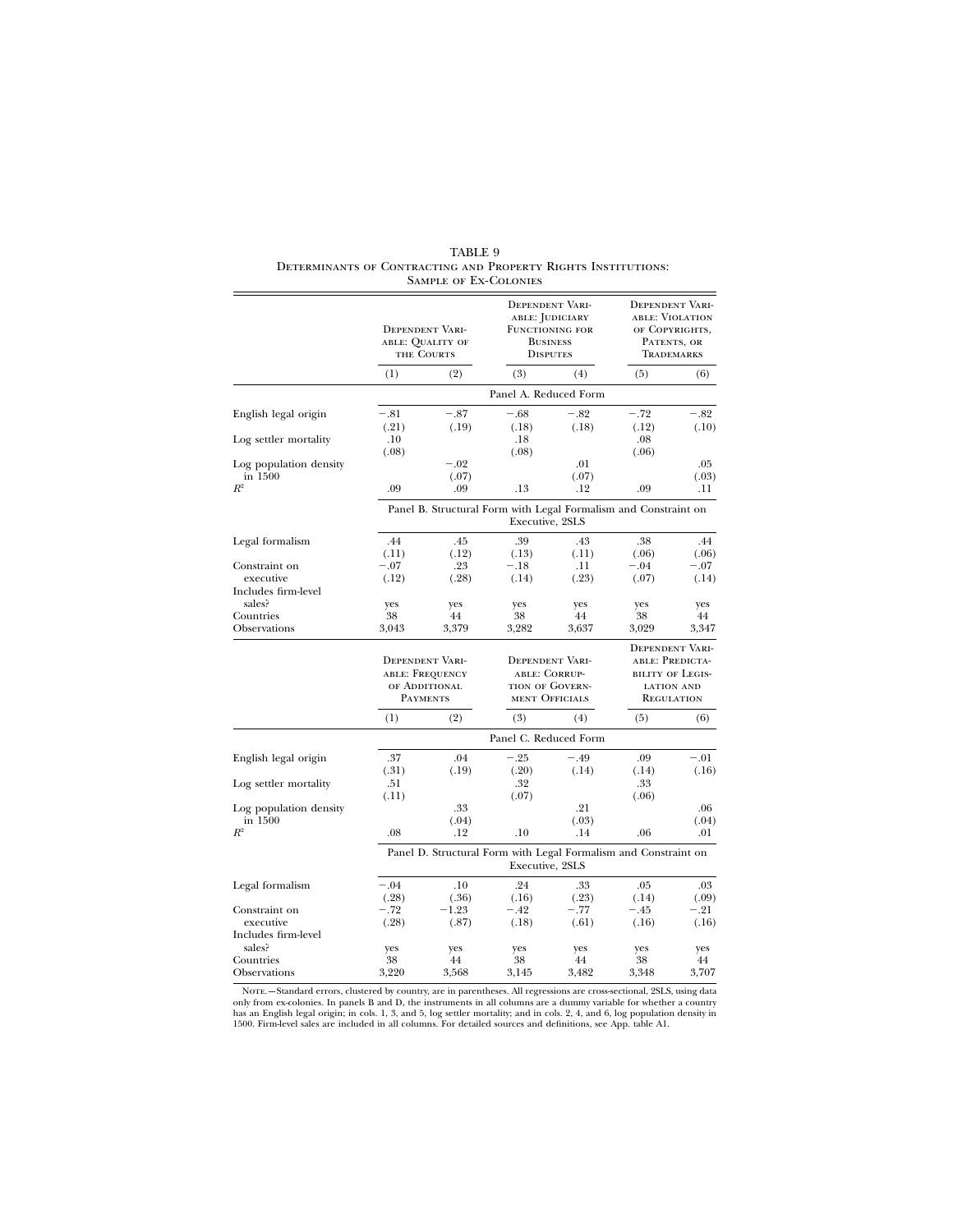TABLE 9
Determinants of Contracting and Property Rights Institutions: Sample of Ex-Colonies

| | Dependent Variable: Quality of the Courts | | Dependent Variable: Judiciary Functioning for Business Disputes | | Dependent Variable: Violation of Copyrights, Patents, or Trademarks | |
|---|---|---|---|---|---|---|
| | (1) | (2) | (3) | (4) | (5) | (6) |
| | Panel A. Reduced Form | | | | | |
| English legal origin | −.81 | −.87 | −.68 | −.82 | −.72 | −.82 |
| | (.21) | (.19) | (.18) | (.18) | (.12) | (.10) |
| Log settler mortality | .10 | | .18 | | .08 | |
| | (.08) | | (.08) | | (.06) | |
| Log population density in 1500 | | −.02 | | .01 | | .05 |
| | | (.07) | | (.07) | | (.03) |
| $R^2$ | .09 | .09 | .13 | .12 | .09 | .11 |
| | Panel B. Structural Form with Legal Formalism and Constraint on Executive, 2SLS | | | | | |
| Legal formalism | .44 | .45 | .39 | .43 | .38 | .44 |
| | (.11) | (.12) | (.13) | (.11) | (.06) | (.06) |
| Constraint on executive | −.07 | .23 | −.18 | .11 | −.04 | −.07 |
| | (.12) | (.28) | (.14) | (.23) | (.07) | (.14) |
| Includes firm-level sales? | yes | yes | yes | yes | yes | yes |
| Countries | 38 | 44 | 38 | 44 | 38 | 44 |
| Observations | 3,043 | 3,379 | 3,282 | 3,637 | 3,029 | 3,347 |
| | Dependent Variable: Frequency of Additional Payments | | Dependent Variable: Corruption of Government Officials | | Dependent Variable: Predictability of Legislation and Regulation | |
| | (1) | (2) | (3) | (4) | (5) | (6) |
| | Panel C. Reduced Form | | | | | |
| English legal origin | .37 | .04 | −.25 | −.49 | .09 | −.01 |
| | (.31) | (.19) | (.20) | (.14) | (.14) | (.16) |
| Log settler mortality | .51 | | .32 | | .33 | |
| | (.11) | | (.07) | | (.06) | |
| Log population density in 1500 | | .33 | | .21 | | .06 |
| | | (.04) | | (.03) | | (.04) |
| $R^2$ | .08 | .12 | .10 | .14 | .06 | .01 |
| | Panel D. Structural Form with Legal Formalism and Constraint on Executive, 2SLS | | | | | |
| Legal formalism | −.04 | .10 | .24 | .33 | .05 | .03 |
| | (.28) | (.36) | (.16) | (.23) | (.14) | (.09) |
| Constraint on executive | −.72 | −1.23 | −.42 | −.77 | −.45 | −.21 |
| | (.28) | (.87) | (.18) | (.61) | (.16) | (.16) |
| Includes firm-level sales? | yes | yes | yes | yes | yes | yes |
| Countries | 38 | 44 | 38 | 44 | 38 | 44 |
| Observations | 3,220 | 3,568 | 3,145 | 3,482 | 3,348 | 3,707 |

Note.—Standard errors, clustered by country, are in parentheses. All regressions are cross-sectional, 2SLS, using data only from ex-colonies. In panels B and D, the instruments in all columns are a dummy variable for whether a country has an English legal origin; in cols. 1, 3, and 5, log settler mortality; and in cols. 2, 4, and 6, log population density in 1500. Firm-level sales are included in all columns. For detailed sources and definitions, see App. table A1.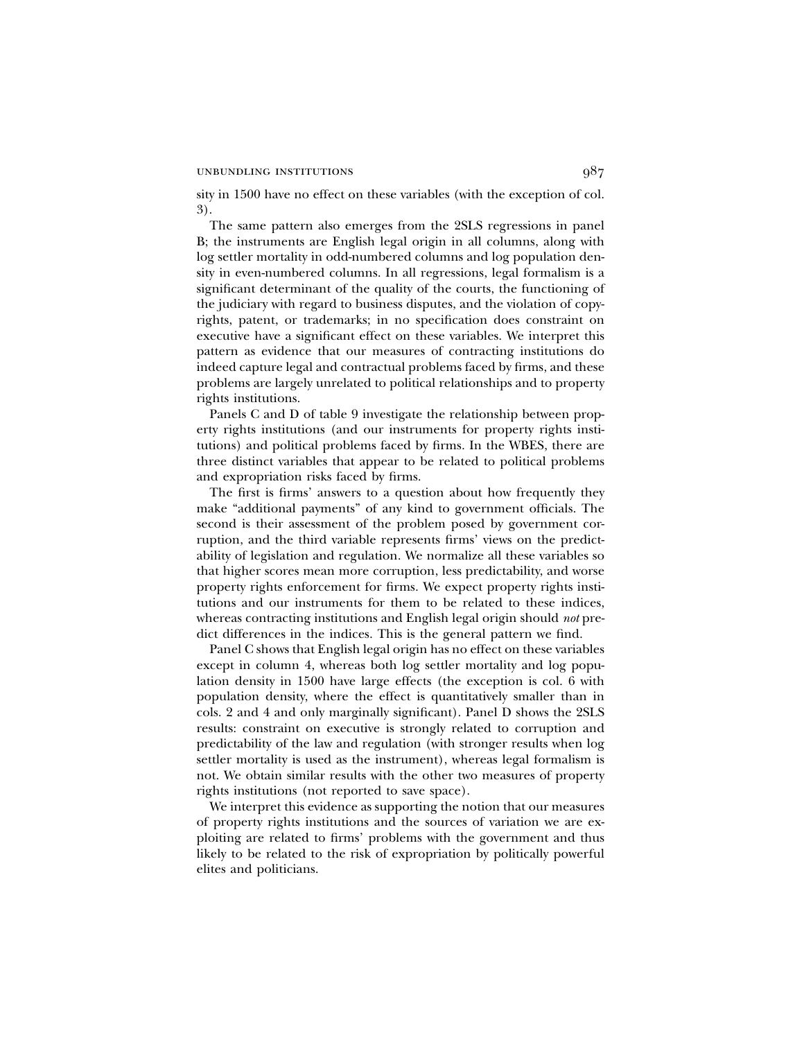sity in 1500 have no effect on these variables (with the exception of col. 3).

The same pattern also emerges from the 2SLS regressions in panel B; the instruments are English legal origin in all columns, along with log settler mortality in odd-numbered columns and log population density in even-numbered columns. In all regressions, legal formalism is a significant determinant of the quality of the courts, the functioning of the judiciary with regard to business disputes, and the violation of copyrights, patent, or trademarks; in no specification does constraint on executive have a significant effect on these variables. We interpret this pattern as evidence that our measures of contracting institutions do indeed capture legal and contractual problems faced by firms, and these problems are largely unrelated to political relationships and to property rights institutions.

Panels C and D of table 9 investigate the relationship between property rights institutions (and our instruments for property rights institutions) and political problems faced by firms. In the WBES, there are three distinct variables that appear to be related to political problems and expropriation risks faced by firms.

The first is firms' answers to a question about how frequently they make "additional payments" of any kind to government officials. The second is their assessment of the problem posed by government corruption, and the third variable represents firms' views on the predictability of legislation and regulation. We normalize all these variables so that higher scores mean more corruption, less predictability, and worse property rights enforcement for firms. We expect property rights institutions and our instruments for them to be related to these indices, whereas contracting institutions and English legal origin should *not* predict differences in the indices. This is the general pattern we find.

Panel C shows that English legal origin has no effect on these variables except in column 4, whereas both log settler mortality and log population density in 1500 have large effects (the exception is col. 6 with population density, where the effect is quantitatively smaller than in cols. 2 and 4 and only marginally significant). Panel D shows the 2SLS results: constraint on executive is strongly related to corruption and predictability of the law and regulation (with stronger results when log settler mortality is used as the instrument), whereas legal formalism is not. We obtain similar results with the other two measures of property rights institutions (not reported to save space).

We interpret this evidence as supporting the notion that our measures of property rights institutions and the sources of variation we are exploiting are related to firms' problems with the government and thus likely to be related to the risk of expropriation by politically powerful elites and politicians.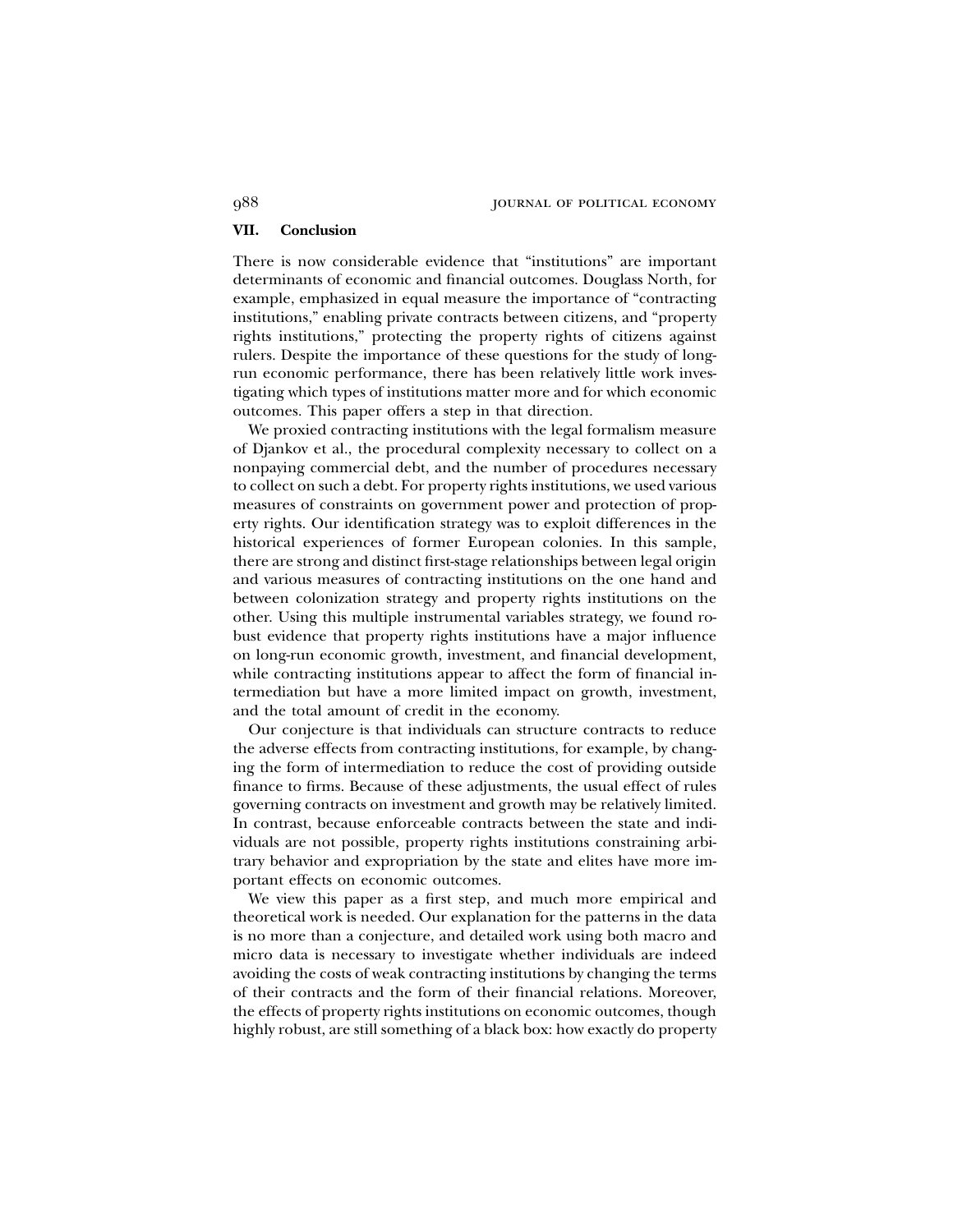## VII. Conclusion

There is now considerable evidence that "institutions" are important determinants of economic and financial outcomes. Douglass North, for example, emphasized in equal measure the importance of "contracting institutions," enabling private contracts between citizens, and "property rights institutions," protecting the property rights of citizens against rulers. Despite the importance of these questions for the study of long-run economic performance, there has been relatively little work investigating which types of institutions matter more and for which economic outcomes. This paper offers a step in that direction.

We proxied contracting institutions with the legal formalism measure of Djankov et al., the procedural complexity necessary to collect on a nonpaying commercial debt, and the number of procedures necessary to collect on such a debt. For property rights institutions, we used various measures of constraints on government power and protection of property rights. Our identification strategy was to exploit differences in the historical experiences of former European colonies. In this sample, there are strong and distinct first-stage relationships between legal origin and various measures of contracting institutions on the one hand and between colonization strategy and property rights institutions on the other. Using this multiple instrumental variables strategy, we found robust evidence that property rights institutions have a major influence on long-run economic growth, investment, and financial development, while contracting institutions appear to affect the form of financial intermediation but have a more limited impact on growth, investment, and the total amount of credit in the economy.

Our conjecture is that individuals can structure contracts to reduce the adverse effects from contracting institutions, for example, by changing the form of intermediation to reduce the cost of providing outside finance to firms. Because of these adjustments, the usual effect of rules governing contracts on investment and growth may be relatively limited. In contrast, because enforceable contracts between the state and individuals are not possible, property rights institutions constraining arbitrary behavior and expropriation by the state and elites have more important effects on economic outcomes.

We view this paper as a first step, and much more empirical and theoretical work is needed. Our explanation for the patterns in the data is no more than a conjecture, and detailed work using both macro and micro data is necessary to investigate whether individuals are indeed avoiding the costs of weak contracting institutions by changing the terms of their contracts and the form of their financial relations. Moreover, the effects of property rights institutions on economic outcomes, though highly robust, are still something of a black box: how exactly do property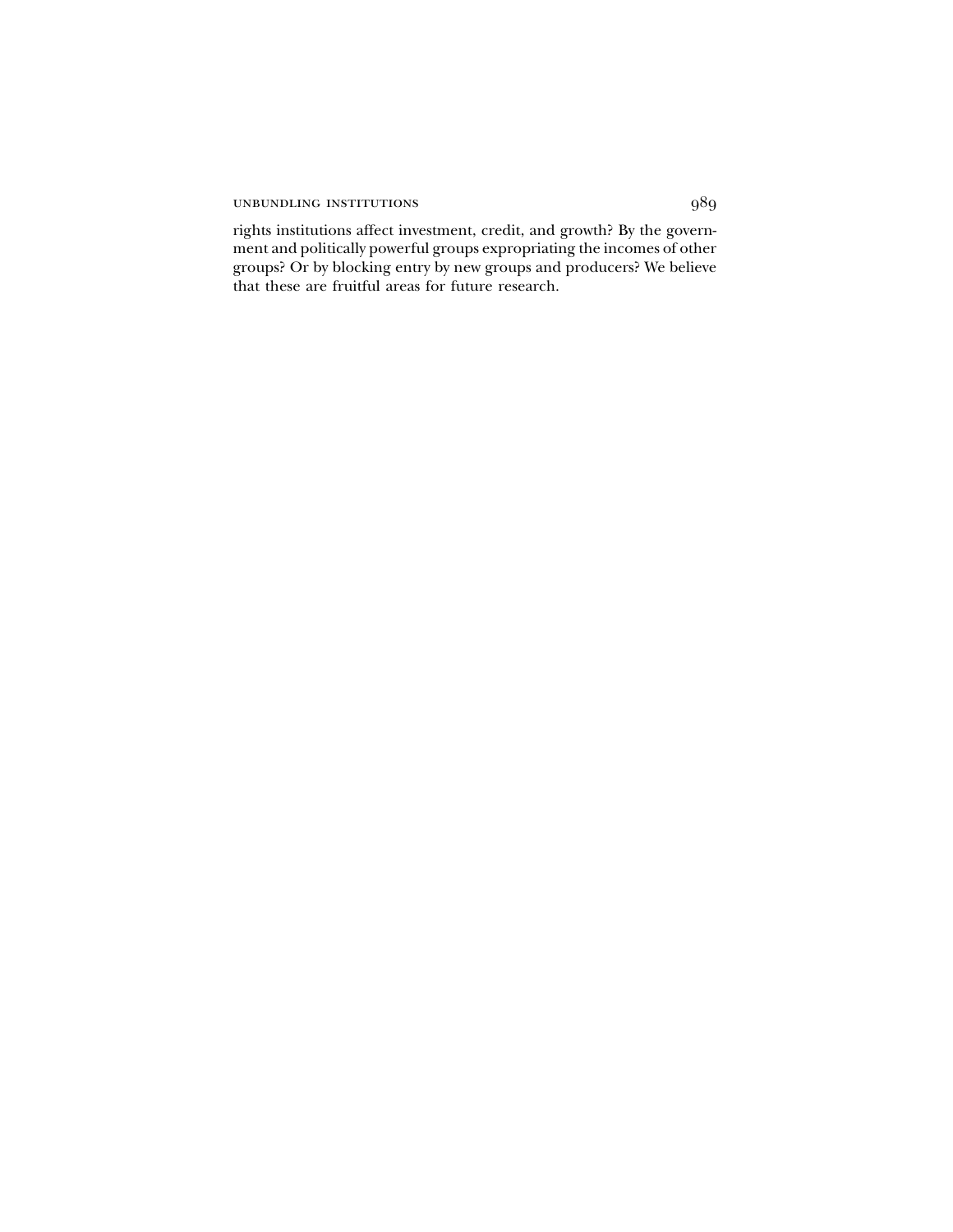rights institutions affect investment, credit, and growth? By the government and politically powerful groups expropriating the incomes of other groups? Or by blocking entry by new groups and producers? We believe that these are fruitful areas for future research.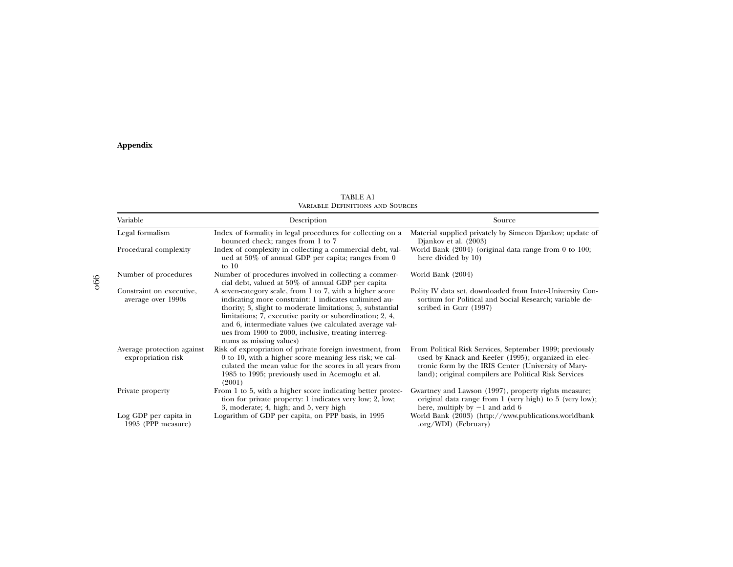## Appendix

TABLE A1
Variable Definitions and Sources

| Variable | Description | Source |
|---|---|---|
| Legal formalism | Index of formality in legal procedures for collecting on a bounced check; ranges from 1 to 7 | Material supplied privately by Simeon Djankov; update of Djankov et al. (2003) |
| Procedural complexity | Index of complexity in collecting a commercial debt, valued at 50% of annual GDP per capita; ranges from 0 to 10 | World Bank (2004) (original data range from 0 to 100; here divided by 10) |
| Number of procedures | Number of procedures involved in collecting a commercial debt, valued at 50% of annual GDP per capita | World Bank (2004) |
| Constraint on executive, average over 1990s | A seven-category scale, from 1 to 7, with a higher score indicating more constraint: 1 indicates unlimited authority; 3, slight to moderate limitations; 5, substantial limitations; 7, executive parity or subordination; 2, 4, and 6, intermediate values (we calculated average values from 1900 to 2000, inclusive, treating interregnums as missing values) | Polity IV data set, downloaded from Inter-University Consortium for Political and Social Research; variable described in Gurr (1997) |
| Average protection against expropriation risk | Risk of expropriation of private foreign investment, from 0 to 10, with a higher score meaning less risk; we calculated the mean value for the scores in all years from 1985 to 1995; previously used in Acemoglu et al. (2001) | From Political Risk Services, September 1999; previously used by Knack and Keefer (1995); organized in electronic form by the IRIS Center (University of Maryland); original compilers are Political Risk Services |
| Private property | From 1 to 5, with a higher score indicating better protection for private property: 1 indicates very low; 2, low; 3, moderate; 4, high; and 5, very high | Gwartney and Lawson (1997), property rights measure; original data range from 1 (very high) to 5 (very low); here, multiply by −1 and add 6 |
| Log GDP per capita in 1995 (PPP measure) | Logarithm of GDP per capita, on PPP basis, in 1995 | World Bank (2003) (http://www.publications.worldbank.org/WDI) (February) |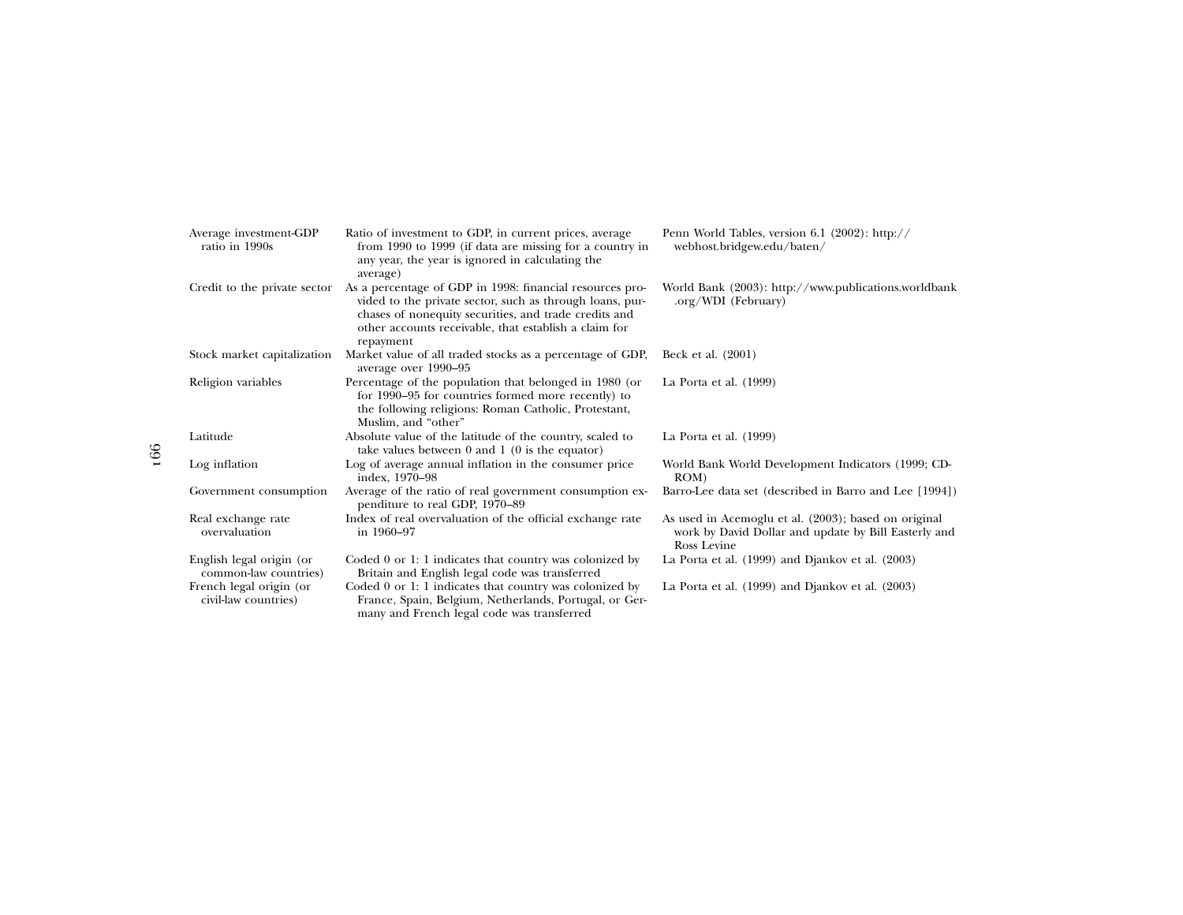| | | |
|---|---|---|
| Average investment-GDP ratio in 1990s | Ratio of investment to GDP, in current prices, average from 1990 to 1999 (if data are missing for a country in any year, the year is ignored in calculating the average) | Penn World Tables, version 6.1 (2002): http://webhost.bridgew.edu/baten/ |
| Credit to the private sector | As a percentage of GDP in 1998: financial resources provided to the private sector, such as through loans, purchases of nonequity securities, and trade credits and other accounts receivable, that establish a claim for repayment | World Bank (2003): http://www.publications.worldbank.org/WDI (February) |
| Stock market capitalization | Market value of all traded stocks as a percentage of GDP, average over 1990–95 | Beck et al. (2001) |
| Religion variables | Percentage of the population that belonged in 1980 (or for 1990–95 for countries formed more recently) to the following religions: Roman Catholic, Protestant, Muslim, and "other" | La Porta et al. (1999) |
| Latitude | Absolute value of the latitude of the country, scaled to take values between 0 and 1 (0 is the equator) | La Porta et al. (1999) |
| Log inflation | Log of average annual inflation in the consumer price index, 1970–98 | World Bank World Development Indicators (1999; CD-ROM) |
| Government consumption | Average of the ratio of real government consumption expenditure to real GDP, 1970–89 | Barro-Lee data set (described in Barro and Lee [1994]) |
| Real exchange rate overvaluation | Index of real overvaluation of the official exchange rate in 1960–97 | As used in Acemoglu et al. (2003); based on original work by David Dollar and update by Bill Easterly and Ross Levine |
| English legal origin (or common-law countries) | Coded 0 or 1: 1 indicates that country was colonized by Britain and English legal code was transferred | La Porta et al. (1999) and Djankov et al. (2003) |
| French legal origin (or civil-law countries) | Coded 0 or 1: 1 indicates that country was colonized by France, Spain, Belgium, Netherlands, Portugal, or Germany and French legal code was transferred | La Porta et al. (1999) and Djankov et al. (2003) |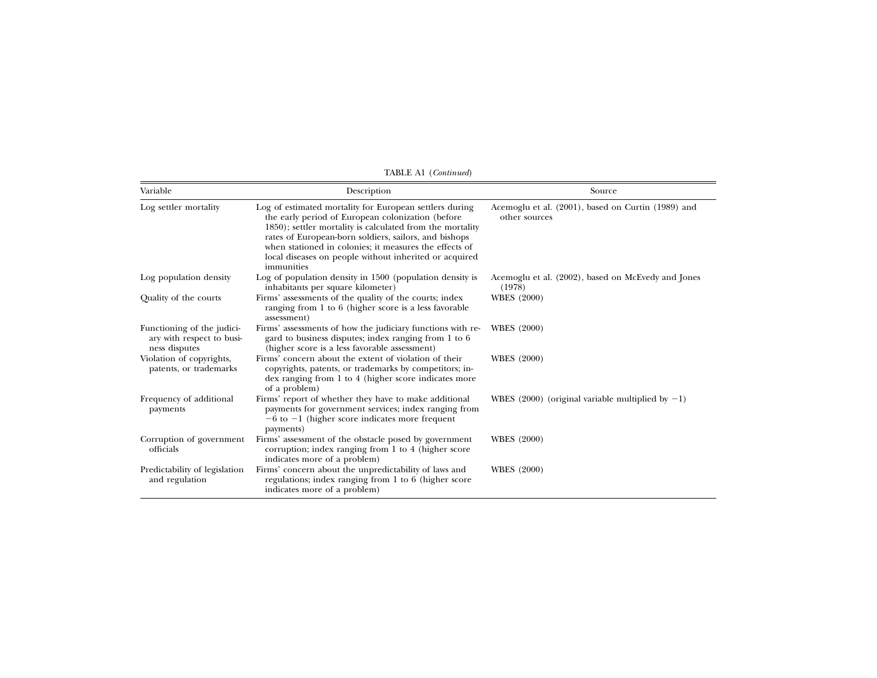TABLE A1 (*Continued*)

| Variable | Description | Source |
|---|---|---|
| Log settler mortality | Log of estimated mortality for European settlers during the early period of European colonization (before 1850); settler mortality is calculated from the mortality rates of European-born soldiers, sailors, and bishops when stationed in colonies; it measures the effects of local diseases on people without inherited or acquired immunities | Acemoglu et al. (2001), based on Curtin (1989) and other sources |
| Log population density | Log of population density in 1500 (population density is inhabitants per square kilometer) | Acemoglu et al. (2002), based on McEvedy and Jones (1978) |
| Quality of the courts | Firms' assessments of the quality of the courts; index ranging from 1 to 6 (higher score is a less favorable assessment) | WBES (2000) |
| Functioning of the judiciary with respect to business disputes | Firms' assessments of how the judiciary functions with regard to business disputes; index ranging from 1 to 6 (higher score is a less favorable assessment) | WBES (2000) |
| Violation of copyrights, patents, or trademarks | Firms' concern about the extent of violation of their copyrights, patents, or trademarks by competitors; index ranging from 1 to 4 (higher score indicates more of a problem) | WBES (2000) |
| Frequency of additional payments | Firms' report of whether they have to make additional payments for government services; index ranging from −6 to −1 (higher score indicates more frequent payments) | WBES (2000) (original variable multiplied by −1) |
| Corruption of government officials | Firms' assessment of the obstacle posed by government corruption; index ranging from 1 to 4 (higher score indicates more of a problem) | WBES (2000) |
| Predictability of legislation and regulation | Firms' concern about the unpredictability of laws and regulations; index ranging from 1 to 6 (higher score indicates more of a problem) | WBES (2000) |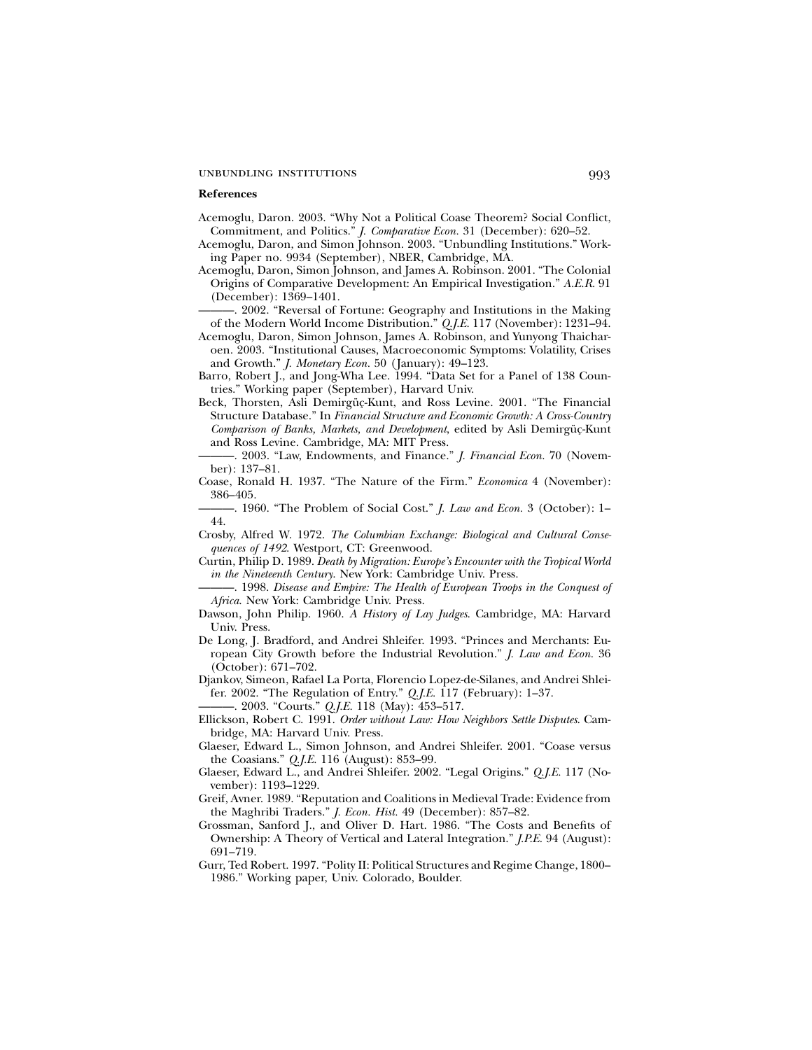**References**

Acemoglu, Daron. 2003. "Why Not a Political Coase Theorem? Social Conflict, Commitment, and Politics." *J. Comparative Econ.* 31 (December): 620–52.

Acemoglu, Daron, and Simon Johnson. 2003. "Unbundling Institutions." Working Paper no. 9934 (September), NBER, Cambridge, MA.

Acemoglu, Daron, Simon Johnson, and James A. Robinson. 2001. "The Colonial Origins of Comparative Development: An Empirical Investigation." *A.E.R.* 91 (December): 1369–1401.

———. 2002. "Reversal of Fortune: Geography and Institutions in the Making of the Modern World Income Distribution." *Q.J.E.* 117 (November): 1231–94.

Acemoglu, Daron, Simon Johnson, James A. Robinson, and Yunyong Thaicharoen. 2003. "Institutional Causes, Macroeconomic Symptoms: Volatility, Crises and Growth." *J. Monetary Econ.* 50 (January): 49–123.

Barro, Robert J., and Jong-Wha Lee. 1994. "Data Set for a Panel of 138 Countries." Working paper (September), Harvard Univ.

Beck, Thorsten, Asli Demirgüç-Kunt, and Ross Levine. 2001. "The Financial Structure Database." In *Financial Structure and Economic Growth: A Cross-Country Comparison of Banks, Markets, and Development*, edited by Asli Demirgüç-Kunt and Ross Levine. Cambridge, MA: MIT Press.

———. 2003. "Law, Endowments, and Finance." *J. Financial Econ.* 70 (November): 137–81.

Coase, Ronald H. 1937. "The Nature of the Firm." *Economica* 4 (November): 386–405.

———. 1960. "The Problem of Social Cost." *J. Law and Econ.* 3 (October): 1–44.

Crosby, Alfred W. 1972. *The Columbian Exchange: Biological and Cultural Consequences of 1492*. Westport, CT: Greenwood.

Curtin, Philip D. 1989. *Death by Migration: Europe's Encounter with the Tropical World in the Nineteenth Century.* New York: Cambridge Univ. Press.

———. 1998. *Disease and Empire: The Health of European Troops in the Conquest of Africa.* New York: Cambridge Univ. Press.

Dawson, John Philip. 1960. *A History of Lay Judges*. Cambridge, MA: Harvard Univ. Press.

De Long, J. Bradford, and Andrei Shleifer. 1993. "Princes and Merchants: European City Growth before the Industrial Revolution." *J. Law and Econ.* 36 (October): 671–702.

Djankov, Simeon, Rafael La Porta, Florencio Lopez-de-Silanes, and Andrei Shleifer. 2002. "The Regulation of Entry." *Q.J.E.* 117 (February): 1–37.

———. 2003. "Courts." *Q.J.E.* 118 (May): 453–517.

Ellickson, Robert C. 1991. *Order without Law: How Neighbors Settle Disputes*. Cambridge, MA: Harvard Univ. Press.

Glaeser, Edward L., Simon Johnson, and Andrei Shleifer. 2001. "Coase versus the Coasians." *Q.J.E.* 116 (August): 853–99.

Glaeser, Edward L., and Andrei Shleifer. 2002. "Legal Origins." *Q.J.E.* 117 (November): 1193–1229.

Greif, Avner. 1989. "Reputation and Coalitions in Medieval Trade: Evidence from the Maghribi Traders." *J. Econ. Hist.* 49 (December): 857–82.

Grossman, Sanford J., and Oliver D. Hart. 1986. "The Costs and Benefits of Ownership: A Theory of Vertical and Lateral Integration." *J.P.E.* 94 (August): 691–719.

Gurr, Ted Robert. 1997. "Polity II: Political Structures and Regime Change, 1800–1986." Working paper, Univ. Colorado, Boulder.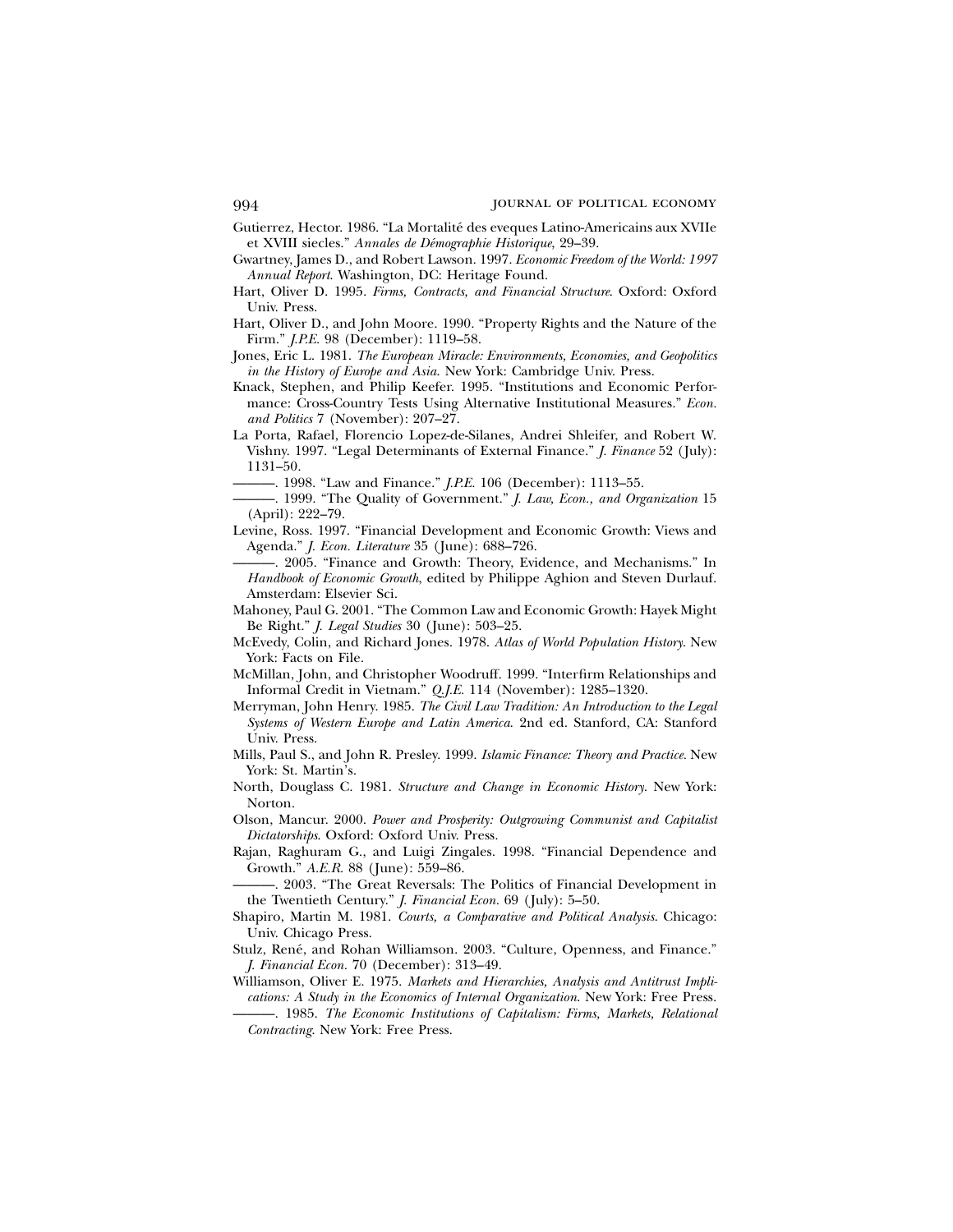Gutierrez, Hector. 1986. "La Mortalité des eveques Latino-Americains aux XVIIe et XVIII siecles." *Annales de Démographie Historique*, 29–39.

Gwartney, James D., and Robert Lawson. 1997. *Economic Freedom of the World: 1997 Annual Report*. Washington, DC: Heritage Found.

Hart, Oliver D. 1995. *Firms, Contracts, and Financial Structure*. Oxford: Oxford Univ. Press.

Hart, Oliver D., and John Moore. 1990. "Property Rights and the Nature of the Firm." *J.P.E.* 98 (December): 1119–58.

Jones, Eric L. 1981. *The European Miracle: Environments, Economies, and Geopolitics in the History of Europe and Asia*. New York: Cambridge Univ. Press.

Knack, Stephen, and Philip Keefer. 1995. "Institutions and Economic Performance: Cross-Country Tests Using Alternative Institutional Measures." *Econ. and Politics* 7 (November): 207–27.

La Porta, Rafael, Florencio Lopez-de-Silanes, Andrei Shleifer, and Robert W. Vishny. 1997. "Legal Determinants of External Finance." *J. Finance* 52 (July): 1131–50.

———. 1998. "Law and Finance." *J.P.E.* 106 (December): 1113–55.

———. 1999. "The Quality of Government." *J. Law, Econ., and Organization* 15 (April): 222–79.

Levine, Ross. 1997. "Financial Development and Economic Growth: Views and Agenda." *J. Econ. Literature* 35 (June): 688–726.

———. 2005. "Finance and Growth: Theory, Evidence, and Mechanisms." In *Handbook of Economic Growth*, edited by Philippe Aghion and Steven Durlauf. Amsterdam: Elsevier Sci.

Mahoney, Paul G. 2001. "The Common Law and Economic Growth: Hayek Might Be Right." *J. Legal Studies* 30 (June): 503–25.

McEvedy, Colin, and Richard Jones. 1978. *Atlas of World Population History*. New York: Facts on File.

McMillan, John, and Christopher Woodruff. 1999. "Interfirm Relationships and Informal Credit in Vietnam." *Q.J.E.* 114 (November): 1285–1320.

Merryman, John Henry. 1985. *The Civil Law Tradition: An Introduction to the Legal Systems of Western Europe and Latin America*. 2nd ed. Stanford, CA: Stanford Univ. Press.

Mills, Paul S., and John R. Presley. 1999. *Islamic Finance: Theory and Practice*. New York: St. Martin's.

North, Douglass C. 1981. *Structure and Change in Economic History*. New York: Norton.

Olson, Mancur. 2000. *Power and Prosperity: Outgrowing Communist and Capitalist Dictatorships*. Oxford: Oxford Univ. Press.

Rajan, Raghuram G., and Luigi Zingales. 1998. "Financial Dependence and Growth." *A.E.R.* 88 (June): 559–86.

———. 2003. "The Great Reversals: The Politics of Financial Development in the Twentieth Century." *J. Financial Econ.* 69 (July): 5–50.

Shapiro, Martin M. 1981. *Courts, a Comparative and Political Analysis*. Chicago: Univ. Chicago Press.

Stulz, René, and Rohan Williamson. 2003. "Culture, Openness, and Finance." *J. Financial Econ.* 70 (December): 313–49.

Williamson, Oliver E. 1975. *Markets and Hierarchies, Analysis and Antitrust Implications: A Study in the Economics of Internal Organization*. New York: Free Press.

———. 1985. *The Economic Institutions of Capitalism: Firms, Markets, Relational Contracting*. New York: Free Press.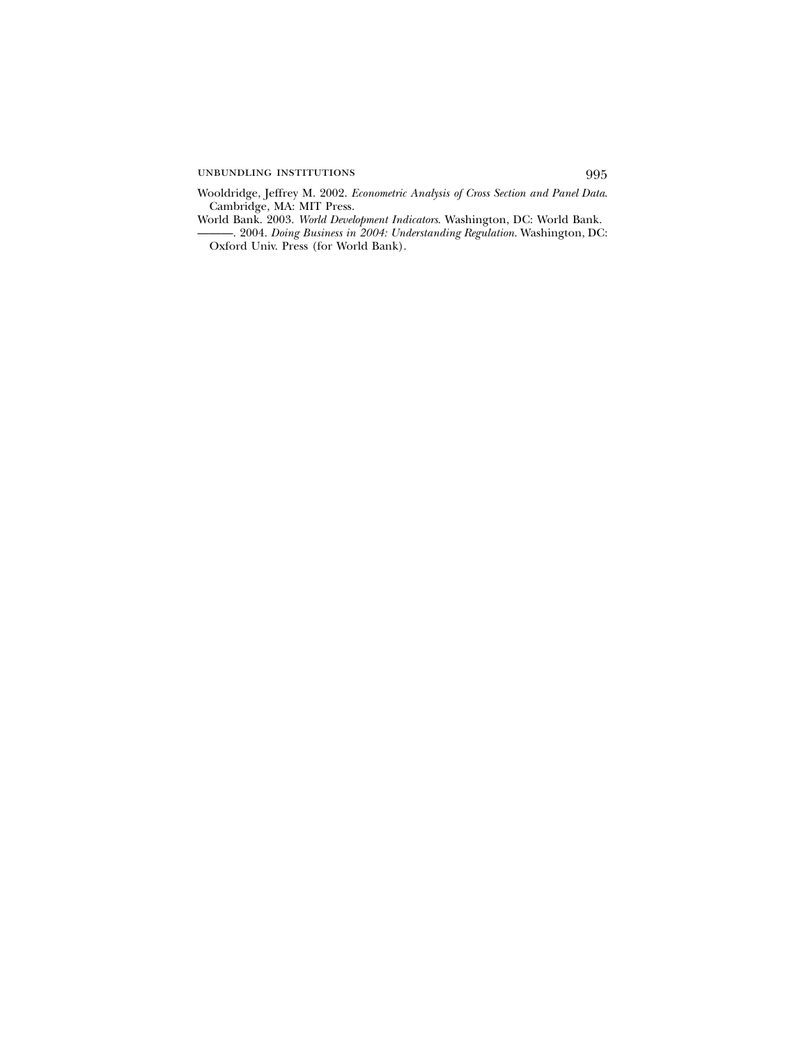Wooldridge, Jeffrey M. 2002. *Econometric Analysis of Cross Section and Panel Data*. Cambridge, MA: MIT Press.

World Bank. 2003. *World Development Indicators*. Washington, DC: World Bank.

———. 2004. *Doing Business in 2004: Understanding Regulation*. Washington, DC: Oxford Univ. Press (for World Bank).